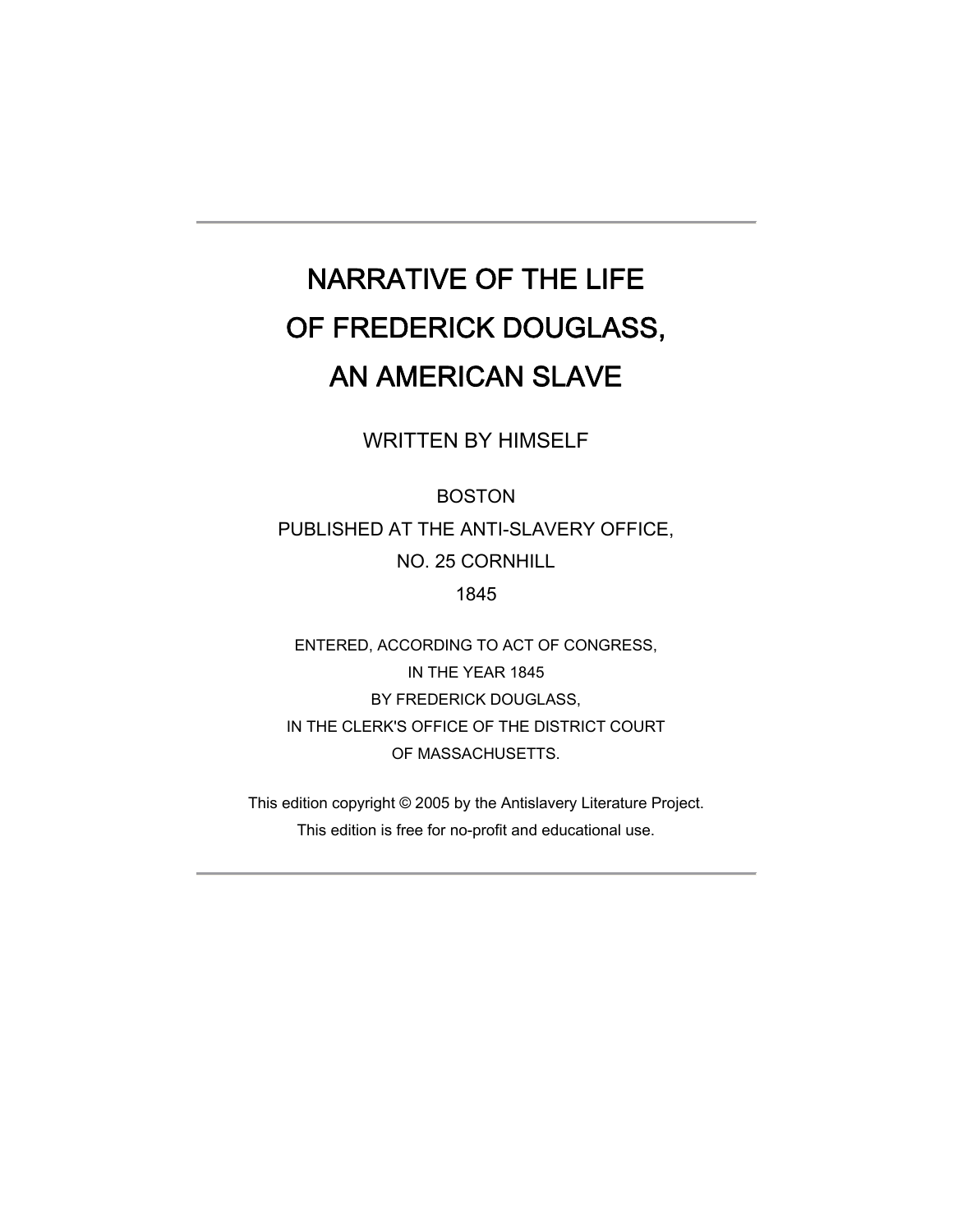---

# NARRATIVE OF THE LIFE OF FREDERICK DOUGLASS, AN AMERICAN SLAVE

WRITTEN BY HIMSELF

BOSTON
PUBLISHED AT THE ANTI-SLAVERY OFFICE,
NO. 25 CORNHILL
1845

ENTERED, ACCORDING TO ACT OF CONGRESS,
IN THE YEAR 1845
BY FREDERICK DOUGLASS,
IN THE CLERK'S OFFICE OF THE DISTRICT COURT
OF MASSACHUSETTS.

This edition copyright © 2005 by the Antislavery Literature Project.
This edition is free for no-profit and educational use.

---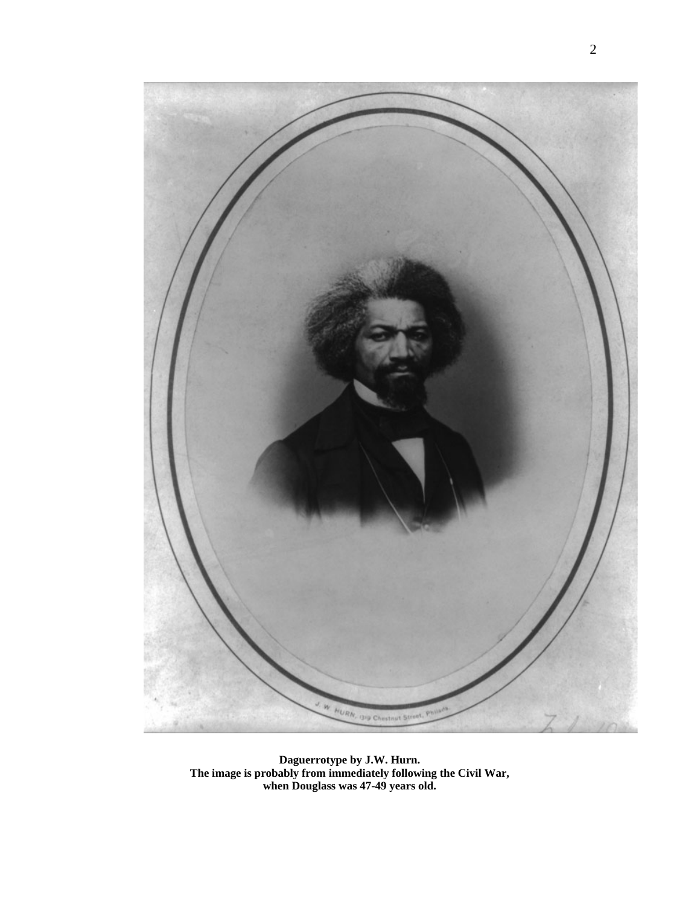**Daguerrotype by J.W. Hurn.**
**The image is probably from immediately following the Civil War,**
**when Douglass was 47-49 years old.**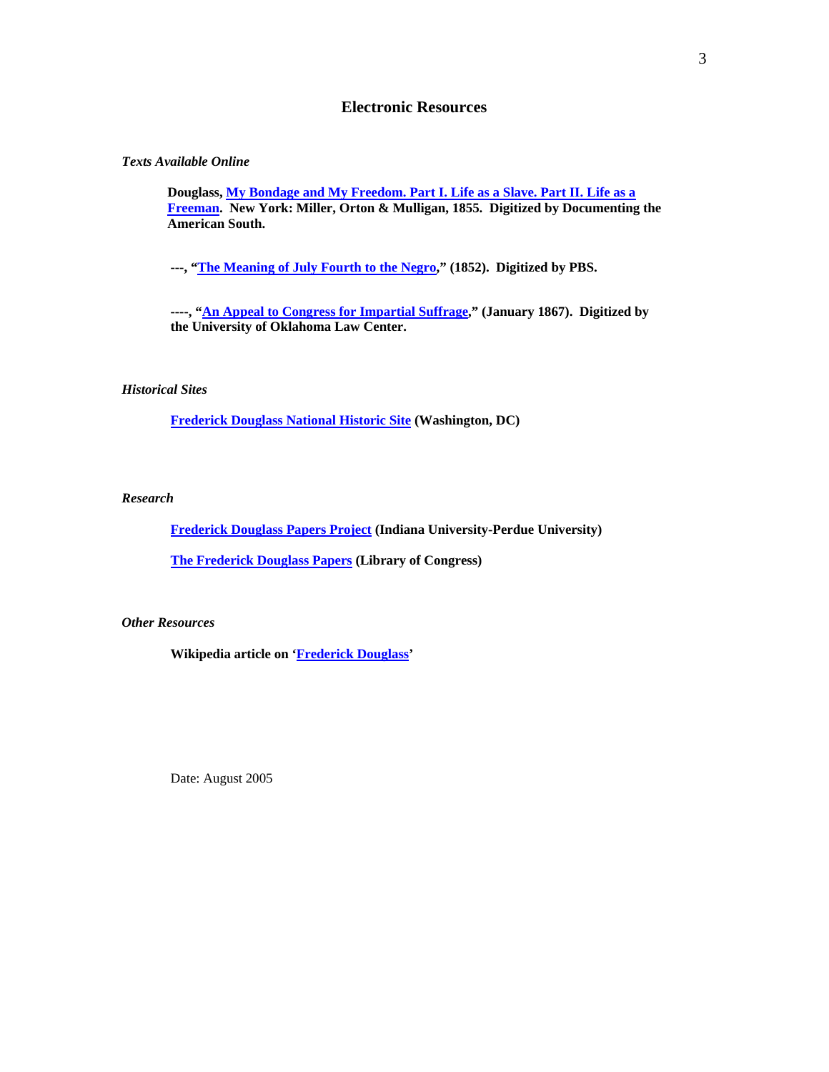## Electronic Resources

*Texts Available Online*

**Douglass, My Bondage and My Freedom. Part I. Life as a Slave. Part II. Life as a Freeman. New York: Miller, Orton & Mulligan, 1855. Digitized by Documenting the American South.**

**---, "The Meaning of July Fourth to the Negro," (1852). Digitized by PBS.**

**----, "An Appeal to Congress for Impartial Suffrage," (January 1867). Digitized by the University of Oklahoma Law Center.**

*Historical Sites*

**Frederick Douglass National Historic Site (Washington, DC)**

*Research*

**Frederick Douglass Papers Project (Indiana University-Perdue University)**

**The Frederick Douglass Papers (Library of Congress)**

*Other Resources*

**Wikipedia article on 'Frederick Douglass'**

Date: August 2005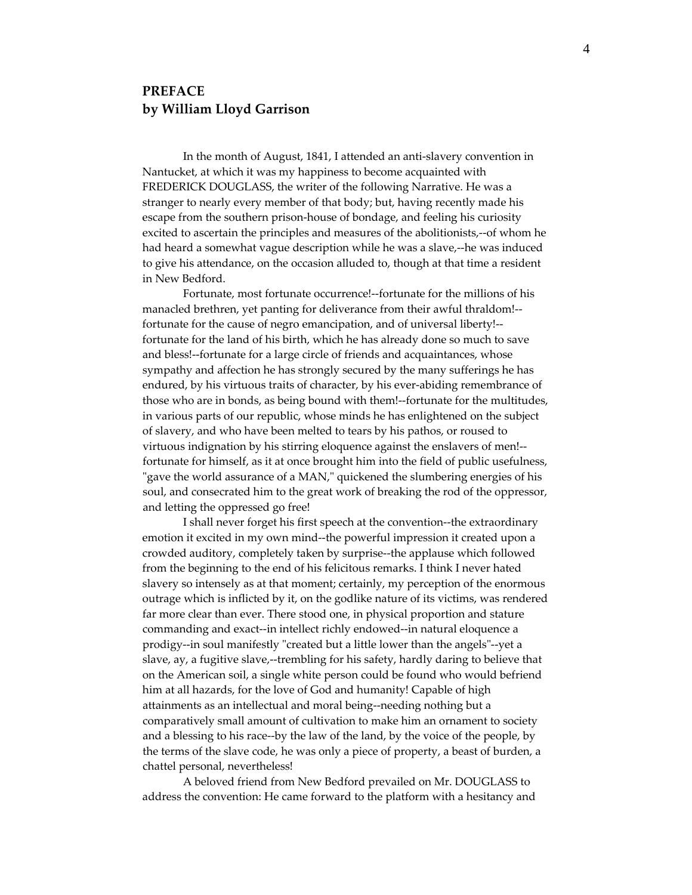## PREFACE
## by William Lloyd Garrison

In the month of August, 1841, I attended an anti-slavery convention in Nantucket, at which it was my happiness to become acquainted with FREDERICK DOUGLASS, the writer of the following Narrative. He was a stranger to nearly every member of that body; but, having recently made his escape from the southern prison-house of bondage, and feeling his curiosity excited to ascertain the principles and measures of the abolitionists,--of whom he had heard a somewhat vague description while he was a slave,--he was induced to give his attendance, on the occasion alluded to, though at that time a resident in New Bedford.

Fortunate, most fortunate occurrence!--fortunate for the millions of his manacled brethren, yet panting for deliverance from their awful thraldom!--fortunate for the cause of negro emancipation, and of universal liberty!--fortunate for the land of his birth, which he has already done so much to save and bless!--fortunate for a large circle of friends and acquaintances, whose sympathy and affection he has strongly secured by the many sufferings he has endured, by his virtuous traits of character, by his ever-abiding remembrance of those who are in bonds, as being bound with them!--fortunate for the multitudes, in various parts of our republic, whose minds he has enlightened on the subject of slavery, and who have been melted to tears by his pathos, or roused to virtuous indignation by his stirring eloquence against the enslavers of men!--fortunate for himself, as it at once brought him into the field of public usefulness, "gave the world assurance of a MAN," quickened the slumbering energies of his soul, and consecrated him to the great work of breaking the rod of the oppressor, and letting the oppressed go free!

I shall never forget his first speech at the convention--the extraordinary emotion it excited in my own mind--the powerful impression it created upon a crowded auditory, completely taken by surprise--the applause which followed from the beginning to the end of his felicitous remarks. I think I never hated slavery so intensely as at that moment; certainly, my perception of the enormous outrage which is inflicted by it, on the godlike nature of its victims, was rendered far more clear than ever. There stood one, in physical proportion and stature commanding and exact--in intellect richly endowed--in natural eloquence a prodigy--in soul manifestly "created but a little lower than the angels"--yet a slave, ay, a fugitive slave,--trembling for his safety, hardly daring to believe that on the American soil, a single white person could be found who would befriend him at all hazards, for the love of God and humanity! Capable of high attainments as an intellectual and moral being--needing nothing but a comparatively small amount of cultivation to make him an ornament to society and a blessing to his race--by the law of the land, by the voice of the people, by the terms of the slave code, he was only a piece of property, a beast of burden, a chattel personal, nevertheless!

A beloved friend from New Bedford prevailed on Mr. DOUGLASS to address the convention: He came forward to the platform with a hesitancy and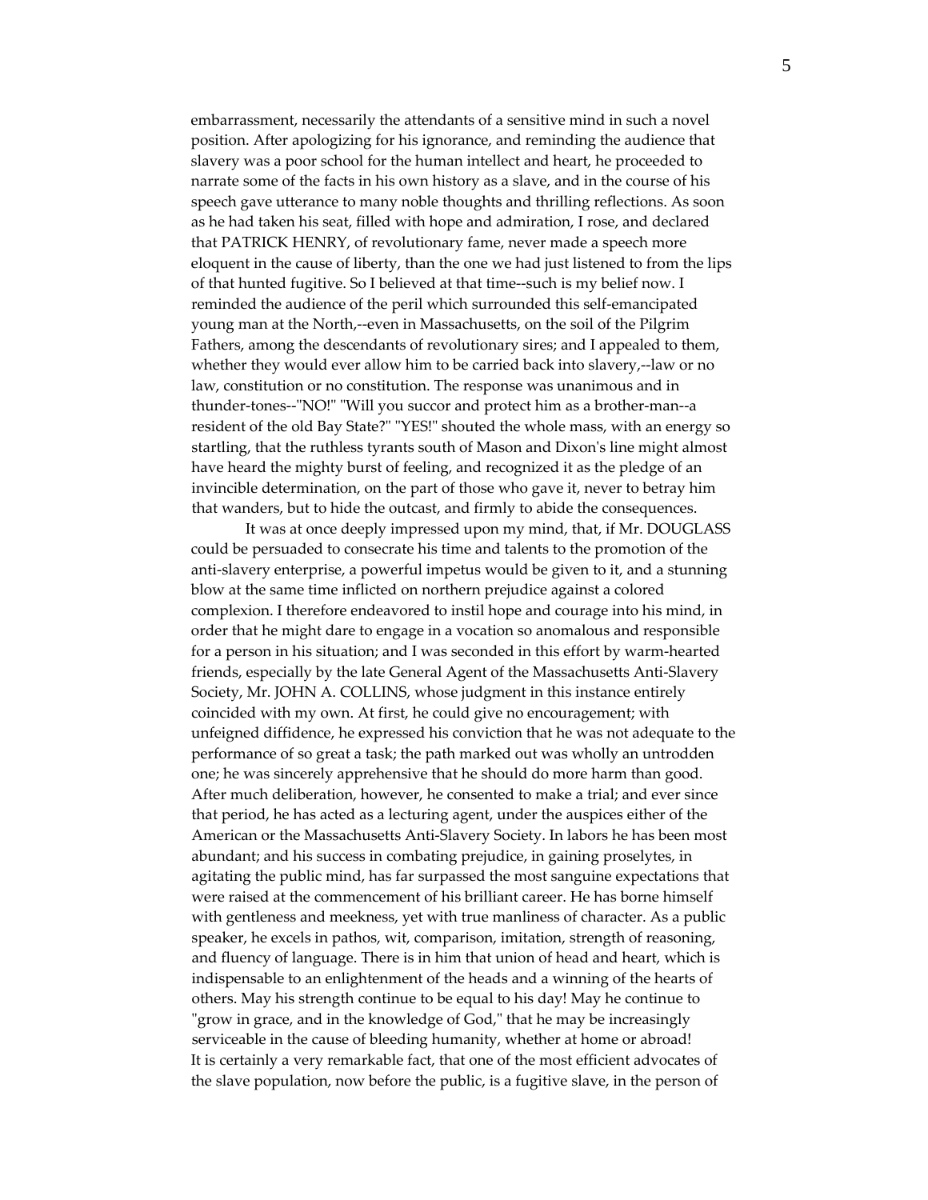embarrassment, necessarily the attendants of a sensitive mind in such a novel position. After apologizing for his ignorance, and reminding the audience that slavery was a poor school for the human intellect and heart, he proceeded to narrate some of the facts in his own history as a slave, and in the course of his speech gave utterance to many noble thoughts and thrilling reflections. As soon as he had taken his seat, filled with hope and admiration, I rose, and declared that PATRICK HENRY, of revolutionary fame, never made a speech more eloquent in the cause of liberty, than the one we had just listened to from the lips of that hunted fugitive. So I believed at that time--such is my belief now. I reminded the audience of the peril which surrounded this self-emancipated young man at the North,--even in Massachusetts, on the soil of the Pilgrim Fathers, among the descendants of revolutionary sires; and I appealed to them, whether they would ever allow him to be carried back into slavery,--law or no law, constitution or no constitution. The response was unanimous and in thunder-tones--"NO!" "Will you succor and protect him as a brother-man--a resident of the old Bay State?" "YES!" shouted the whole mass, with an energy so startling, that the ruthless tyrants south of Mason and Dixon's line might almost have heard the mighty burst of feeling, and recognized it as the pledge of an invincible determination, on the part of those who gave it, never to betray him that wanders, but to hide the outcast, and firmly to abide the consequences.

It was at once deeply impressed upon my mind, that, if Mr. DOUGLASS could be persuaded to consecrate his time and talents to the promotion of the anti-slavery enterprise, a powerful impetus would be given to it, and a stunning blow at the same time inflicted on northern prejudice against a colored complexion. I therefore endeavored to instil hope and courage into his mind, in order that he might dare to engage in a vocation so anomalous and responsible for a person in his situation; and I was seconded in this effort by warm-hearted friends, especially by the late General Agent of the Massachusetts Anti-Slavery Society, Mr. JOHN A. COLLINS, whose judgment in this instance entirely coincided with my own. At first, he could give no encouragement; with unfeigned diffidence, he expressed his conviction that he was not adequate to the performance of so great a task; the path marked out was wholly an untrodden one; he was sincerely apprehensive that he should do more harm than good. After much deliberation, however, he consented to make a trial; and ever since that period, he has acted as a lecturing agent, under the auspices either of the American or the Massachusetts Anti-Slavery Society. In labors he has been most abundant; and his success in combating prejudice, in gaining proselytes, in agitating the public mind, has far surpassed the most sanguine expectations that were raised at the commencement of his brilliant career. He has borne himself with gentleness and meekness, yet with true manliness of character. As a public speaker, he excels in pathos, wit, comparison, imitation, strength of reasoning, and fluency of language. There is in him that union of head and heart, which is indispensable to an enlightenment of the heads and a winning of the hearts of others. May his strength continue to be equal to his day! May he continue to "grow in grace, and in the knowledge of God," that he may be increasingly serviceable in the cause of bleeding humanity, whether at home or abroad!

It is certainly a very remarkable fact, that one of the most efficient advocates of the slave population, now before the public, is a fugitive slave, in the person of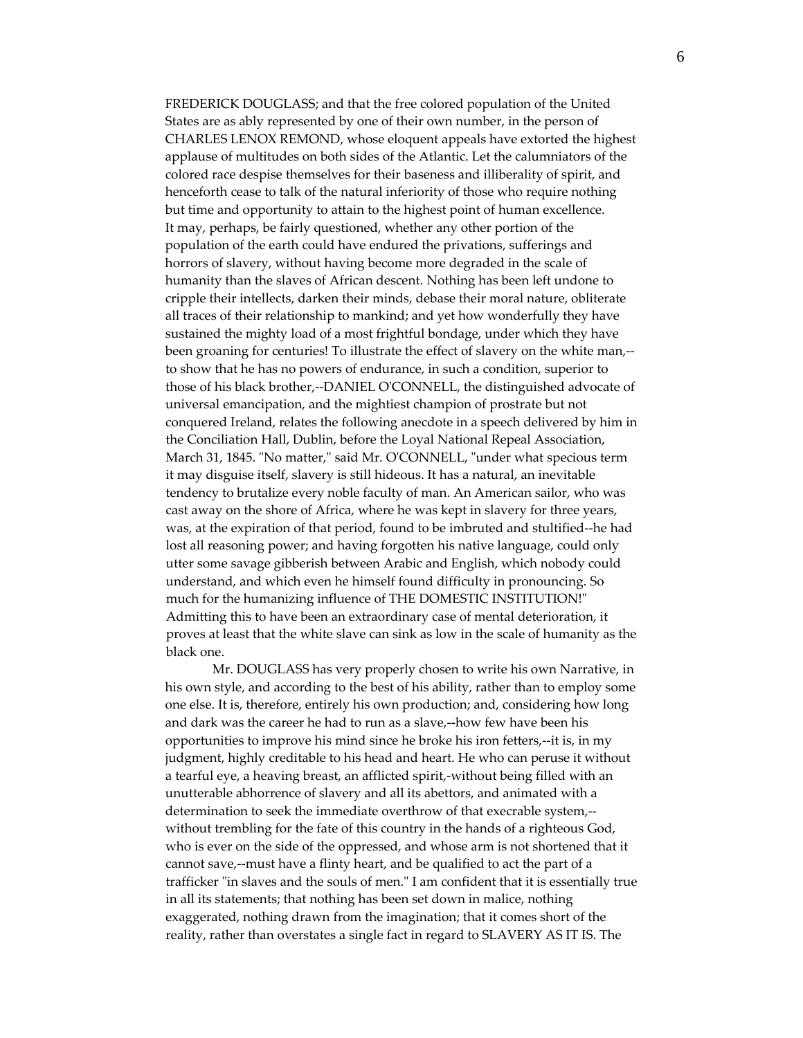FREDERICK DOUGLASS; and that the free colored population of the United States are as ably represented by one of their own number, in the person of CHARLES LENOX REMOND, whose eloquent appeals have extorted the highest applause of multitudes on both sides of the Atlantic. Let the calumniators of the colored race despise themselves for their baseness and illiberality of spirit, and henceforth cease to talk of the natural inferiority of those who require nothing but time and opportunity to attain to the highest point of human excellence.

It may, perhaps, be fairly questioned, whether any other portion of the population of the earth could have endured the privations, sufferings and horrors of slavery, without having become more degraded in the scale of humanity than the slaves of African descent. Nothing has been left undone to cripple their intellects, darken their minds, debase their moral nature, obliterate all traces of their relationship to mankind; and yet how wonderfully they have sustained the mighty load of a most frightful bondage, under which they have been groaning for centuries! To illustrate the effect of slavery on the white man,--to show that he has no powers of endurance, in such a condition, superior to those of his black brother,--DANIEL O'CONNELL, the distinguished advocate of universal emancipation, and the mightiest champion of prostrate but not conquered Ireland, relates the following anecdote in a speech delivered by him in the Conciliation Hall, Dublin, before the Loyal National Repeal Association, March 31, 1845. "No matter," said Mr. O'CONNELL, "under what specious term it may disguise itself, slavery is still hideous. It has a natural, an inevitable tendency to brutalize every noble faculty of man. An American sailor, who was cast away on the shore of Africa, where he was kept in slavery for three years, was, at the expiration of that period, found to be imbruted and stultified--he had lost all reasoning power; and having forgotten his native language, could only utter some savage gibberish between Arabic and English, which nobody could understand, and which even he himself found difficulty in pronouncing. So much for the humanizing influence of THE DOMESTIC INSTITUTION!" Admitting this to have been an extraordinary case of mental deterioration, it proves at least that the white slave can sink as low in the scale of humanity as the black one.

Mr. DOUGLASS has very properly chosen to write his own Narrative, in his own style, and according to the best of his ability, rather than to employ some one else. It is, therefore, entirely his own production; and, considering how long and dark was the career he had to run as a slave,--how few have been his opportunities to improve his mind since he broke his iron fetters,--it is, in my judgment, highly creditable to his head and heart. He who can peruse it without a tearful eye, a heaving breast, an afflicted spirit,-without being filled with an unutterable abhorrence of slavery and all its abettors, and animated with a determination to seek the immediate overthrow of that execrable system,--without trembling for the fate of this country in the hands of a righteous God, who is ever on the side of the oppressed, and whose arm is not shortened that it cannot save,--must have a flinty heart, and be qualified to act the part of a trafficker "in slaves and the souls of men." I am confident that it is essentially true in all its statements; that nothing has been set down in malice, nothing exaggerated, nothing drawn from the imagination; that it comes short of the reality, rather than overstates a single fact in regard to SLAVERY AS IT IS. The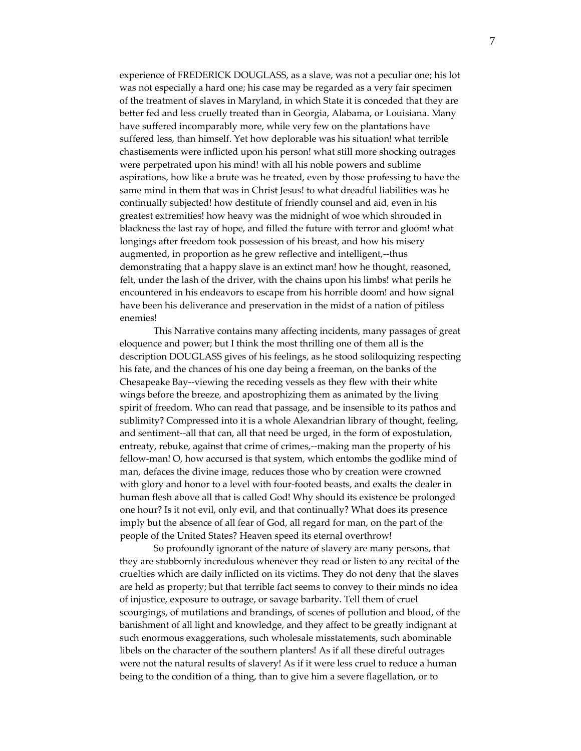experience of FREDERICK DOUGLASS, as a slave, was not a peculiar one; his lot was not especially a hard one; his case may be regarded as a very fair specimen of the treatment of slaves in Maryland, in which State it is conceded that they are better fed and less cruelly treated than in Georgia, Alabama, or Louisiana. Many have suffered incomparably more, while very few on the plantations have suffered less, than himself. Yet how deplorable was his situation! what terrible chastisements were inflicted upon his person! what still more shocking outrages were perpetrated upon his mind! with all his noble powers and sublime aspirations, how like a brute was he treated, even by those professing to have the same mind in them that was in Christ Jesus! to what dreadful liabilities was he continually subjected! how destitute of friendly counsel and aid, even in his greatest extremities! how heavy was the midnight of woe which shrouded in blackness the last ray of hope, and filled the future with terror and gloom! what longings after freedom took possession of his breast, and how his misery augmented, in proportion as he grew reflective and intelligent,--thus demonstrating that a happy slave is an extinct man! how he thought, reasoned, felt, under the lash of the driver, with the chains upon his limbs! what perils he encountered in his endeavors to escape from his horrible doom! and how signal have been his deliverance and preservation in the midst of a nation of pitiless enemies!

This Narrative contains many affecting incidents, many passages of great eloquence and power; but I think the most thrilling one of them all is the description DOUGLASS gives of his feelings, as he stood soliloquizing respecting his fate, and the chances of his one day being a freeman, on the banks of the Chesapeake Bay--viewing the receding vessels as they flew with their white wings before the breeze, and apostrophizing them as animated by the living spirit of freedom. Who can read that passage, and be insensible to its pathos and sublimity? Compressed into it is a whole Alexandrian library of thought, feeling, and sentiment--all that can, all that need be urged, in the form of expostulation, entreaty, rebuke, against that crime of crimes,--making man the property of his fellow-man! O, how accursed is that system, which entombs the godlike mind of man, defaces the divine image, reduces those who by creation were crowned with glory and honor to a level with four-footed beasts, and exalts the dealer in human flesh above all that is called God! Why should its existence be prolonged one hour? Is it not evil, only evil, and that continually? What does its presence imply but the absence of all fear of God, all regard for man, on the part of the people of the United States? Heaven speed its eternal overthrow!

So profoundly ignorant of the nature of slavery are many persons, that they are stubbornly incredulous whenever they read or listen to any recital of the cruelties which are daily inflicted on its victims. They do not deny that the slaves are held as property; but that terrible fact seems to convey to their minds no idea of injustice, exposure to outrage, or savage barbarity. Tell them of cruel scourgings, of mutilations and brandings, of scenes of pollution and blood, of the banishment of all light and knowledge, and they affect to be greatly indignant at such enormous exaggerations, such wholesale misstatements, such abominable libels on the character of the southern planters! As if all these direful outrages were not the natural results of slavery! As if it were less cruel to reduce a human being to the condition of a thing, than to give him a severe flagellation, or to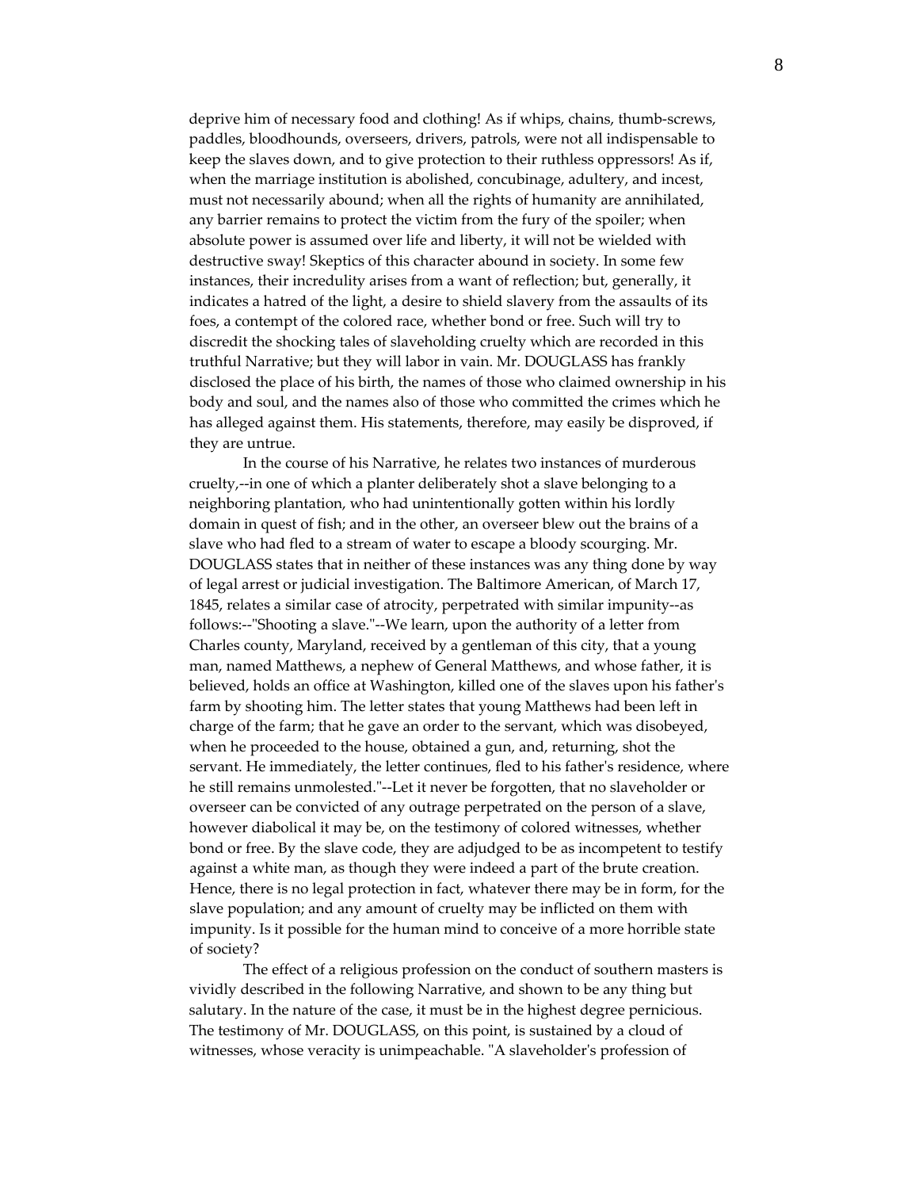deprive him of necessary food and clothing! As if whips, chains, thumb-screws, paddles, bloodhounds, overseers, drivers, patrols, were not all indispensable to keep the slaves down, and to give protection to their ruthless oppressors! As if, when the marriage institution is abolished, concubinage, adultery, and incest, must not necessarily abound; when all the rights of humanity are annihilated, any barrier remains to protect the victim from the fury of the spoiler; when absolute power is assumed over life and liberty, it will not be wielded with destructive sway! Skeptics of this character abound in society. In some few instances, their incredulity arises from a want of reflection; but, generally, it indicates a hatred of the light, a desire to shield slavery from the assaults of its foes, a contempt of the colored race, whether bond or free. Such will try to discredit the shocking tales of slaveholding cruelty which are recorded in this truthful Narrative; but they will labor in vain. Mr. DOUGLASS has frankly disclosed the place of his birth, the names of those who claimed ownership in his body and soul, and the names also of those who committed the crimes which he has alleged against them. His statements, therefore, may easily be disproved, if they are untrue.

In the course of his Narrative, he relates two instances of murderous cruelty,--in one of which a planter deliberately shot a slave belonging to a neighboring plantation, who had unintentionally gotten within his lordly domain in quest of fish; and in the other, an overseer blew out the brains of a slave who had fled to a stream of water to escape a bloody scourging. Mr. DOUGLASS states that in neither of these instances was any thing done by way of legal arrest or judicial investigation. The Baltimore American, of March 17, 1845, relates a similar case of atrocity, perpetrated with similar impunity--as follows:--"Shooting a slave."--We learn, upon the authority of a letter from Charles county, Maryland, received by a gentleman of this city, that a young man, named Matthews, a nephew of General Matthews, and whose father, it is believed, holds an office at Washington, killed one of the slaves upon his father's farm by shooting him. The letter states that young Matthews had been left in charge of the farm; that he gave an order to the servant, which was disobeyed, when he proceeded to the house, obtained a gun, and, returning, shot the servant. He immediately, the letter continues, fled to his father's residence, where he still remains unmolested."--Let it never be forgotten, that no slaveholder or overseer can be convicted of any outrage perpetrated on the person of a slave, however diabolical it may be, on the testimony of colored witnesses, whether bond or free. By the slave code, they are adjudged to be as incompetent to testify against a white man, as though they were indeed a part of the brute creation. Hence, there is no legal protection in fact, whatever there may be in form, for the slave population; and any amount of cruelty may be inflicted on them with impunity. Is it possible for the human mind to conceive of a more horrible state of society?

The effect of a religious profession on the conduct of southern masters is vividly described in the following Narrative, and shown to be any thing but salutary. In the nature of the case, it must be in the highest degree pernicious. The testimony of Mr. DOUGLASS, on this point, is sustained by a cloud of witnesses, whose veracity is unimpeachable. "A slaveholder's profession of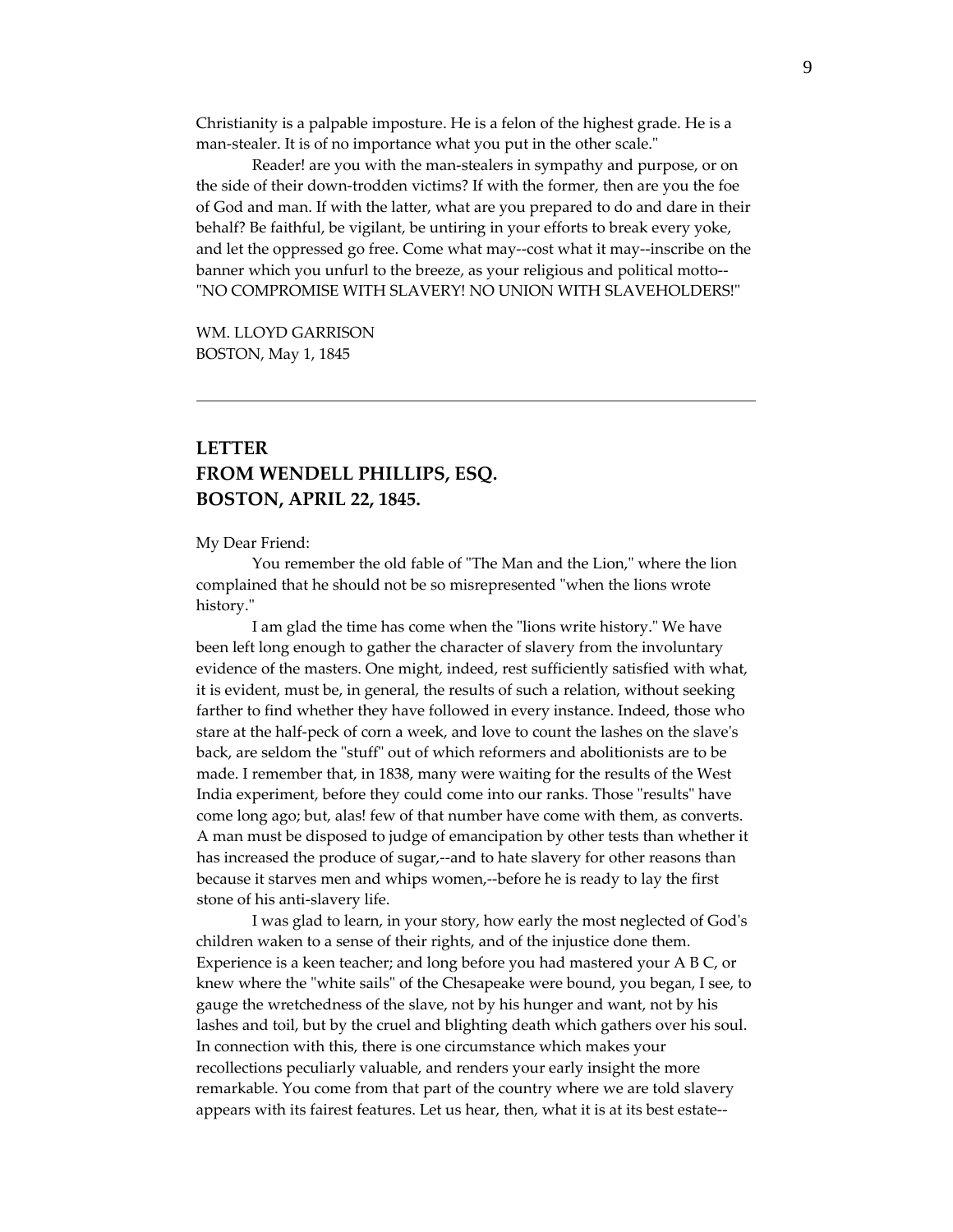Christianity is a palpable imposture. He is a felon of the highest grade. He is a man-stealer. It is of no importance what you put in the other scale."

Reader! are you with the man-stealers in sympathy and purpose, or on the side of their down-trodden victims? If with the former, then are you the foe of God and man. If with the latter, what are you prepared to do and dare in their behalf? Be faithful, be vigilant, be untiring in your efforts to break every yoke, and let the oppressed go free. Come what may--cost what it may--inscribe on the banner which you unfurl to the breeze, as your religious and political motto--"NO COMPROMISE WITH SLAVERY! NO UNION WITH SLAVEHOLDERS!"

WM. LLOYD GARRISON
BOSTON, May 1, 1845

---

## LETTER
## FROM WENDELL PHILLIPS, ESQ.
## BOSTON, APRIL 22, 1845.

My Dear Friend:

You remember the old fable of "The Man and the Lion," where the lion complained that he should not be so misrepresented "when the lions wrote history."

I am glad the time has come when the "lions write history." We have been left long enough to gather the character of slavery from the involuntary evidence of the masters. One might, indeed, rest sufficiently satisfied with what, it is evident, must be, in general, the results of such a relation, without seeking farther to find whether they have followed in every instance. Indeed, those who stare at the half-peck of corn a week, and love to count the lashes on the slave's back, are seldom the "stuff" out of which reformers and abolitionists are to be made. I remember that, in 1838, many were waiting for the results of the West India experiment, before they could come into our ranks. Those "results" have come long ago; but, alas! few of that number have come with them, as converts. A man must be disposed to judge of emancipation by other tests than whether it has increased the produce of sugar,--and to hate slavery for other reasons than because it starves men and whips women,--before he is ready to lay the first stone of his anti-slavery life.

I was glad to learn, in your story, how early the most neglected of God's children waken to a sense of their rights, and of the injustice done them. Experience is a keen teacher; and long before you had mastered your A B C, or knew where the "white sails" of the Chesapeake were bound, you began, I see, to gauge the wretchedness of the slave, not by his hunger and want, not by his lashes and toil, but by the cruel and blighting death which gathers over his soul. In connection with this, there is one circumstance which makes your recollections peculiarly valuable, and renders your early insight the more remarkable. You come from that part of the country where we are told slavery appears with its fairest features. Let us hear, then, what it is at its best estate--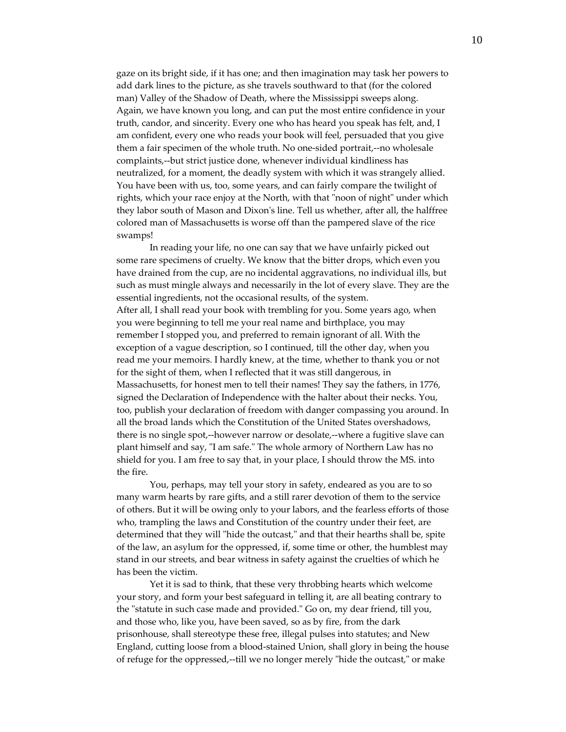gaze on its bright side, if it has one; and then imagination may task her powers to add dark lines to the picture, as she travels southward to that (for the colored man) Valley of the Shadow of Death, where the Mississippi sweeps along. Again, we have known you long, and can put the most entire confidence in your truth, candor, and sincerity. Every one who has heard you speak has felt, and, I am confident, every one who reads your book will feel, persuaded that you give them a fair specimen of the whole truth. No one-sided portrait,--no wholesale complaints,--but strict justice done, whenever individual kindliness has neutralized, for a moment, the deadly system with which it was strangely allied. You have been with us, too, some years, and can fairly compare the twilight of rights, which your race enjoy at the North, with that "noon of night" under which they labor south of Mason and Dixon's line. Tell us whether, after all, the halffree colored man of Massachusetts is worse off than the pampered slave of the rice swamps!

In reading your life, no one can say that we have unfairly picked out some rare specimens of cruelty. We know that the bitter drops, which even you have drained from the cup, are no incidental aggravations, no individual ills, but such as must mingle always and necessarily in the lot of every slave. They are the essential ingredients, not the occasional results, of the system.

After all, I shall read your book with trembling for you. Some years ago, when you were beginning to tell me your real name and birthplace, you may remember I stopped you, and preferred to remain ignorant of all. With the exception of a vague description, so I continued, till the other day, when you read me your memoirs. I hardly knew, at the time, whether to thank you or not for the sight of them, when I reflected that it was still dangerous, in Massachusetts, for honest men to tell their names! They say the fathers, in 1776, signed the Declaration of Independence with the halter about their necks. You, too, publish your declaration of freedom with danger compassing you around. In all the broad lands which the Constitution of the United States overshadows, there is no single spot,--however narrow or desolate,--where a fugitive slave can plant himself and say, "I am safe." The whole armory of Northern Law has no shield for you. I am free to say that, in your place, I should throw the MS. into the fire.

You, perhaps, may tell your story in safety, endeared as you are to so many warm hearts by rare gifts, and a still rarer devotion of them to the service of others. But it will be owing only to your labors, and the fearless efforts of those who, trampling the laws and Constitution of the country under their feet, are determined that they will "hide the outcast," and that their hearths shall be, spite of the law, an asylum for the oppressed, if, some time or other, the humblest may stand in our streets, and bear witness in safety against the cruelties of which he has been the victim.

Yet it is sad to think, that these very throbbing hearts which welcome your story, and form your best safeguard in telling it, are all beating contrary to the "statute in such case made and provided." Go on, my dear friend, till you, and those who, like you, have been saved, so as by fire, from the dark prisonhouse, shall stereotype these free, illegal pulses into statutes; and New England, cutting loose from a blood-stained Union, shall glory in being the house of refuge for the oppressed,--till we no longer merely "hide the outcast," or make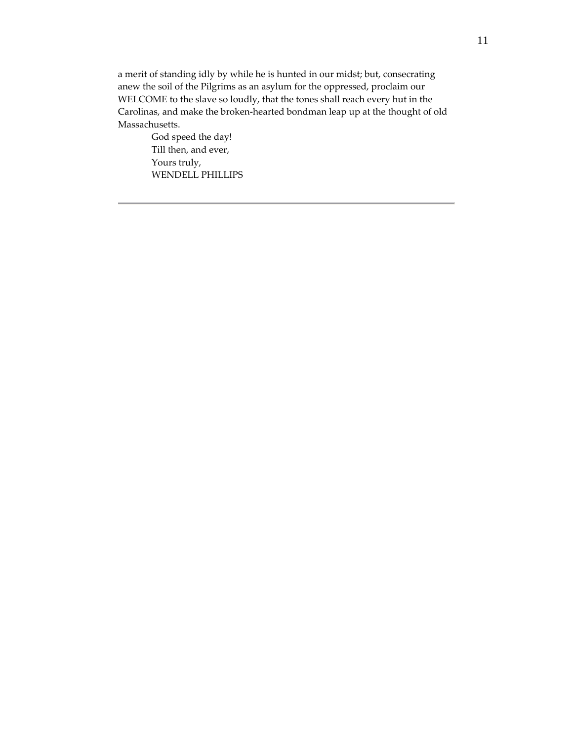a merit of standing idly by while he is hunted in our midst; but, consecrating anew the soil of the Pilgrims as an asylum for the oppressed, proclaim our WELCOME to the slave so loudly, that the tones shall reach every hut in the Carolinas, and make the broken-hearted bondman leap up at the thought of old Massachusetts.

God speed the day!
Till then, and ever,
Yours truly,
WENDELL PHILLIPS

---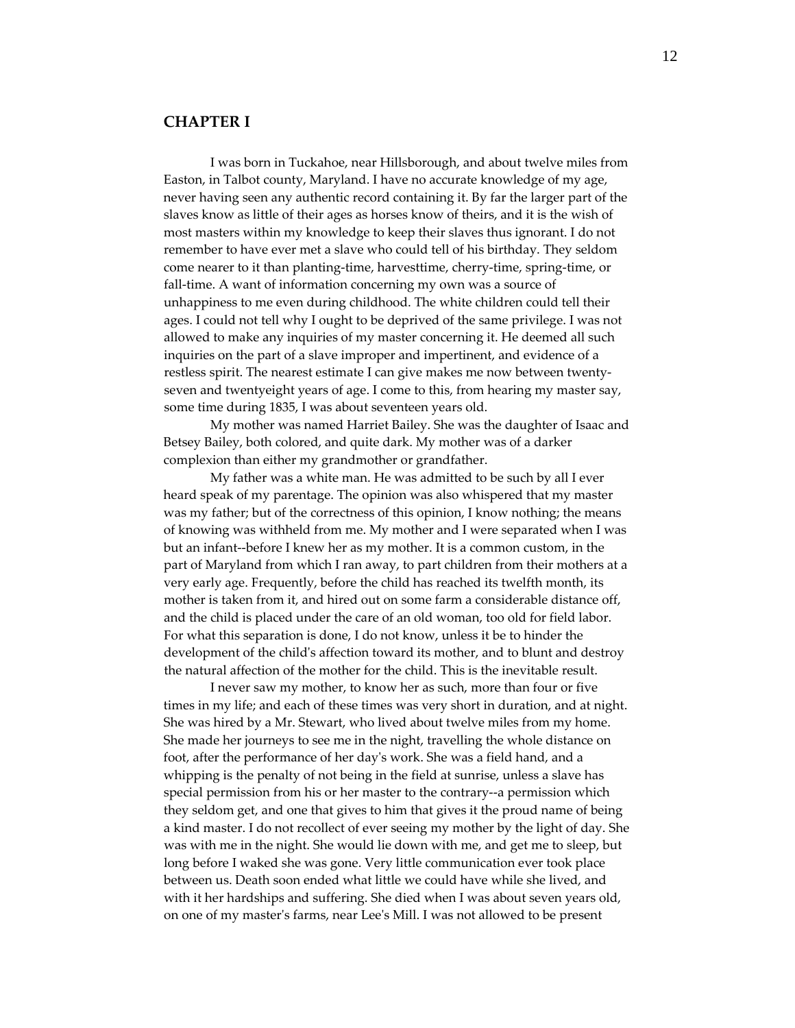## CHAPTER I

I was born in Tuckahoe, near Hillsborough, and about twelve miles from Easton, in Talbot county, Maryland. I have no accurate knowledge of my age, never having seen any authentic record containing it. By far the larger part of the slaves know as little of their ages as horses know of theirs, and it is the wish of most masters within my knowledge to keep their slaves thus ignorant. I do not remember to have ever met a slave who could tell of his birthday. They seldom come nearer to it than planting-time, harvesttime, cherry-time, spring-time, or fall-time. A want of information concerning my own was a source of unhappiness to me even during childhood. The white children could tell their ages. I could not tell why I ought to be deprived of the same privilege. I was not allowed to make any inquiries of my master concerning it. He deemed all such inquiries on the part of a slave improper and impertinent, and evidence of a restless spirit. The nearest estimate I can give makes me now between twenty-seven and twentyeight years of age. I come to this, from hearing my master say, some time during 1835, I was about seventeen years old.

My mother was named Harriet Bailey. She was the daughter of Isaac and Betsey Bailey, both colored, and quite dark. My mother was of a darker complexion than either my grandmother or grandfather.

My father was a white man. He was admitted to be such by all I ever heard speak of my parentage. The opinion was also whispered that my master was my father; but of the correctness of this opinion, I know nothing; the means of knowing was withheld from me. My mother and I were separated when I was but an infant--before I knew her as my mother. It is a common custom, in the part of Maryland from which I ran away, to part children from their mothers at a very early age. Frequently, before the child has reached its twelfth month, its mother is taken from it, and hired out on some farm a considerable distance off, and the child is placed under the care of an old woman, too old for field labor. For what this separation is done, I do not know, unless it be to hinder the development of the child's affection toward its mother, and to blunt and destroy the natural affection of the mother for the child. This is the inevitable result.

I never saw my mother, to know her as such, more than four or five times in my life; and each of these times was very short in duration, and at night. She was hired by a Mr. Stewart, who lived about twelve miles from my home. She made her journeys to see me in the night, travelling the whole distance on foot, after the performance of her day's work. She was a field hand, and a whipping is the penalty of not being in the field at sunrise, unless a slave has special permission from his or her master to the contrary--a permission which they seldom get, and one that gives to him that gives it the proud name of being a kind master. I do not recollect of ever seeing my mother by the light of day. She was with me in the night. She would lie down with me, and get me to sleep, but long before I waked she was gone. Very little communication ever took place between us. Death soon ended what little we could have while she lived, and with it her hardships and suffering. She died when I was about seven years old, on one of my master's farms, near Lee's Mill. I was not allowed to be present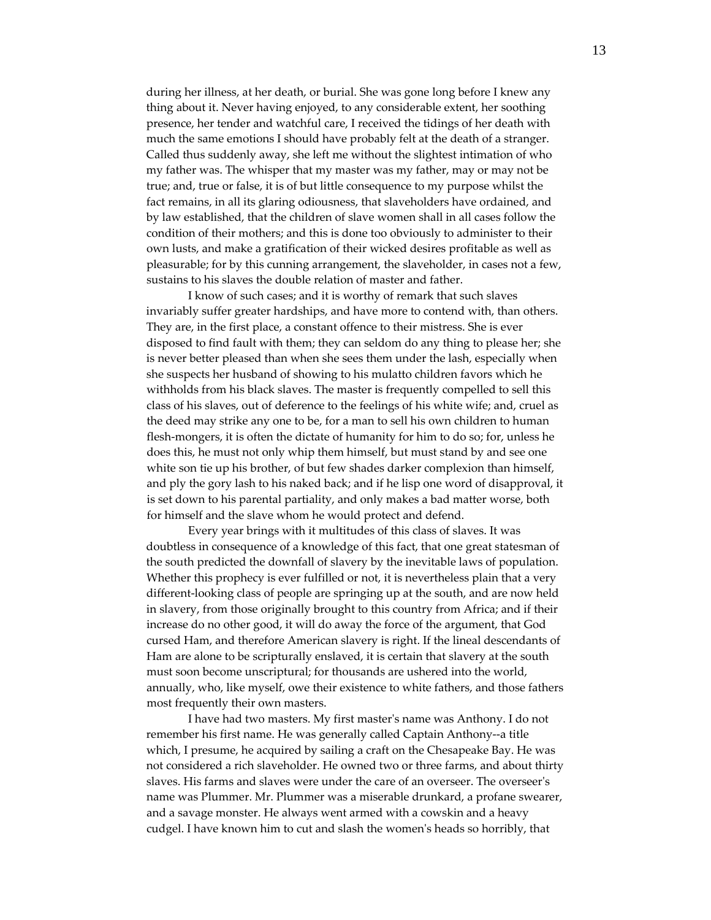during her illness, at her death, or burial. She was gone long before I knew any thing about it. Never having enjoyed, to any considerable extent, her soothing presence, her tender and watchful care, I received the tidings of her death with much the same emotions I should have probably felt at the death of a stranger. Called thus suddenly away, she left me without the slightest intimation of who my father was. The whisper that my master was my father, may or may not be true; and, true or false, it is of but little consequence to my purpose whilst the fact remains, in all its glaring odiousness, that slaveholders have ordained, and by law established, that the children of slave women shall in all cases follow the condition of their mothers; and this is done too obviously to administer to their own lusts, and make a gratification of their wicked desires profitable as well as pleasurable; for by this cunning arrangement, the slaveholder, in cases not a few, sustains to his slaves the double relation of master and father.

I know of such cases; and it is worthy of remark that such slaves invariably suffer greater hardships, and have more to contend with, than others. They are, in the first place, a constant offence to their mistress. She is ever disposed to find fault with them; they can seldom do any thing to please her; she is never better pleased than when she sees them under the lash, especially when she suspects her husband of showing to his mulatto children favors which he withholds from his black slaves. The master is frequently compelled to sell this class of his slaves, out of deference to the feelings of his white wife; and, cruel as the deed may strike any one to be, for a man to sell his own children to human flesh-mongers, it is often the dictate of humanity for him to do so; for, unless he does this, he must not only whip them himself, but must stand by and see one white son tie up his brother, of but few shades darker complexion than himself, and ply the gory lash to his naked back; and if he lisp one word of disapproval, it is set down to his parental partiality, and only makes a bad matter worse, both for himself and the slave whom he would protect and defend.

Every year brings with it multitudes of this class of slaves. It was doubtless in consequence of a knowledge of this fact, that one great statesman of the south predicted the downfall of slavery by the inevitable laws of population. Whether this prophecy is ever fulfilled or not, it is nevertheless plain that a very different-looking class of people are springing up at the south, and are now held in slavery, from those originally brought to this country from Africa; and if their increase do no other good, it will do away the force of the argument, that God cursed Ham, and therefore American slavery is right. If the lineal descendants of Ham are alone to be scripturally enslaved, it is certain that slavery at the south must soon become unscriptural; for thousands are ushered into the world, annually, who, like myself, owe their existence to white fathers, and those fathers most frequently their own masters.

I have had two masters. My first master's name was Anthony. I do not remember his first name. He was generally called Captain Anthony--a title which, I presume, he acquired by sailing a craft on the Chesapeake Bay. He was not considered a rich slaveholder. He owned two or three farms, and about thirty slaves. His farms and slaves were under the care of an overseer. The overseer's name was Plummer. Mr. Plummer was a miserable drunkard, a profane swearer, and a savage monster. He always went armed with a cowskin and a heavy cudgel. I have known him to cut and slash the women's heads so horribly, that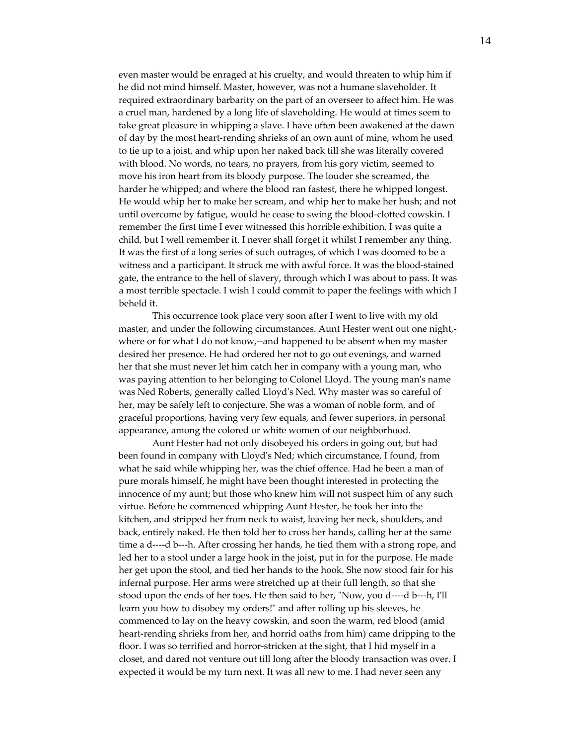even master would be enraged at his cruelty, and would threaten to whip him if he did not mind himself. Master, however, was not a humane slaveholder. It required extraordinary barbarity on the part of an overseer to affect him. He was a cruel man, hardened by a long life of slaveholding. He would at times seem to take great pleasure in whipping a slave. I have often been awakened at the dawn of day by the most heart-rending shrieks of an own aunt of mine, whom he used to tie up to a joist, and whip upon her naked back till she was literally covered with blood. No words, no tears, no prayers, from his gory victim, seemed to move his iron heart from its bloody purpose. The louder she screamed, the harder he whipped; and where the blood ran fastest, there he whipped longest. He would whip her to make her scream, and whip her to make her hush; and not until overcome by fatigue, would he cease to swing the blood-clotted cowskin. I remember the first time I ever witnessed this horrible exhibition. I was quite a child, but I well remember it. I never shall forget it whilst I remember any thing. It was the first of a long series of such outrages, of which I was doomed to be a witness and a participant. It struck me with awful force. It was the blood-stained gate, the entrance to the hell of slavery, through which I was about to pass. It was a most terrible spectacle. I wish I could commit to paper the feelings with which I beheld it.

This occurrence took place very soon after I went to live with my old master, and under the following circumstances. Aunt Hester went out one night,--where or for what I do not know,--and happened to be absent when my master desired her presence. He had ordered her not to go out evenings, and warned her that she must never let him catch her in company with a young man, who was paying attention to her belonging to Colonel Lloyd. The young man's name was Ned Roberts, generally called Lloyd's Ned. Why master was so careful of her, may be safely left to conjecture. She was a woman of noble form, and of graceful proportions, having very few equals, and fewer superiors, in personal appearance, among the colored or white women of our neighborhood.

Aunt Hester had not only disobeyed his orders in going out, but had been found in company with Lloyd's Ned; which circumstance, I found, from what he said while whipping her, was the chief offence. Had he been a man of pure morals himself, he might have been thought interested in protecting the innocence of my aunt; but those who knew him will not suspect him of any such virtue. Before he commenced whipping Aunt Hester, he took her into the kitchen, and stripped her from neck to waist, leaving her neck, shoulders, and back, entirely naked. He then told her to cross her hands, calling her at the same time a d----d b---h. After crossing her hands, he tied them with a strong rope, and led her to a stool under a large hook in the joist, put in for the purpose. He made her get upon the stool, and tied her hands to the hook. She now stood fair for his infernal purpose. Her arms were stretched up at their full length, so that she stood upon the ends of her toes. He then said to her, "Now, you d----d b---h, I'll learn you how to disobey my orders!" and after rolling up his sleeves, he commenced to lay on the heavy cowskin, and soon the warm, red blood (amid heart-rending shrieks from her, and horrid oaths from him) came dripping to the floor. I was so terrified and horror-stricken at the sight, that I hid myself in a closet, and dared not venture out till long after the bloody transaction was over. I expected it would be my turn next. It was all new to me. I had never seen any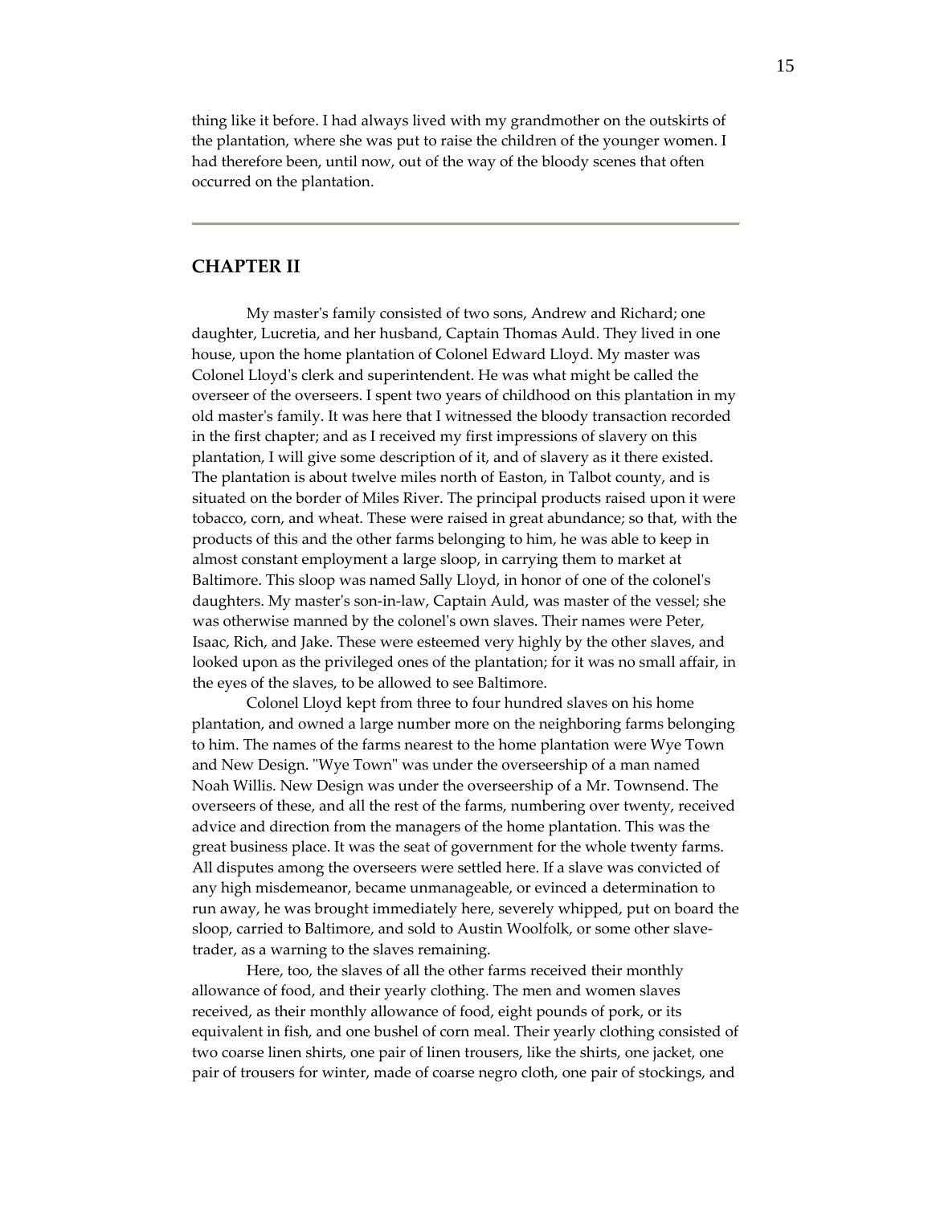thing like it before. I had always lived with my grandmother on the outskirts of the plantation, where she was put to raise the children of the younger women. I had therefore been, until now, out of the way of the bloody scenes that often occurred on the plantation.

---

## CHAPTER II

My master's family consisted of two sons, Andrew and Richard; one daughter, Lucretia, and her husband, Captain Thomas Auld. They lived in one house, upon the home plantation of Colonel Edward Lloyd. My master was Colonel Lloyd's clerk and superintendent. He was what might be called the overseer of the overseers. I spent two years of childhood on this plantation in my old master's family. It was here that I witnessed the bloody transaction recorded in the first chapter; and as I received my first impressions of slavery on this plantation, I will give some description of it, and of slavery as it there existed. The plantation is about twelve miles north of Easton, in Talbot county, and is situated on the border of Miles River. The principal products raised upon it were tobacco, corn, and wheat. These were raised in great abundance; so that, with the products of this and the other farms belonging to him, he was able to keep in almost constant employment a large sloop, in carrying them to market at Baltimore. This sloop was named Sally Lloyd, in honor of one of the colonel's daughters. My master's son-in-law, Captain Auld, was master of the vessel; she was otherwise manned by the colonel's own slaves. Their names were Peter, Isaac, Rich, and Jake. These were esteemed very highly by the other slaves, and looked upon as the privileged ones of the plantation; for it was no small affair, in the eyes of the slaves, to be allowed to see Baltimore.

Colonel Lloyd kept from three to four hundred slaves on his home plantation, and owned a large number more on the neighboring farms belonging to him. The names of the farms nearest to the home plantation were Wye Town and New Design. "Wye Town" was under the overseership of a man named Noah Willis. New Design was under the overseership of a Mr. Townsend. The overseers of these, and all the rest of the farms, numbering over twenty, received advice and direction from the managers of the home plantation. This was the great business place. It was the seat of government for the whole twenty farms. All disputes among the overseers were settled here. If a slave was convicted of any high misdemeanor, became unmanageable, or evinced a determination to run away, he was brought immediately here, severely whipped, put on board the sloop, carried to Baltimore, and sold to Austin Woolfolk, or some other slave-trader, as a warning to the slaves remaining.

Here, too, the slaves of all the other farms received their monthly allowance of food, and their yearly clothing. The men and women slaves received, as their monthly allowance of food, eight pounds of pork, or its equivalent in fish, and one bushel of corn meal. Their yearly clothing consisted of two coarse linen shirts, one pair of linen trousers, like the shirts, one jacket, one pair of trousers for winter, made of coarse negro cloth, one pair of stockings, and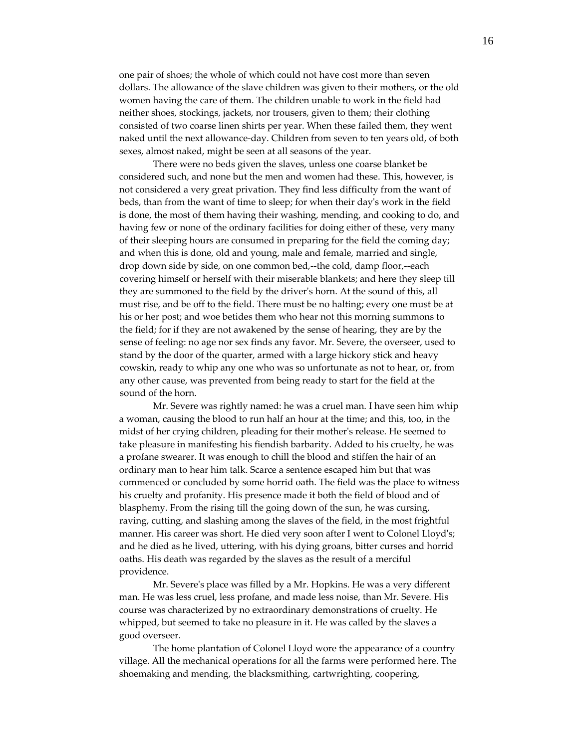one pair of shoes; the whole of which could not have cost more than seven dollars. The allowance of the slave children was given to their mothers, or the old women having the care of them. The children unable to work in the field had neither shoes, stockings, jackets, nor trousers, given to them; their clothing consisted of two coarse linen shirts per year. When these failed them, they went naked until the next allowance-day. Children from seven to ten years old, of both sexes, almost naked, might be seen at all seasons of the year.

There were no beds given the slaves, unless one coarse blanket be considered such, and none but the men and women had these. This, however, is not considered a very great privation. They find less difficulty from the want of beds, than from the want of time to sleep; for when their day's work in the field is done, the most of them having their washing, mending, and cooking to do, and having few or none of the ordinary facilities for doing either of these, very many of their sleeping hours are consumed in preparing for the field the coming day; and when this is done, old and young, male and female, married and single, drop down side by side, on one common bed,--the cold, damp floor,--each covering himself or herself with their miserable blankets; and here they sleep till they are summoned to the field by the driver's horn. At the sound of this, all must rise, and be off to the field. There must be no halting; every one must be at his or her post; and woe betides them who hear not this morning summons to the field; for if they are not awakened by the sense of hearing, they are by the sense of feeling: no age nor sex finds any favor. Mr. Severe, the overseer, used to stand by the door of the quarter, armed with a large hickory stick and heavy cowskin, ready to whip any one who was so unfortunate as not to hear, or, from any other cause, was prevented from being ready to start for the field at the sound of the horn.

Mr. Severe was rightly named: he was a cruel man. I have seen him whip a woman, causing the blood to run half an hour at the time; and this, too, in the midst of her crying children, pleading for their mother's release. He seemed to take pleasure in manifesting his fiendish barbarity. Added to his cruelty, he was a profane swearer. It was enough to chill the blood and stiffen the hair of an ordinary man to hear him talk. Scarce a sentence escaped him but that was commenced or concluded by some horrid oath. The field was the place to witness his cruelty and profanity. His presence made it both the field of blood and of blasphemy. From the rising till the going down of the sun, he was cursing, raving, cutting, and slashing among the slaves of the field, in the most frightful manner. His career was short. He died very soon after I went to Colonel Lloyd's; and he died as he lived, uttering, with his dying groans, bitter curses and horrid oaths. His death was regarded by the slaves as the result of a merciful providence.

Mr. Severe's place was filled by a Mr. Hopkins. He was a very different man. He was less cruel, less profane, and made less noise, than Mr. Severe. His course was characterized by no extraordinary demonstrations of cruelty. He whipped, but seemed to take no pleasure in it. He was called by the slaves a good overseer.

The home plantation of Colonel Lloyd wore the appearance of a country village. All the mechanical operations for all the farms were performed here. The shoemaking and mending, the blacksmithing, cartwrighting, coopering,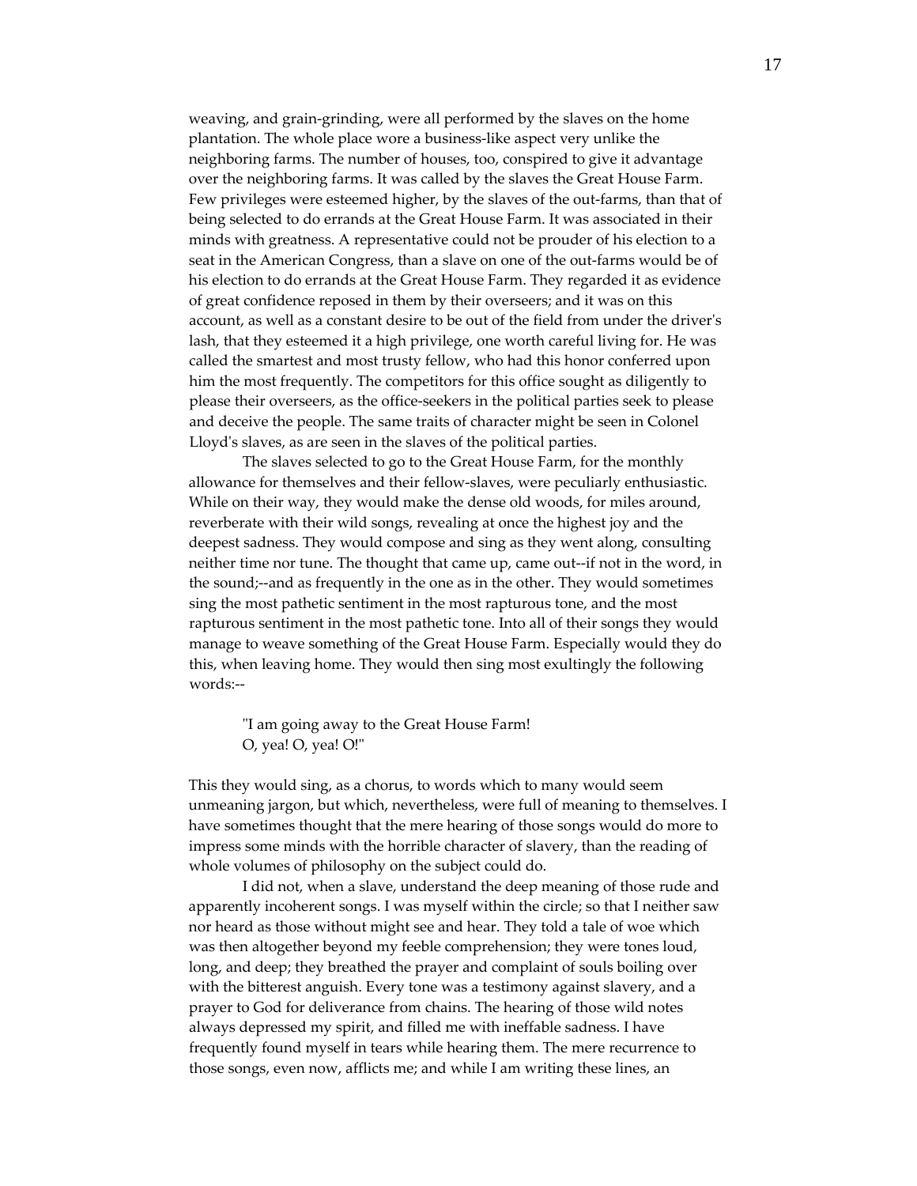weaving, and grain-grinding, were all performed by the slaves on the home plantation. The whole place wore a business-like aspect very unlike the neighboring farms. The number of houses, too, conspired to give it advantage over the neighboring farms. It was called by the slaves the Great House Farm. Few privileges were esteemed higher, by the slaves of the out-farms, than that of being selected to do errands at the Great House Farm. It was associated in their minds with greatness. A representative could not be prouder of his election to a seat in the American Congress, than a slave on one of the out-farms would be of his election to do errands at the Great House Farm. They regarded it as evidence of great confidence reposed in them by their overseers; and it was on this account, as well as a constant desire to be out of the field from under the driver's lash, that they esteemed it a high privilege, one worth careful living for. He was called the smartest and most trusty fellow, who had this honor conferred upon him the most frequently. The competitors for this office sought as diligently to please their overseers, as the office-seekers in the political parties seek to please and deceive the people. The same traits of character might be seen in Colonel Lloyd's slaves, as are seen in the slaves of the political parties.

The slaves selected to go to the Great House Farm, for the monthly allowance for themselves and their fellow-slaves, were peculiarly enthusiastic. While on their way, they would make the dense old woods, for miles around, reverberate with their wild songs, revealing at once the highest joy and the deepest sadness. They would compose and sing as they went along, consulting neither time nor tune. The thought that came up, came out--if not in the word, in the sound;--and as frequently in the one as in the other. They would sometimes sing the most pathetic sentiment in the most rapturous tone, and the most rapturous sentiment in the most pathetic tone. Into all of their songs they would manage to weave something of the Great House Farm. Especially would they do this, when leaving home. They would then sing most exultingly the following words:--

> "I am going away to the Great House Farm!
> O, yea! O, yea! O!"

This they would sing, as a chorus, to words which to many would seem unmeaning jargon, but which, nevertheless, were full of meaning to themselves. I have sometimes thought that the mere hearing of those songs would do more to impress some minds with the horrible character of slavery, than the reading of whole volumes of philosophy on the subject could do.

I did not, when a slave, understand the deep meaning of those rude and apparently incoherent songs. I was myself within the circle; so that I neither saw nor heard as those without might see and hear. They told a tale of woe which was then altogether beyond my feeble comprehension; they were tones loud, long, and deep; they breathed the prayer and complaint of souls boiling over with the bitterest anguish. Every tone was a testimony against slavery, and a prayer to God for deliverance from chains. The hearing of those wild notes always depressed my spirit, and filled me with ineffable sadness. I have frequently found myself in tears while hearing them. The mere recurrence to those songs, even now, afflicts me; and while I am writing these lines, an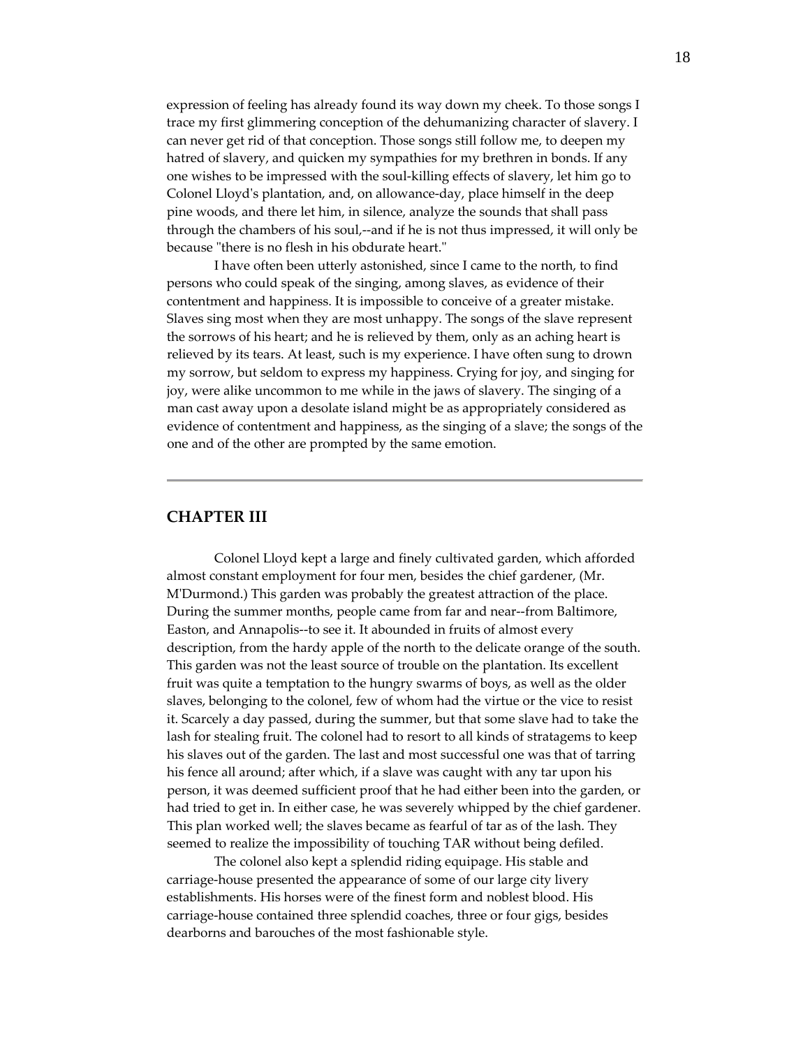expression of feeling has already found its way down my cheek. To those songs I trace my first glimmering conception of the dehumanizing character of slavery. I can never get rid of that conception. Those songs still follow me, to deepen my hatred of slavery, and quicken my sympathies for my brethren in bonds. If any one wishes to be impressed with the soul-killing effects of slavery, let him go to Colonel Lloyd's plantation, and, on allowance-day, place himself in the deep pine woods, and there let him, in silence, analyze the sounds that shall pass through the chambers of his soul,--and if he is not thus impressed, it will only be because "there is no flesh in his obdurate heart."

I have often been utterly astonished, since I came to the north, to find persons who could speak of the singing, among slaves, as evidence of their contentment and happiness. It is impossible to conceive of a greater mistake. Slaves sing most when they are most unhappy. The songs of the slave represent the sorrows of his heart; and he is relieved by them, only as an aching heart is relieved by its tears. At least, such is my experience. I have often sung to drown my sorrow, but seldom to express my happiness. Crying for joy, and singing for joy, were alike uncommon to me while in the jaws of slavery. The singing of a man cast away upon a desolate island might be as appropriately considered as evidence of contentment and happiness, as the singing of a slave; the songs of the one and of the other are prompted by the same emotion.

---

## CHAPTER III

Colonel Lloyd kept a large and finely cultivated garden, which afforded almost constant employment for four men, besides the chief gardener, (Mr. M'Durmond.) This garden was probably the greatest attraction of the place. During the summer months, people came from far and near--from Baltimore, Easton, and Annapolis--to see it. It abounded in fruits of almost every description, from the hardy apple of the north to the delicate orange of the south. This garden was not the least source of trouble on the plantation. Its excellent fruit was quite a temptation to the hungry swarms of boys, as well as the older slaves, belonging to the colonel, few of whom had the virtue or the vice to resist it. Scarcely a day passed, during the summer, but that some slave had to take the lash for stealing fruit. The colonel had to resort to all kinds of stratagems to keep his slaves out of the garden. The last and most successful one was that of tarring his fence all around; after which, if a slave was caught with any tar upon his person, it was deemed sufficient proof that he had either been into the garden, or had tried to get in. In either case, he was severely whipped by the chief gardener. This plan worked well; the slaves became as fearful of tar as of the lash. They seemed to realize the impossibility of touching TAR without being defiled.

The colonel also kept a splendid riding equipage. His stable and carriage-house presented the appearance of some of our large city livery establishments. His horses were of the finest form and noblest blood. His carriage-house contained three splendid coaches, three or four gigs, besides dearborns and barouches of the most fashionable style.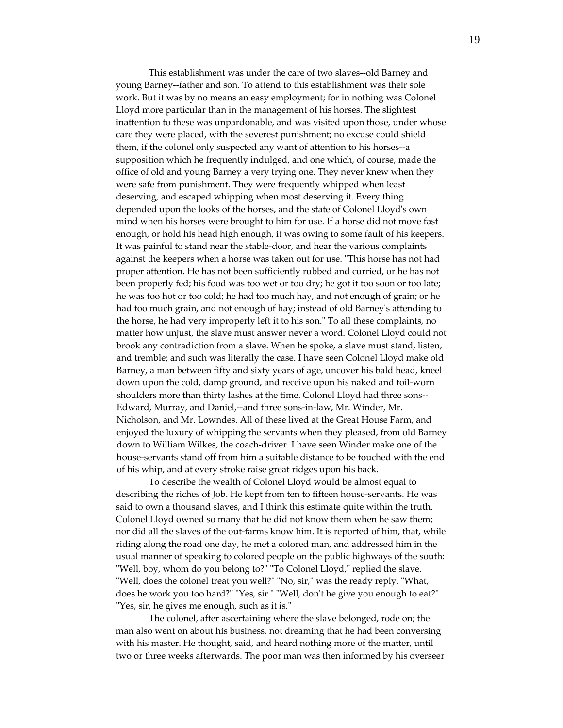This establishment was under the care of two slaves--old Barney and young Barney--father and son. To attend to this establishment was their sole work. But it was by no means an easy employment; for in nothing was Colonel Lloyd more particular than in the management of his horses. The slightest inattention to these was unpardonable, and was visited upon those, under whose care they were placed, with the severest punishment; no excuse could shield them, if the colonel only suspected any want of attention to his horses--a supposition which he frequently indulged, and one which, of course, made the office of old and young Barney a very trying one. They never knew when they were safe from punishment. They were frequently whipped when least deserving, and escaped whipping when most deserving it. Every thing depended upon the looks of the horses, and the state of Colonel Lloyd's own mind when his horses were brought to him for use. If a horse did not move fast enough, or hold his head high enough, it was owing to some fault of his keepers. It was painful to stand near the stable-door, and hear the various complaints against the keepers when a horse was taken out for use. "This horse has not had proper attention. He has not been sufficiently rubbed and curried, or he has not been properly fed; his food was too wet or too dry; he got it too soon or too late; he was too hot or too cold; he had too much hay, and not enough of grain; or he had too much grain, and not enough of hay; instead of old Barney's attending to the horse, he had very improperly left it to his son." To all these complaints, no matter how unjust, the slave must answer never a word. Colonel Lloyd could not brook any contradiction from a slave. When he spoke, a slave must stand, listen, and tremble; and such was literally the case. I have seen Colonel Lloyd make old Barney, a man between fifty and sixty years of age, uncover his bald head, kneel down upon the cold, damp ground, and receive upon his naked and toil-worn shoulders more than thirty lashes at the time. Colonel Lloyd had three sons--Edward, Murray, and Daniel,--and three sons-in-law, Mr. Winder, Mr. Nicholson, and Mr. Lowndes. All of these lived at the Great House Farm, and enjoyed the luxury of whipping the servants when they pleased, from old Barney down to William Wilkes, the coach-driver. I have seen Winder make one of the house-servants stand off from him a suitable distance to be touched with the end of his whip, and at every stroke raise great ridges upon his back.

To describe the wealth of Colonel Lloyd would be almost equal to describing the riches of Job. He kept from ten to fifteen house-servants. He was said to own a thousand slaves, and I think this estimate quite within the truth. Colonel Lloyd owned so many that he did not know them when he saw them; nor did all the slaves of the out-farms know him. It is reported of him, that, while riding along the road one day, he met a colored man, and addressed him in the usual manner of speaking to colored people on the public highways of the south: "Well, boy, whom do you belong to?" "To Colonel Lloyd," replied the slave. "Well, does the colonel treat you well?" "No, sir," was the ready reply. "What, does he work you too hard?" "Yes, sir." "Well, don't he give you enough to eat?" "Yes, sir, he gives me enough, such as it is."

The colonel, after ascertaining where the slave belonged, rode on; the man also went on about his business, not dreaming that he had been conversing with his master. He thought, said, and heard nothing more of the matter, until two or three weeks afterwards. The poor man was then informed by his overseer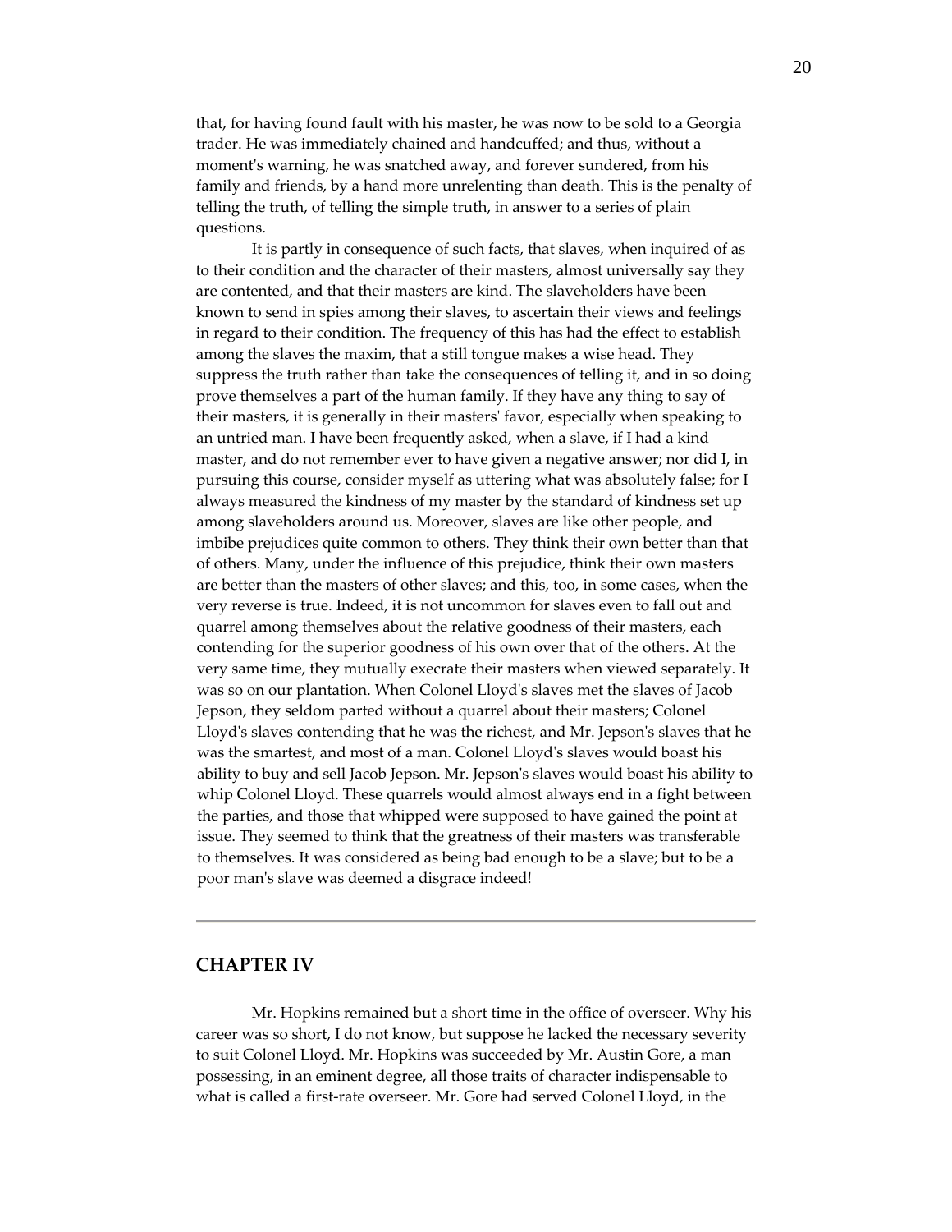that, for having found fault with his master, he was now to be sold to a Georgia trader. He was immediately chained and handcuffed; and thus, without a moment's warning, he was snatched away, and forever sundered, from his family and friends, by a hand more unrelenting than death. This is the penalty of telling the truth, of telling the simple truth, in answer to a series of plain questions.

It is partly in consequence of such facts, that slaves, when inquired of as to their condition and the character of their masters, almost universally say they are contented, and that their masters are kind. The slaveholders have been known to send in spies among their slaves, to ascertain their views and feelings in regard to their condition. The frequency of this has had the effect to establish among the slaves the maxim, that a still tongue makes a wise head. They suppress the truth rather than take the consequences of telling it, and in so doing prove themselves a part of the human family. If they have any thing to say of their masters, it is generally in their masters' favor, especially when speaking to an untried man. I have been frequently asked, when a slave, if I had a kind master, and do not remember ever to have given a negative answer; nor did I, in pursuing this course, consider myself as uttering what was absolutely false; for I always measured the kindness of my master by the standard of kindness set up among slaveholders around us. Moreover, slaves are like other people, and imbibe prejudices quite common to others. They think their own better than that of others. Many, under the influence of this prejudice, think their own masters are better than the masters of other slaves; and this, too, in some cases, when the very reverse is true. Indeed, it is not uncommon for slaves even to fall out and quarrel among themselves about the relative goodness of their masters, each contending for the superior goodness of his own over that of the others. At the very same time, they mutually execrate their masters when viewed separately. It was so on our plantation. When Colonel Lloyd's slaves met the slaves of Jacob Jepson, they seldom parted without a quarrel about their masters; Colonel Lloyd's slaves contending that he was the richest, and Mr. Jepson's slaves that he was the smartest, and most of a man. Colonel Lloyd's slaves would boast his ability to buy and sell Jacob Jepson. Mr. Jepson's slaves would boast his ability to whip Colonel Lloyd. These quarrels would almost always end in a fight between the parties, and those that whipped were supposed to have gained the point at issue. They seemed to think that the greatness of their masters was transferable to themselves. It was considered as being bad enough to be a slave; but to be a poor man's slave was deemed a disgrace indeed!

---

## CHAPTER IV

Mr. Hopkins remained but a short time in the office of overseer. Why his career was so short, I do not know, but suppose he lacked the necessary severity to suit Colonel Lloyd. Mr. Hopkins was succeeded by Mr. Austin Gore, a man possessing, in an eminent degree, all those traits of character indispensable to what is called a first-rate overseer. Mr. Gore had served Colonel Lloyd, in the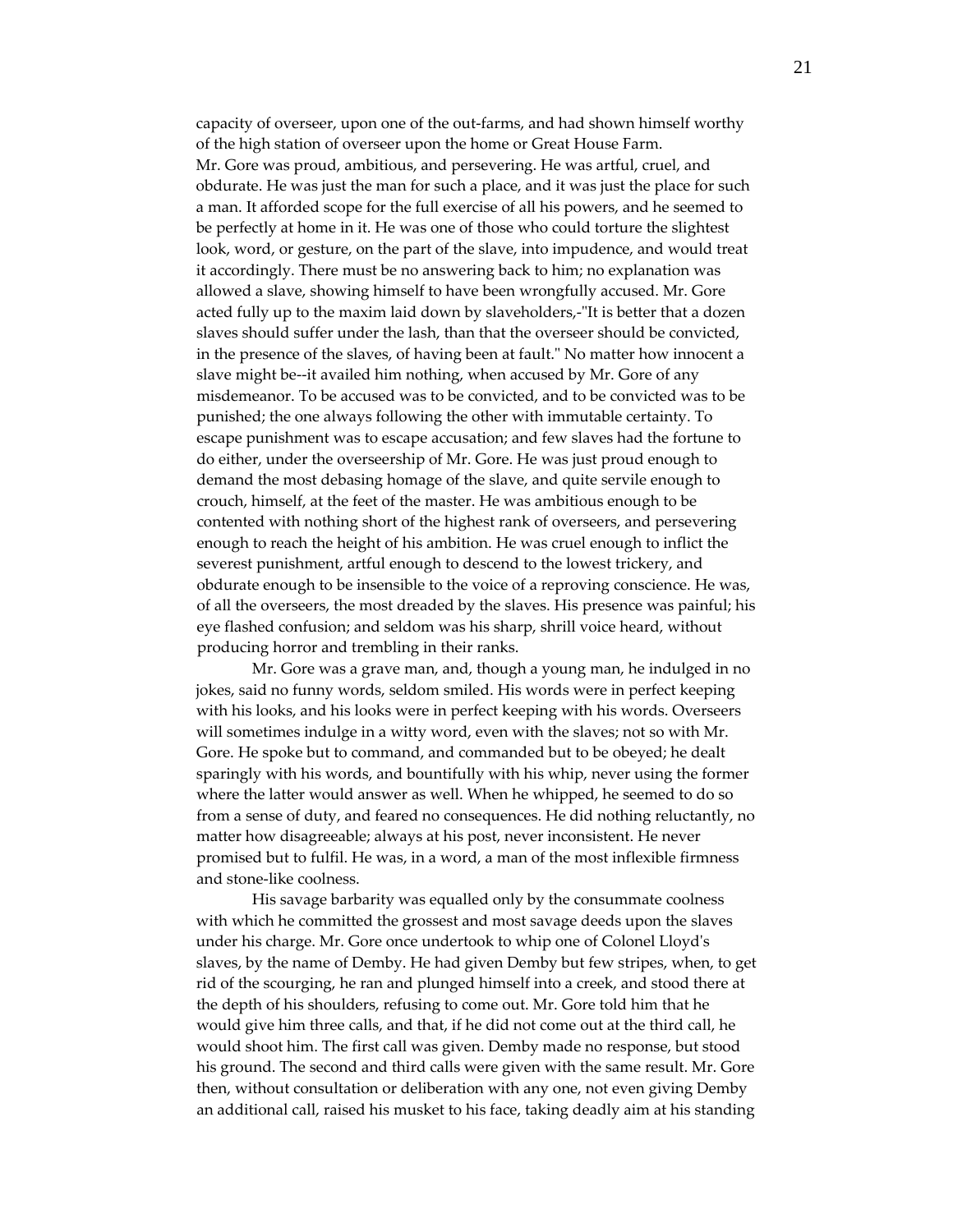capacity of overseer, upon one of the out-farms, and had shown himself worthy of the high station of overseer upon the home or Great House Farm.

Mr. Gore was proud, ambitious, and persevering. He was artful, cruel, and obdurate. He was just the man for such a place, and it was just the place for such a man. It afforded scope for the full exercise of all his powers, and he seemed to be perfectly at home in it. He was one of those who could torture the slightest look, word, or gesture, on the part of the slave, into impudence, and would treat it accordingly. There must be no answering back to him; no explanation was allowed a slave, showing himself to have been wrongfully accused. Mr. Gore acted fully up to the maxim laid down by slaveholders,-"It is better that a dozen slaves should suffer under the lash, than that the overseer should be convicted, in the presence of the slaves, of having been at fault." No matter how innocent a slave might be--it availed him nothing, when accused by Mr. Gore of any misdemeanor. To be accused was to be convicted, and to be convicted was to be punished; the one always following the other with immutable certainty. To escape punishment was to escape accusation; and few slaves had the fortune to do either, under the overseership of Mr. Gore. He was just proud enough to demand the most debasing homage of the slave, and quite servile enough to crouch, himself, at the feet of the master. He was ambitious enough to be contented with nothing short of the highest rank of overseers, and persevering enough to reach the height of his ambition. He was cruel enough to inflict the severest punishment, artful enough to descend to the lowest trickery, and obdurate enough to be insensible to the voice of a reproving conscience. He was, of all the overseers, the most dreaded by the slaves. His presence was painful; his eye flashed confusion; and seldom was his sharp, shrill voice heard, without producing horror and trembling in their ranks.

Mr. Gore was a grave man, and, though a young man, he indulged in no jokes, said no funny words, seldom smiled. His words were in perfect keeping with his looks, and his looks were in perfect keeping with his words. Overseers will sometimes indulge in a witty word, even with the slaves; not so with Mr. Gore. He spoke but to command, and commanded but to be obeyed; he dealt sparingly with his words, and bountifully with his whip, never using the former where the latter would answer as well. When he whipped, he seemed to do so from a sense of duty, and feared no consequences. He did nothing reluctantly, no matter how disagreeable; always at his post, never inconsistent. He never promised but to fulfil. He was, in a word, a man of the most inflexible firmness and stone-like coolness.

His savage barbarity was equalled only by the consummate coolness with which he committed the grossest and most savage deeds upon the slaves under his charge. Mr. Gore once undertook to whip one of Colonel Lloyd's slaves, by the name of Demby. He had given Demby but few stripes, when, to get rid of the scourging, he ran and plunged himself into a creek, and stood there at the depth of his shoulders, refusing to come out. Mr. Gore told him that he would give him three calls, and that, if he did not come out at the third call, he would shoot him. The first call was given. Demby made no response, but stood his ground. The second and third calls were given with the same result. Mr. Gore then, without consultation or deliberation with any one, not even giving Demby an additional call, raised his musket to his face, taking deadly aim at his standing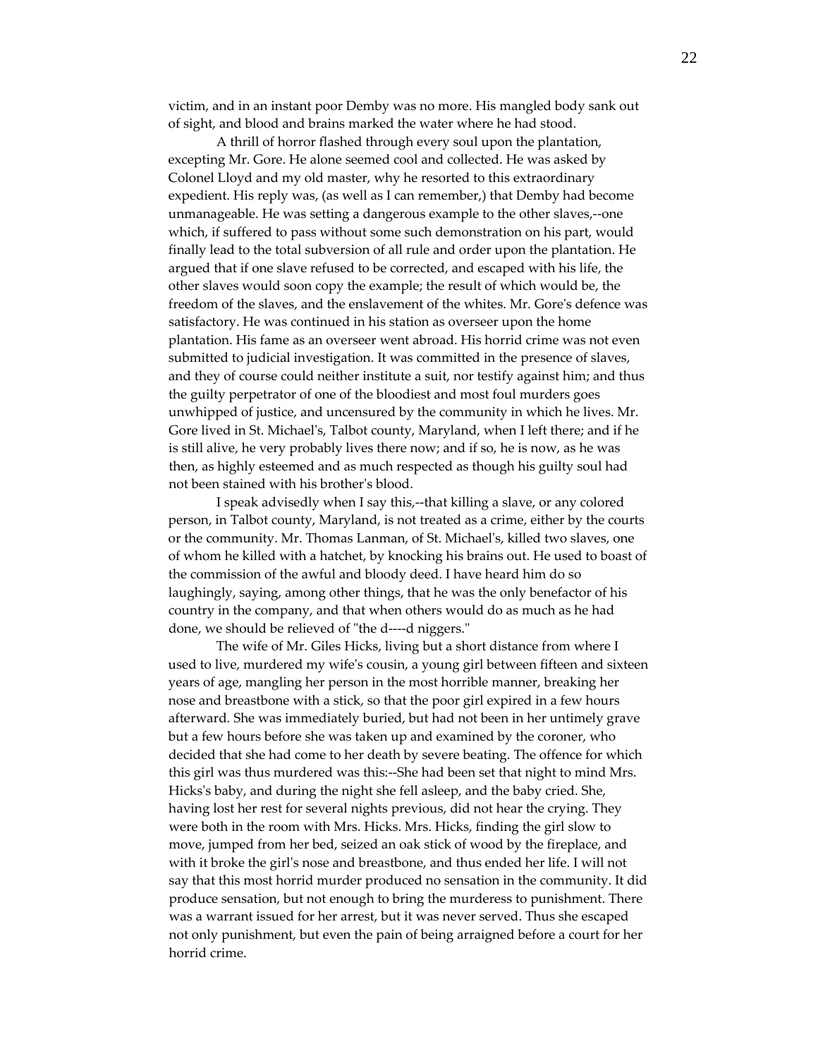victim, and in an instant poor Demby was no more. His mangled body sank out of sight, and blood and brains marked the water where he had stood.

A thrill of horror flashed through every soul upon the plantation, excepting Mr. Gore. He alone seemed cool and collected. He was asked by Colonel Lloyd and my old master, why he resorted to this extraordinary expedient. His reply was, (as well as I can remember,) that Demby had become unmanageable. He was setting a dangerous example to the other slaves,--one which, if suffered to pass without some such demonstration on his part, would finally lead to the total subversion of all rule and order upon the plantation. He argued that if one slave refused to be corrected, and escaped with his life, the other slaves would soon copy the example; the result of which would be, the freedom of the slaves, and the enslavement of the whites. Mr. Gore's defence was satisfactory. He was continued in his station as overseer upon the home plantation. His fame as an overseer went abroad. His horrid crime was not even submitted to judicial investigation. It was committed in the presence of slaves, and they of course could neither institute a suit, nor testify against him; and thus the guilty perpetrator of one of the bloodiest and most foul murders goes unwhipped of justice, and uncensured by the community in which he lives. Mr. Gore lived in St. Michael's, Talbot county, Maryland, when I left there; and if he is still alive, he very probably lives there now; and if so, he is now, as he was then, as highly esteemed and as much respected as though his guilty soul had not been stained with his brother's blood.

I speak advisedly when I say this,--that killing a slave, or any colored person, in Talbot county, Maryland, is not treated as a crime, either by the courts or the community. Mr. Thomas Lanman, of St. Michael's, killed two slaves, one of whom he killed with a hatchet, by knocking his brains out. He used to boast of the commission of the awful and bloody deed. I have heard him do so laughingly, saying, among other things, that he was the only benefactor of his country in the company, and that when others would do as much as he had done, we should be relieved of "the d----d niggers."

The wife of Mr. Giles Hicks, living but a short distance from where I used to live, murdered my wife's cousin, a young girl between fifteen and sixteen years of age, mangling her person in the most horrible manner, breaking her nose and breastbone with a stick, so that the poor girl expired in a few hours afterward. She was immediately buried, but had not been in her untimely grave but a few hours before she was taken up and examined by the coroner, who decided that she had come to her death by severe beating. The offence for which this girl was thus murdered was this:--She had been set that night to mind Mrs. Hicks's baby, and during the night she fell asleep, and the baby cried. She, having lost her rest for several nights previous, did not hear the crying. They were both in the room with Mrs. Hicks. Mrs. Hicks, finding the girl slow to move, jumped from her bed, seized an oak stick of wood by the fireplace, and with it broke the girl's nose and breastbone, and thus ended her life. I will not say that this most horrid murder produced no sensation in the community. It did produce sensation, but not enough to bring the murderess to punishment. There was a warrant issued for her arrest, but it was never served. Thus she escaped not only punishment, but even the pain of being arraigned before a court for her horrid crime.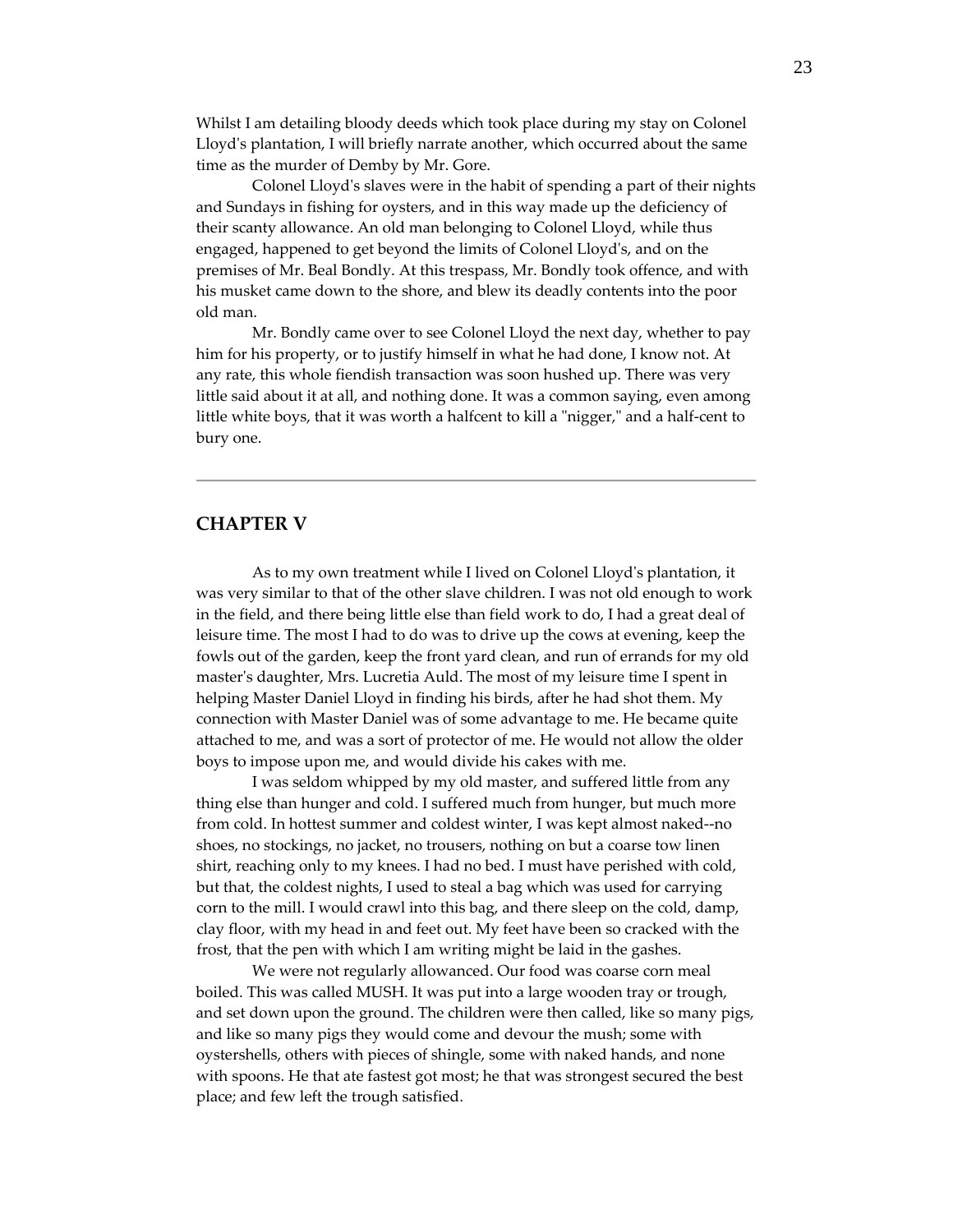Whilst I am detailing bloody deeds which took place during my stay on Colonel Lloyd's plantation, I will briefly narrate another, which occurred about the same time as the murder of Demby by Mr. Gore.

Colonel Lloyd's slaves were in the habit of spending a part of their nights and Sundays in fishing for oysters, and in this way made up the deficiency of their scanty allowance. An old man belonging to Colonel Lloyd, while thus engaged, happened to get beyond the limits of Colonel Lloyd's, and on the premises of Mr. Beal Bondly. At this trespass, Mr. Bondly took offence, and with his musket came down to the shore, and blew its deadly contents into the poor old man.

Mr. Bondly came over to see Colonel Lloyd the next day, whether to pay him for his property, or to justify himself in what he had done, I know not. At any rate, this whole fiendish transaction was soon hushed up. There was very little said about it at all, and nothing done. It was a common saying, even among little white boys, that it was worth a halfcent to kill a "nigger," and a half-cent to bury one.

---

## CHAPTER V

As to my own treatment while I lived on Colonel Lloyd's plantation, it was very similar to that of the other slave children. I was not old enough to work in the field, and there being little else than field work to do, I had a great deal of leisure time. The most I had to do was to drive up the cows at evening, keep the fowls out of the garden, keep the front yard clean, and run of errands for my old master's daughter, Mrs. Lucretia Auld. The most of my leisure time I spent in helping Master Daniel Lloyd in finding his birds, after he had shot them. My connection with Master Daniel was of some advantage to me. He became quite attached to me, and was a sort of protector of me. He would not allow the older boys to impose upon me, and would divide his cakes with me.

I was seldom whipped by my old master, and suffered little from any thing else than hunger and cold. I suffered much from hunger, but much more from cold. In hottest summer and coldest winter, I was kept almost naked--no shoes, no stockings, no jacket, no trousers, nothing on but a coarse tow linen shirt, reaching only to my knees. I had no bed. I must have perished with cold, but that, the coldest nights, I used to steal a bag which was used for carrying corn to the mill. I would crawl into this bag, and there sleep on the cold, damp, clay floor, with my head in and feet out. My feet have been so cracked with the frost, that the pen with which I am writing might be laid in the gashes.

We were not regularly allowanced. Our food was coarse corn meal boiled. This was called MUSH. It was put into a large wooden tray or trough, and set down upon the ground. The children were then called, like so many pigs, and like so many pigs they would come and devour the mush; some with oystershells, others with pieces of shingle, some with naked hands, and none with spoons. He that ate fastest got most; he that was strongest secured the best place; and few left the trough satisfied.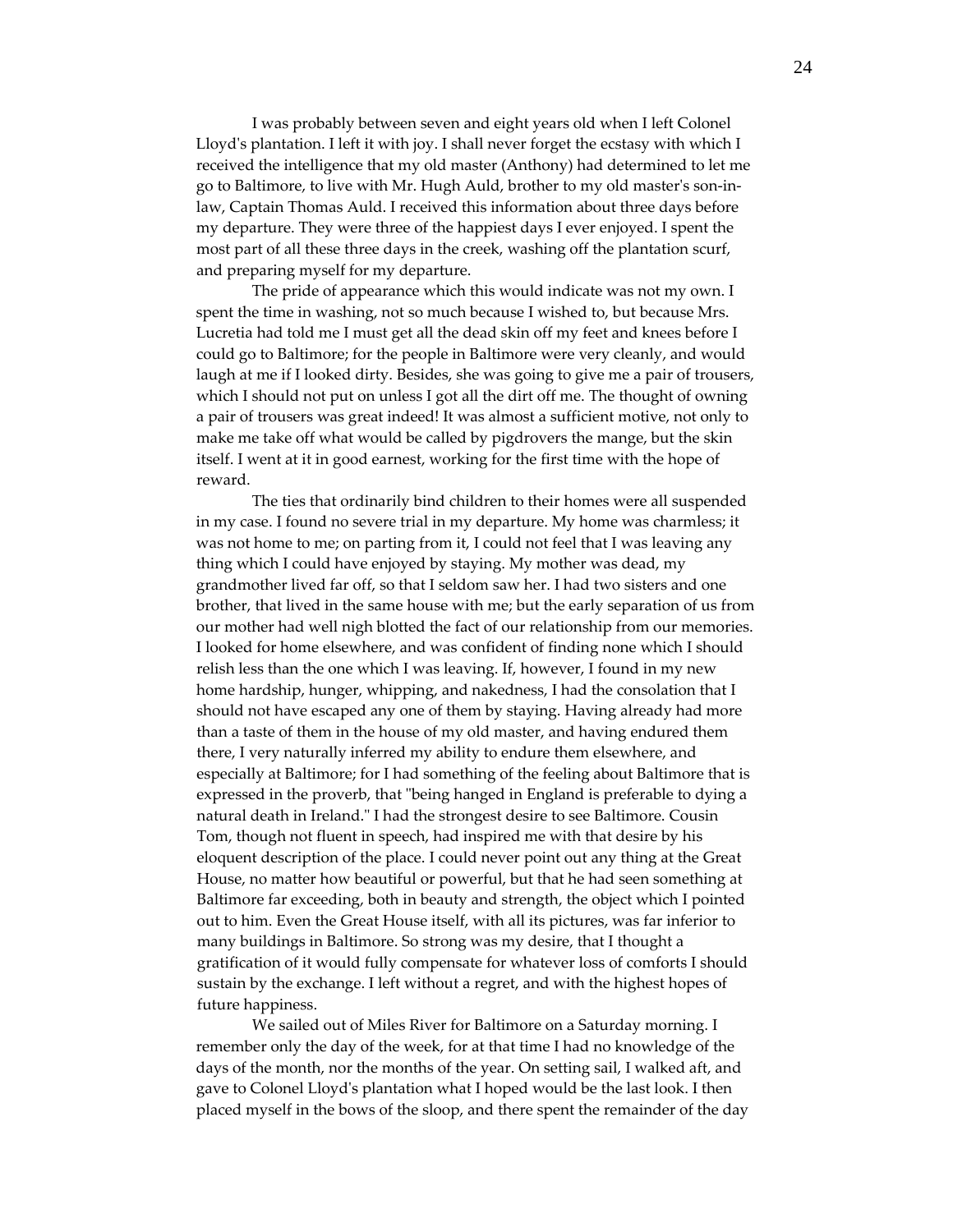I was probably between seven and eight years old when I left Colonel Lloyd's plantation. I left it with joy. I shall never forget the ecstasy with which I received the intelligence that my old master (Anthony) had determined to let me go to Baltimore, to live with Mr. Hugh Auld, brother to my old master's son-in-law, Captain Thomas Auld. I received this information about three days before my departure. They were three of the happiest days I ever enjoyed. I spent the most part of all these three days in the creek, washing off the plantation scurf, and preparing myself for my departure.

The pride of appearance which this would indicate was not my own. I spent the time in washing, not so much because I wished to, but because Mrs. Lucretia had told me I must get all the dead skin off my feet and knees before I could go to Baltimore; for the people in Baltimore were very cleanly, and would laugh at me if I looked dirty. Besides, she was going to give me a pair of trousers, which I should not put on unless I got all the dirt off me. The thought of owning a pair of trousers was great indeed! It was almost a sufficient motive, not only to make me take off what would be called by pigdrovers the mange, but the skin itself. I went at it in good earnest, working for the first time with the hope of reward.

The ties that ordinarily bind children to their homes were all suspended in my case. I found no severe trial in my departure. My home was charmless; it was not home to me; on parting from it, I could not feel that I was leaving any thing which I could have enjoyed by staying. My mother was dead, my grandmother lived far off, so that I seldom saw her. I had two sisters and one brother, that lived in the same house with me; but the early separation of us from our mother had well nigh blotted the fact of our relationship from our memories. I looked for home elsewhere, and was confident of finding none which I should relish less than the one which I was leaving. If, however, I found in my new home hardship, hunger, whipping, and nakedness, I had the consolation that I should not have escaped any one of them by staying. Having already had more than a taste of them in the house of my old master, and having endured them there, I very naturally inferred my ability to endure them elsewhere, and especially at Baltimore; for I had something of the feeling about Baltimore that is expressed in the proverb, that "being hanged in England is preferable to dying a natural death in Ireland." I had the strongest desire to see Baltimore. Cousin Tom, though not fluent in speech, had inspired me with that desire by his eloquent description of the place. I could never point out any thing at the Great House, no matter how beautiful or powerful, but that he had seen something at Baltimore far exceeding, both in beauty and strength, the object which I pointed out to him. Even the Great House itself, with all its pictures, was far inferior to many buildings in Baltimore. So strong was my desire, that I thought a gratification of it would fully compensate for whatever loss of comforts I should sustain by the exchange. I left without a regret, and with the highest hopes of future happiness.

We sailed out of Miles River for Baltimore on a Saturday morning. I remember only the day of the week, for at that time I had no knowledge of the days of the month, nor the months of the year. On setting sail, I walked aft, and gave to Colonel Lloyd's plantation what I hoped would be the last look. I then placed myself in the bows of the sloop, and there spent the remainder of the day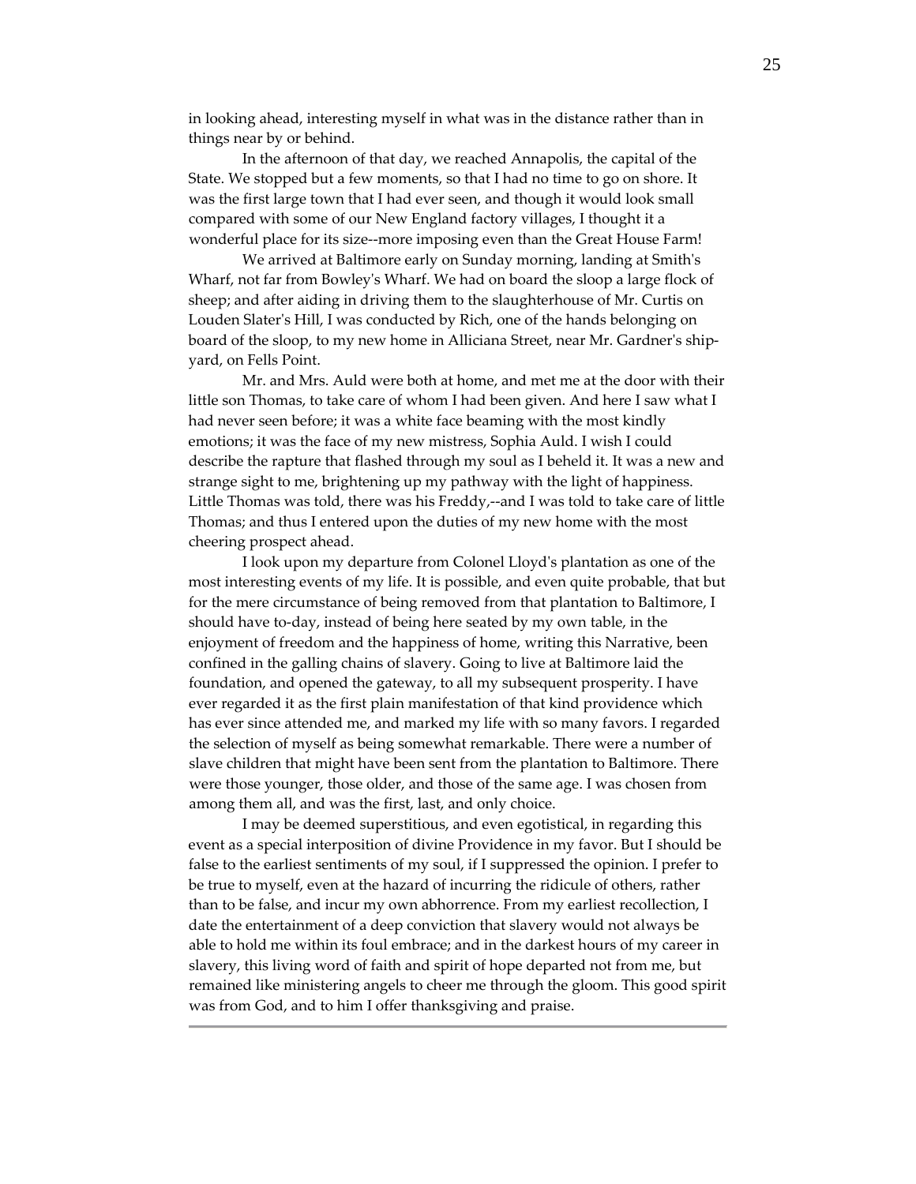in looking ahead, interesting myself in what was in the distance rather than in things near by or behind.

In the afternoon of that day, we reached Annapolis, the capital of the State. We stopped but a few moments, so that I had no time to go on shore. It was the first large town that I had ever seen, and though it would look small compared with some of our New England factory villages, I thought it a wonderful place for its size--more imposing even than the Great House Farm!

We arrived at Baltimore early on Sunday morning, landing at Smith's Wharf, not far from Bowley's Wharf. We had on board the sloop a large flock of sheep; and after aiding in driving them to the slaughterhouse of Mr. Curtis on Louden Slater's Hill, I was conducted by Rich, one of the hands belonging on board of the sloop, to my new home in Alliciana Street, near Mr. Gardner's ship-yard, on Fells Point.

Mr. and Mrs. Auld were both at home, and met me at the door with their little son Thomas, to take care of whom I had been given. And here I saw what I had never seen before; it was a white face beaming with the most kindly emotions; it was the face of my new mistress, Sophia Auld. I wish I could describe the rapture that flashed through my soul as I beheld it. It was a new and strange sight to me, brightening up my pathway with the light of happiness. Little Thomas was told, there was his Freddy,--and I was told to take care of little Thomas; and thus I entered upon the duties of my new home with the most cheering prospect ahead.

I look upon my departure from Colonel Lloyd's plantation as one of the most interesting events of my life. It is possible, and even quite probable, that but for the mere circumstance of being removed from that plantation to Baltimore, I should have to-day, instead of being here seated by my own table, in the enjoyment of freedom and the happiness of home, writing this Narrative, been confined in the galling chains of slavery. Going to live at Baltimore laid the foundation, and opened the gateway, to all my subsequent prosperity. I have ever regarded it as the first plain manifestation of that kind providence which has ever since attended me, and marked my life with so many favors. I regarded the selection of myself as being somewhat remarkable. There were a number of slave children that might have been sent from the plantation to Baltimore. There were those younger, those older, and those of the same age. I was chosen from among them all, and was the first, last, and only choice.

I may be deemed superstitious, and even egotistical, in regarding this event as a special interposition of divine Providence in my favor. But I should be false to the earliest sentiments of my soul, if I suppressed the opinion. I prefer to be true to myself, even at the hazard of incurring the ridicule of others, rather than to be false, and incur my own abhorrence. From my earliest recollection, I date the entertainment of a deep conviction that slavery would not always be able to hold me within its foul embrace; and in the darkest hours of my career in slavery, this living word of faith and spirit of hope departed not from me, but remained like ministering angels to cheer me through the gloom. This good spirit was from God, and to him I offer thanksgiving and praise.

---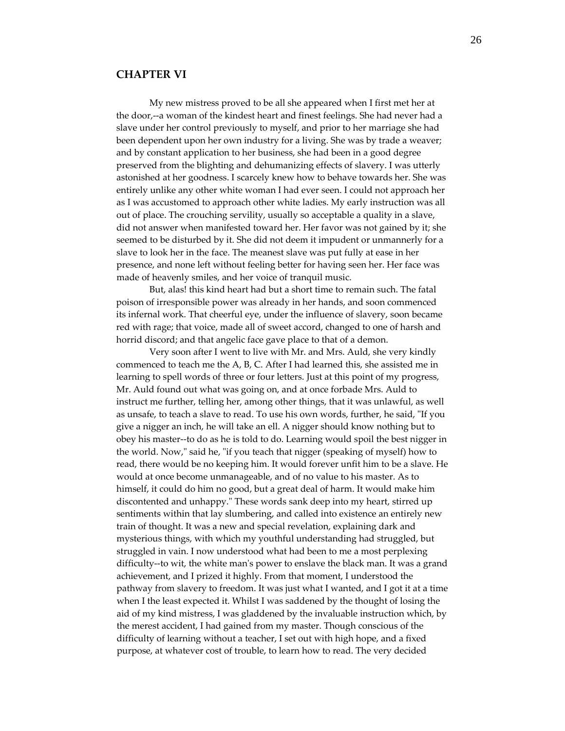## CHAPTER VI

My new mistress proved to be all she appeared when I first met her at the door,--a woman of the kindest heart and finest feelings. She had never had a slave under her control previously to myself, and prior to her marriage she had been dependent upon her own industry for a living. She was by trade a weaver; and by constant application to her business, she had been in a good degree preserved from the blighting and dehumanizing effects of slavery. I was utterly astonished at her goodness. I scarcely knew how to behave towards her. She was entirely unlike any other white woman I had ever seen. I could not approach her as I was accustomed to approach other white ladies. My early instruction was all out of place. The crouching servility, usually so acceptable a quality in a slave, did not answer when manifested toward her. Her favor was not gained by it; she seemed to be disturbed by it. She did not deem it impudent or unmannerly for a slave to look her in the face. The meanest slave was put fully at ease in her presence, and none left without feeling better for having seen her. Her face was made of heavenly smiles, and her voice of tranquil music.

But, alas! this kind heart had but a short time to remain such. The fatal poison of irresponsible power was already in her hands, and soon commenced its infernal work. That cheerful eye, under the influence of slavery, soon became red with rage; that voice, made all of sweet accord, changed to one of harsh and horrid discord; and that angelic face gave place to that of a demon.

Very soon after I went to live with Mr. and Mrs. Auld, she very kindly commenced to teach me the A, B, C. After I had learned this, she assisted me in learning to spell words of three or four letters. Just at this point of my progress, Mr. Auld found out what was going on, and at once forbade Mrs. Auld to instruct me further, telling her, among other things, that it was unlawful, as well as unsafe, to teach a slave to read. To use his own words, further, he said, "If you give a nigger an inch, he will take an ell. A nigger should know nothing but to obey his master--to do as he is told to do. Learning would spoil the best nigger in the world. Now," said he, "if you teach that nigger (speaking of myself) how to read, there would be no keeping him. It would forever unfit him to be a slave. He would at once become unmanageable, and of no value to his master. As to himself, it could do him no good, but a great deal of harm. It would make him discontented and unhappy." These words sank deep into my heart, stirred up sentiments within that lay slumbering, and called into existence an entirely new train of thought. It was a new and special revelation, explaining dark and mysterious things, with which my youthful understanding had struggled, but struggled in vain. I now understood what had been to me a most perplexing difficulty--to wit, the white man's power to enslave the black man. It was a grand achievement, and I prized it highly. From that moment, I understood the pathway from slavery to freedom. It was just what I wanted, and I got it at a time when I the least expected it. Whilst I was saddened by the thought of losing the aid of my kind mistress, I was gladdened by the invaluable instruction which, by the merest accident, I had gained from my master. Though conscious of the difficulty of learning without a teacher, I set out with high hope, and a fixed purpose, at whatever cost of trouble, to learn how to read. The very decided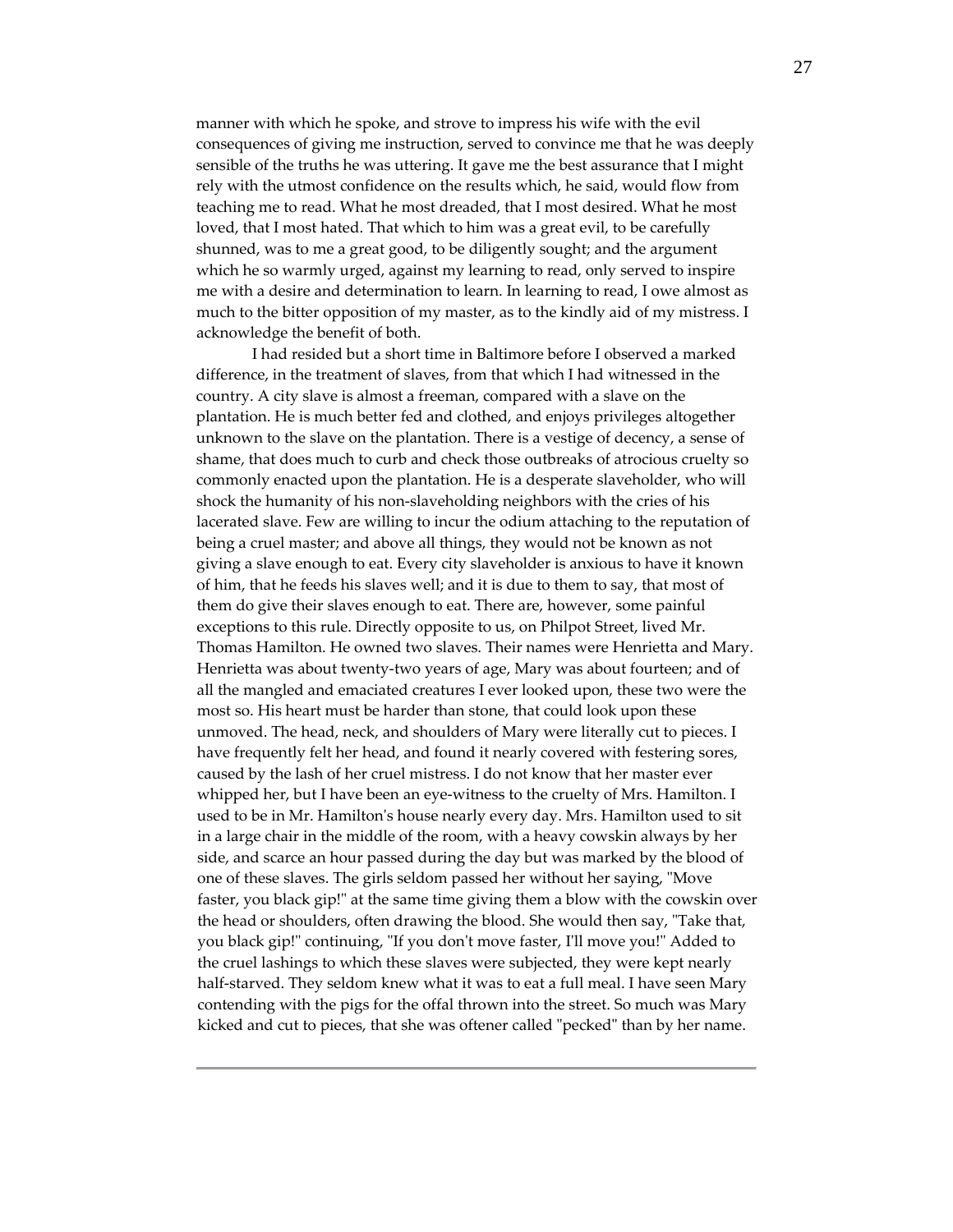manner with which he spoke, and strove to impress his wife with the evil consequences of giving me instruction, served to convince me that he was deeply sensible of the truths he was uttering. It gave me the best assurance that I might rely with the utmost confidence on the results which, he said, would flow from teaching me to read. What he most dreaded, that I most desired. What he most loved, that I most hated. That which to him was a great evil, to be carefully shunned, was to me a great good, to be diligently sought; and the argument which he so warmly urged, against my learning to read, only served to inspire me with a desire and determination to learn. In learning to read, I owe almost as much to the bitter opposition of my master, as to the kindly aid of my mistress. I acknowledge the benefit of both.

I had resided but a short time in Baltimore before I observed a marked difference, in the treatment of slaves, from that which I had witnessed in the country. A city slave is almost a freeman, compared with a slave on the plantation. He is much better fed and clothed, and enjoys privileges altogether unknown to the slave on the plantation. There is a vestige of decency, a sense of shame, that does much to curb and check those outbreaks of atrocious cruelty so commonly enacted upon the plantation. He is a desperate slaveholder, who will shock the humanity of his non-slaveholding neighbors with the cries of his lacerated slave. Few are willing to incur the odium attaching to the reputation of being a cruel master; and above all things, they would not be known as not giving a slave enough to eat. Every city slaveholder is anxious to have it known of him, that he feeds his slaves well; and it is due to them to say, that most of them do give their slaves enough to eat. There are, however, some painful exceptions to this rule. Directly opposite to us, on Philpot Street, lived Mr. Thomas Hamilton. He owned two slaves. Their names were Henrietta and Mary. Henrietta was about twenty-two years of age, Mary was about fourteen; and of all the mangled and emaciated creatures I ever looked upon, these two were the most so. His heart must be harder than stone, that could look upon these unmoved. The head, neck, and shoulders of Mary were literally cut to pieces. I have frequently felt her head, and found it nearly covered with festering sores, caused by the lash of her cruel mistress. I do not know that her master ever whipped her, but I have been an eye-witness to the cruelty of Mrs. Hamilton. I used to be in Mr. Hamilton's house nearly every day. Mrs. Hamilton used to sit in a large chair in the middle of the room, with a heavy cowskin always by her side, and scarce an hour passed during the day but was marked by the blood of one of these slaves. The girls seldom passed her without her saying, "Move faster, you black gip!" at the same time giving them a blow with the cowskin over the head or shoulders, often drawing the blood. She would then say, "Take that, you black gip!" continuing, "If you don't move faster, I'll move you!" Added to the cruel lashings to which these slaves were subjected, they were kept nearly half-starved. They seldom knew what it was to eat a full meal. I have seen Mary contending with the pigs for the offal thrown into the street. So much was Mary kicked and cut to pieces, that she was oftener called "pecked" than by her name.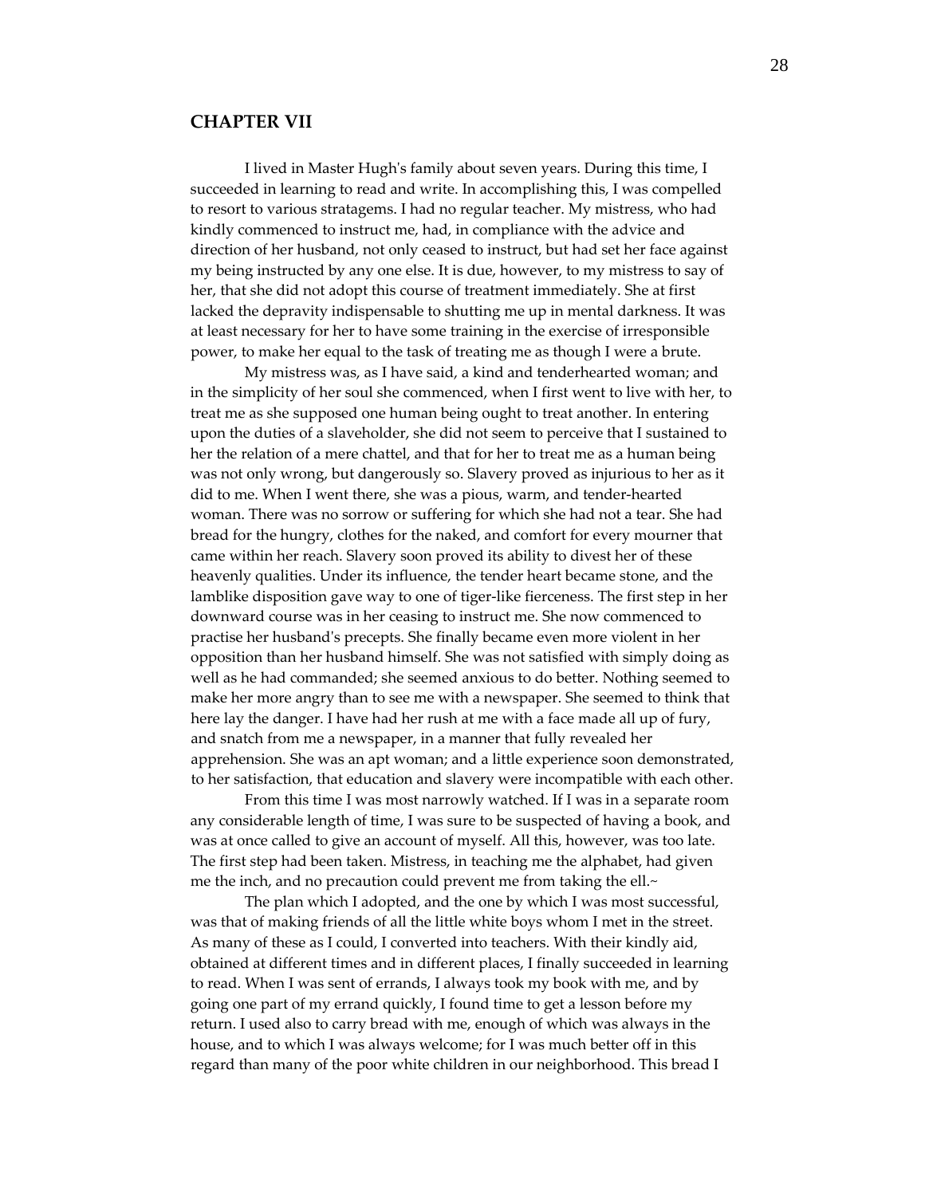## CHAPTER VII

I lived in Master Hugh's family about seven years. During this time, I succeeded in learning to read and write. In accomplishing this, I was compelled to resort to various stratagems. I had no regular teacher. My mistress, who had kindly commenced to instruct me, had, in compliance with the advice and direction of her husband, not only ceased to instruct, but had set her face against my being instructed by any one else. It is due, however, to my mistress to say of her, that she did not adopt this course of treatment immediately. She at first lacked the depravity indispensable to shutting me up in mental darkness. It was at least necessary for her to have some training in the exercise of irresponsible power, to make her equal to the task of treating me as though I were a brute.

My mistress was, as I have said, a kind and tenderhearted woman; and in the simplicity of her soul she commenced, when I first went to live with her, to treat me as she supposed one human being ought to treat another. In entering upon the duties of a slaveholder, she did not seem to perceive that I sustained to her the relation of a mere chattel, and that for her to treat me as a human being was not only wrong, but dangerously so. Slavery proved as injurious to her as it did to me. When I went there, she was a pious, warm, and tender-hearted woman. There was no sorrow or suffering for which she had not a tear. She had bread for the hungry, clothes for the naked, and comfort for every mourner that came within her reach. Slavery soon proved its ability to divest her of these heavenly qualities. Under its influence, the tender heart became stone, and the lamblike disposition gave way to one of tiger-like fierceness. The first step in her downward course was in her ceasing to instruct me. She now commenced to practise her husband's precepts. She finally became even more violent in her opposition than her husband himself. She was not satisfied with simply doing as well as he had commanded; she seemed anxious to do better. Nothing seemed to make her more angry than to see me with a newspaper. She seemed to think that here lay the danger. I have had her rush at me with a face made all up of fury, and snatch from me a newspaper, in a manner that fully revealed her apprehension. She was an apt woman; and a little experience soon demonstrated, to her satisfaction, that education and slavery were incompatible with each other.

From this time I was most narrowly watched. If I was in a separate room any considerable length of time, I was sure to be suspected of having a book, and was at once called to give an account of myself. All this, however, was too late. The first step had been taken. Mistress, in teaching me the alphabet, had given me the inch, and no precaution could prevent me from taking the ell.~

The plan which I adopted, and the one by which I was most successful, was that of making friends of all the little white boys whom I met in the street. As many of these as I could, I converted into teachers. With their kindly aid, obtained at different times and in different places, I finally succeeded in learning to read. When I was sent of errands, I always took my book with me, and by going one part of my errand quickly, I found time to get a lesson before my return. I used also to carry bread with me, enough of which was always in the house, and to which I was always welcome; for I was much better off in this regard than many of the poor white children in our neighborhood. This bread I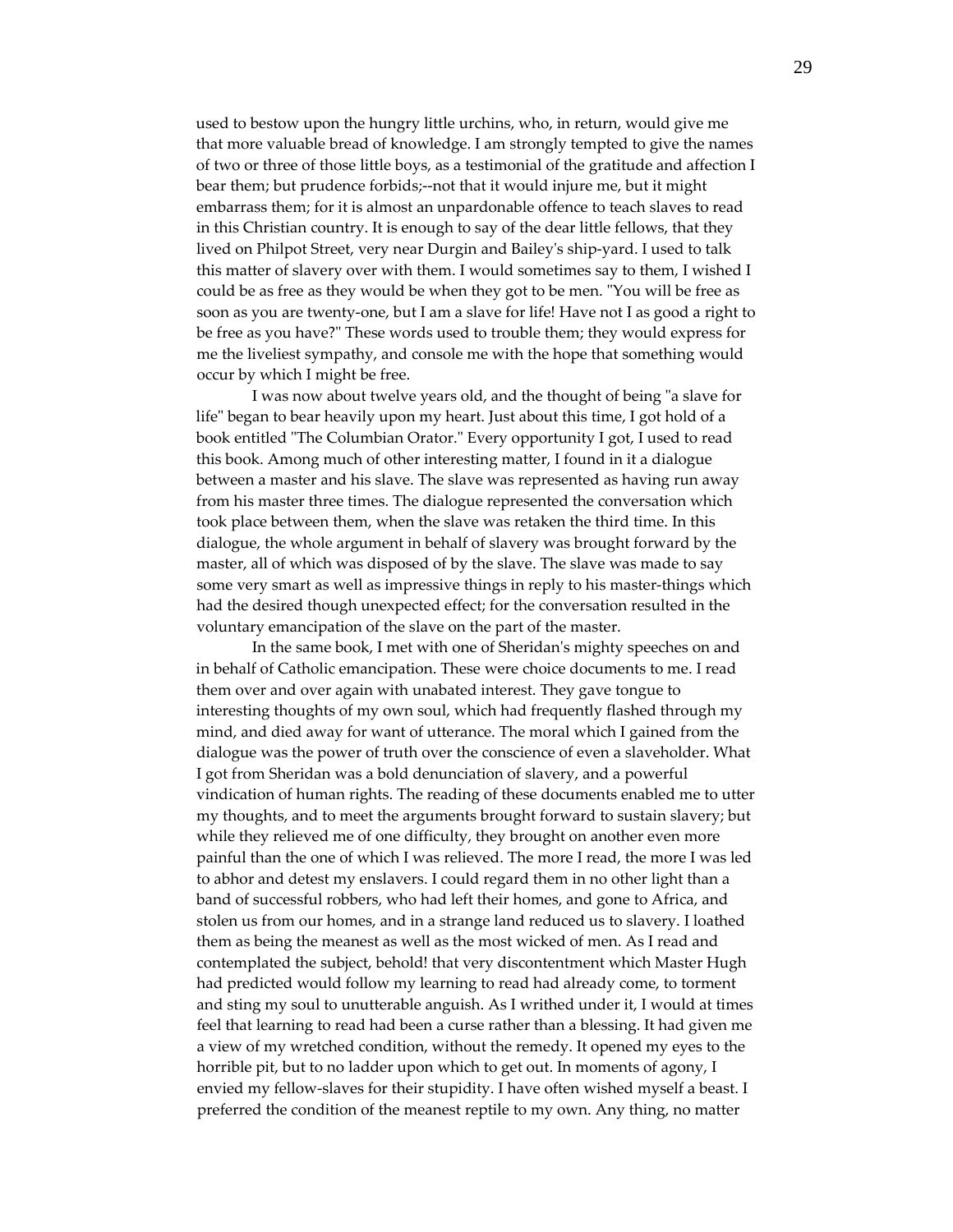used to bestow upon the hungry little urchins, who, in return, would give me that more valuable bread of knowledge. I am strongly tempted to give the names of two or three of those little boys, as a testimonial of the gratitude and affection I bear them; but prudence forbids;--not that it would injure me, but it might embarrass them; for it is almost an unpardonable offence to teach slaves to read in this Christian country. It is enough to say of the dear little fellows, that they lived on Philpot Street, very near Durgin and Bailey's ship-yard. I used to talk this matter of slavery over with them. I would sometimes say to them, I wished I could be as free as they would be when they got to be men. "You will be free as soon as you are twenty-one, but I am a slave for life! Have not I as good a right to be free as you have?" These words used to trouble them; they would express for me the liveliest sympathy, and console me with the hope that something would occur by which I might be free.

I was now about twelve years old, and the thought of being "a slave for life" began to bear heavily upon my heart. Just about this time, I got hold of a book entitled "The Columbian Orator." Every opportunity I got, I used to read this book. Among much of other interesting matter, I found in it a dialogue between a master and his slave. The slave was represented as having run away from his master three times. The dialogue represented the conversation which took place between them, when the slave was retaken the third time. In this dialogue, the whole argument in behalf of slavery was brought forward by the master, all of which was disposed of by the slave. The slave was made to say some very smart as well as impressive things in reply to his master-things which had the desired though unexpected effect; for the conversation resulted in the voluntary emancipation of the slave on the part of the master.

In the same book, I met with one of Sheridan's mighty speeches on and in behalf of Catholic emancipation. These were choice documents to me. I read them over and over again with unabated interest. They gave tongue to interesting thoughts of my own soul, which had frequently flashed through my mind, and died away for want of utterance. The moral which I gained from the dialogue was the power of truth over the conscience of even a slaveholder. What I got from Sheridan was a bold denunciation of slavery, and a powerful vindication of human rights. The reading of these documents enabled me to utter my thoughts, and to meet the arguments brought forward to sustain slavery; but while they relieved me of one difficulty, they brought on another even more painful than the one of which I was relieved. The more I read, the more I was led to abhor and detest my enslavers. I could regard them in no other light than a band of successful robbers, who had left their homes, and gone to Africa, and stolen us from our homes, and in a strange land reduced us to slavery. I loathed them as being the meanest as well as the most wicked of men. As I read and contemplated the subject, behold! that very discontentment which Master Hugh had predicted would follow my learning to read had already come, to torment and sting my soul to unutterable anguish. As I writhed under it, I would at times feel that learning to read had been a curse rather than a blessing. It had given me a view of my wretched condition, without the remedy. It opened my eyes to the horrible pit, but to no ladder upon which to get out. In moments of agony, I envied my fellow-slaves for their stupidity. I have often wished myself a beast. I preferred the condition of the meanest reptile to my own. Any thing, no matter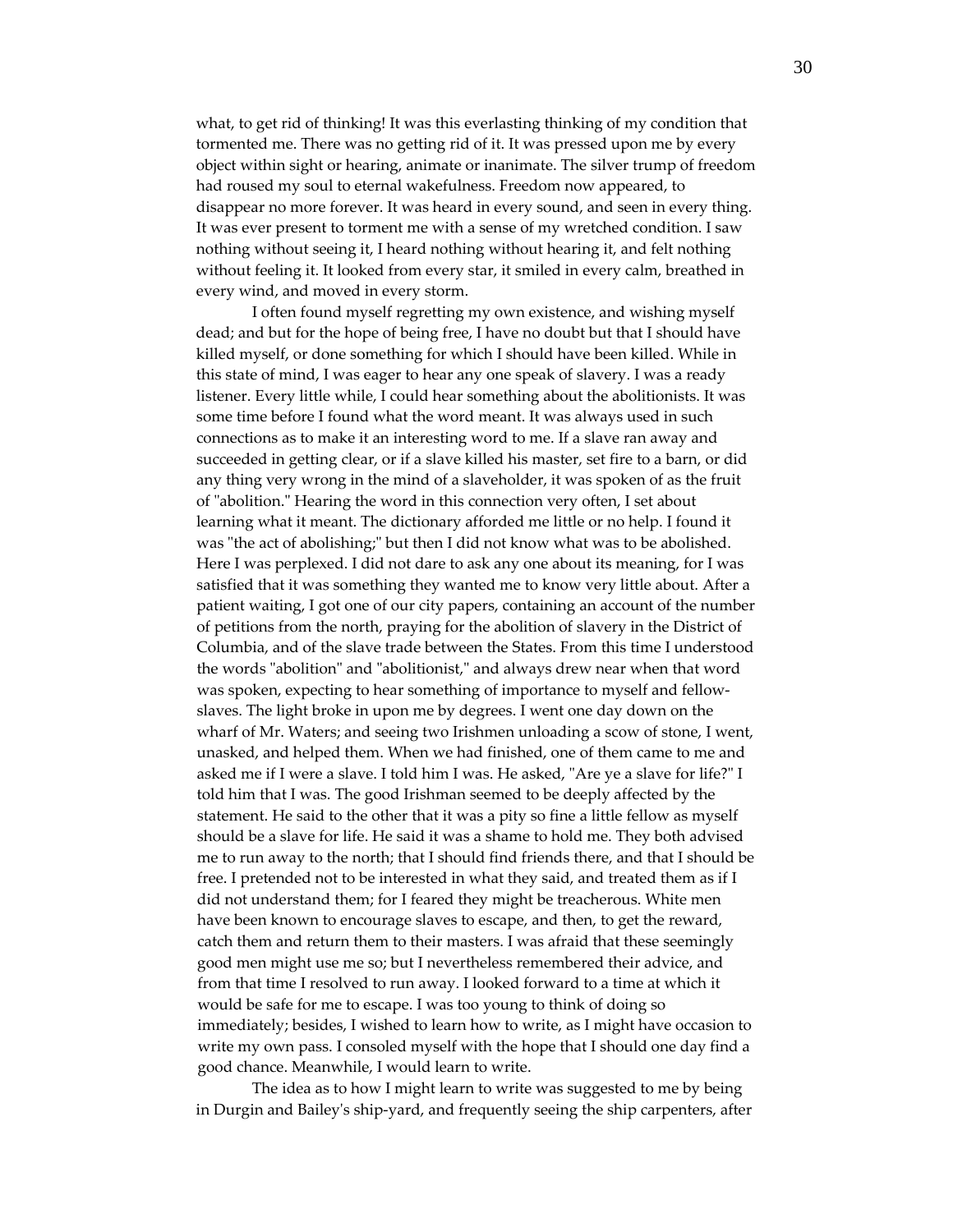what, to get rid of thinking! It was this everlasting thinking of my condition that tormented me. There was no getting rid of it. It was pressed upon me by every object within sight or hearing, animate or inanimate. The silver trump of freedom had roused my soul to eternal wakefulness. Freedom now appeared, to disappear no more forever. It was heard in every sound, and seen in every thing. It was ever present to torment me with a sense of my wretched condition. I saw nothing without seeing it, I heard nothing without hearing it, and felt nothing without feeling it. It looked from every star, it smiled in every calm, breathed in every wind, and moved in every storm.

I often found myself regretting my own existence, and wishing myself dead; and but for the hope of being free, I have no doubt but that I should have killed myself, or done something for which I should have been killed. While in this state of mind, I was eager to hear any one speak of slavery. I was a ready listener. Every little while, I could hear something about the abolitionists. It was some time before I found what the word meant. It was always used in such connections as to make it an interesting word to me. If a slave ran away and succeeded in getting clear, or if a slave killed his master, set fire to a barn, or did any thing very wrong in the mind of a slaveholder, it was spoken of as the fruit of "abolition." Hearing the word in this connection very often, I set about learning what it meant. The dictionary afforded me little or no help. I found it was "the act of abolishing;" but then I did not know what was to be abolished. Here I was perplexed. I did not dare to ask any one about its meaning, for I was satisfied that it was something they wanted me to know very little about. After a patient waiting, I got one of our city papers, containing an account of the number of petitions from the north, praying for the abolition of slavery in the District of Columbia, and of the slave trade between the States. From this time I understood the words "abolition" and "abolitionist," and always drew near when that word was spoken, expecting to hear something of importance to myself and fellow-slaves. The light broke in upon me by degrees. I went one day down on the wharf of Mr. Waters; and seeing two Irishmen unloading a scow of stone, I went, unasked, and helped them. When we had finished, one of them came to me and asked me if I were a slave. I told him I was. He asked, "Are ye a slave for life?" I told him that I was. The good Irishman seemed to be deeply affected by the statement. He said to the other that it was a pity so fine a little fellow as myself should be a slave for life. He said it was a shame to hold me. They both advised me to run away to the north; that I should find friends there, and that I should be free. I pretended not to be interested in what they said, and treated them as if I did not understand them; for I feared they might be treacherous. White men have been known to encourage slaves to escape, and then, to get the reward, catch them and return them to their masters. I was afraid that these seemingly good men might use me so; but I nevertheless remembered their advice, and from that time I resolved to run away. I looked forward to a time at which it would be safe for me to escape. I was too young to think of doing so immediately; besides, I wished to learn how to write, as I might have occasion to write my own pass. I consoled myself with the hope that I should one day find a good chance. Meanwhile, I would learn to write.

The idea as to how I might learn to write was suggested to me by being in Durgin and Bailey's ship-yard, and frequently seeing the ship carpenters, after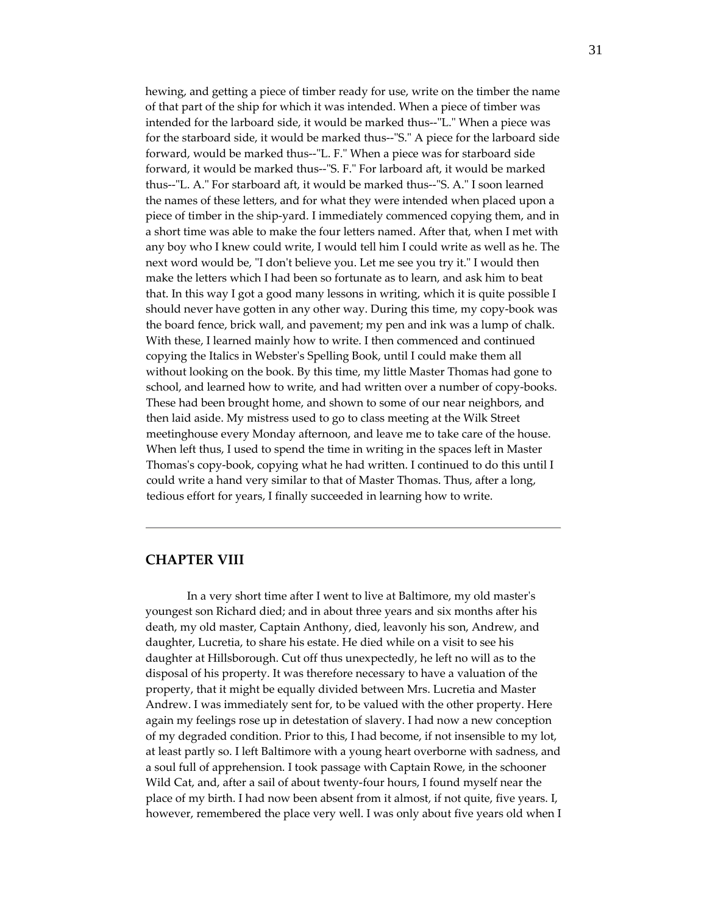hewing, and getting a piece of timber ready for use, write on the timber the name of that part of the ship for which it was intended. When a piece of timber was intended for the larboard side, it would be marked thus--"L." When a piece was for the starboard side, it would be marked thus--"S." A piece for the larboard side forward, would be marked thus--"L. F." When a piece was for starboard side forward, it would be marked thus--"S. F." For larboard aft, it would be marked thus--"L. A." For starboard aft, it would be marked thus--"S. A." I soon learned the names of these letters, and for what they were intended when placed upon a piece of timber in the ship-yard. I immediately commenced copying them, and in a short time was able to make the four letters named. After that, when I met with any boy who I knew could write, I would tell him I could write as well as he. The next word would be, "I don't believe you. Let me see you try it." I would then make the letters which I had been so fortunate as to learn, and ask him to beat that. In this way I got a good many lessons in writing, which it is quite possible I should never have gotten in any other way. During this time, my copy-book was the board fence, brick wall, and pavement; my pen and ink was a lump of chalk. With these, I learned mainly how to write. I then commenced and continued copying the Italics in Webster's Spelling Book, until I could make them all without looking on the book. By this time, my little Master Thomas had gone to school, and learned how to write, and had written over a number of copy-books. These had been brought home, and shown to some of our near neighbors, and then laid aside. My mistress used to go to class meeting at the Wilk Street meetinghouse every Monday afternoon, and leave me to take care of the house. When left thus, I used to spend the time in writing in the spaces left in Master Thomas's copy-book, copying what he had written. I continued to do this until I could write a hand very similar to that of Master Thomas. Thus, after a long, tedious effort for years, I finally succeeded in learning how to write.

---

## CHAPTER VIII

In a very short time after I went to live at Baltimore, my old master's youngest son Richard died; and in about three years and six months after his death, my old master, Captain Anthony, died, leavonly his son, Andrew, and daughter, Lucretia, to share his estate. He died while on a visit to see his daughter at Hillsborough. Cut off thus unexpectedly, he left no will as to the disposal of his property. It was therefore necessary to have a valuation of the property, that it might be equally divided between Mrs. Lucretia and Master Andrew. I was immediately sent for, to be valued with the other property. Here again my feelings rose up in detestation of slavery. I had now a new conception of my degraded condition. Prior to this, I had become, if not insensible to my lot, at least partly so. I left Baltimore with a young heart overborne with sadness, and a soul full of apprehension. I took passage with Captain Rowe, in the schooner Wild Cat, and, after a sail of about twenty-four hours, I found myself near the place of my birth. I had now been absent from it almost, if not quite, five years. I, however, remembered the place very well. I was only about five years old when I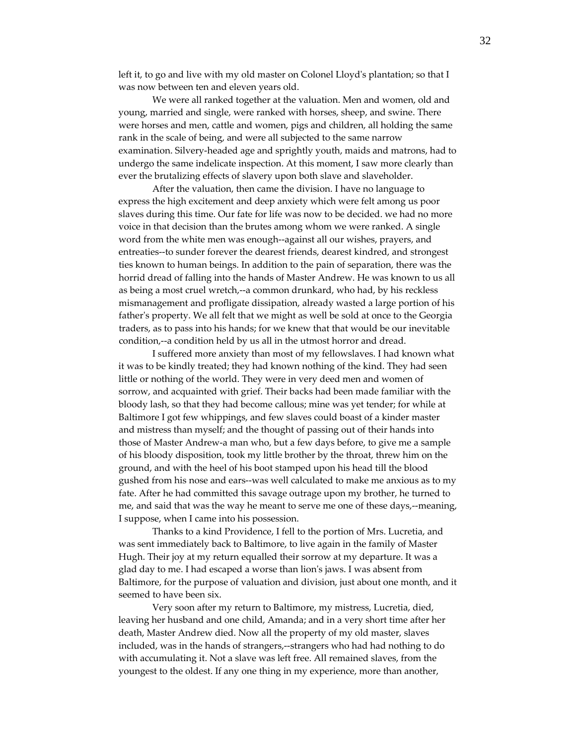left it, to go and live with my old master on Colonel Lloyd's plantation; so that I was now between ten and eleven years old.

We were all ranked together at the valuation. Men and women, old and young, married and single, were ranked with horses, sheep, and swine. There were horses and men, cattle and women, pigs and children, all holding the same rank in the scale of being, and were all subjected to the same narrow examination. Silvery-headed age and sprightly youth, maids and matrons, had to undergo the same indelicate inspection. At this moment, I saw more clearly than ever the brutalizing effects of slavery upon both slave and slaveholder.

After the valuation, then came the division. I have no language to express the high excitement and deep anxiety which were felt among us poor slaves during this time. Our fate for life was now to be decided. we had no more voice in that decision than the brutes among whom we were ranked. A single word from the white men was enough--against all our wishes, prayers, and entreaties--to sunder forever the dearest friends, dearest kindred, and strongest ties known to human beings. In addition to the pain of separation, there was the horrid dread of falling into the hands of Master Andrew. He was known to us all as being a most cruel wretch,--a common drunkard, who had, by his reckless mismanagement and profligate dissipation, already wasted a large portion of his father's property. We all felt that we might as well be sold at once to the Georgia traders, as to pass into his hands; for we knew that that would be our inevitable condition,--a condition held by us all in the utmost horror and dread.

I suffered more anxiety than most of my fellowslaves. I had known what it was to be kindly treated; they had known nothing of the kind. They had seen little or nothing of the world. They were in very deed men and women of sorrow, and acquainted with grief. Their backs had been made familiar with the bloody lash, so that they had become callous; mine was yet tender; for while at Baltimore I got few whippings, and few slaves could boast of a kinder master and mistress than myself; and the thought of passing out of their hands into those of Master Andrew-a man who, but a few days before, to give me a sample of his bloody disposition, took my little brother by the throat, threw him on the ground, and with the heel of his boot stamped upon his head till the blood gushed from his nose and ears--was well calculated to make me anxious as to my fate. After he had committed this savage outrage upon my brother, he turned to me, and said that was the way he meant to serve me one of these days,--meaning, I suppose, when I came into his possession.

Thanks to a kind Providence, I fell to the portion of Mrs. Lucretia, and was sent immediately back to Baltimore, to live again in the family of Master Hugh. Their joy at my return equalled their sorrow at my departure. It was a glad day to me. I had escaped a worse than lion's jaws. I was absent from Baltimore, for the purpose of valuation and division, just about one month, and it seemed to have been six.

Very soon after my return to Baltimore, my mistress, Lucretia, died, leaving her husband and one child, Amanda; and in a very short time after her death, Master Andrew died. Now all the property of my old master, slaves included, was in the hands of strangers,--strangers who had had nothing to do with accumulating it. Not a slave was left free. All remained slaves, from the youngest to the oldest. If any one thing in my experience, more than another,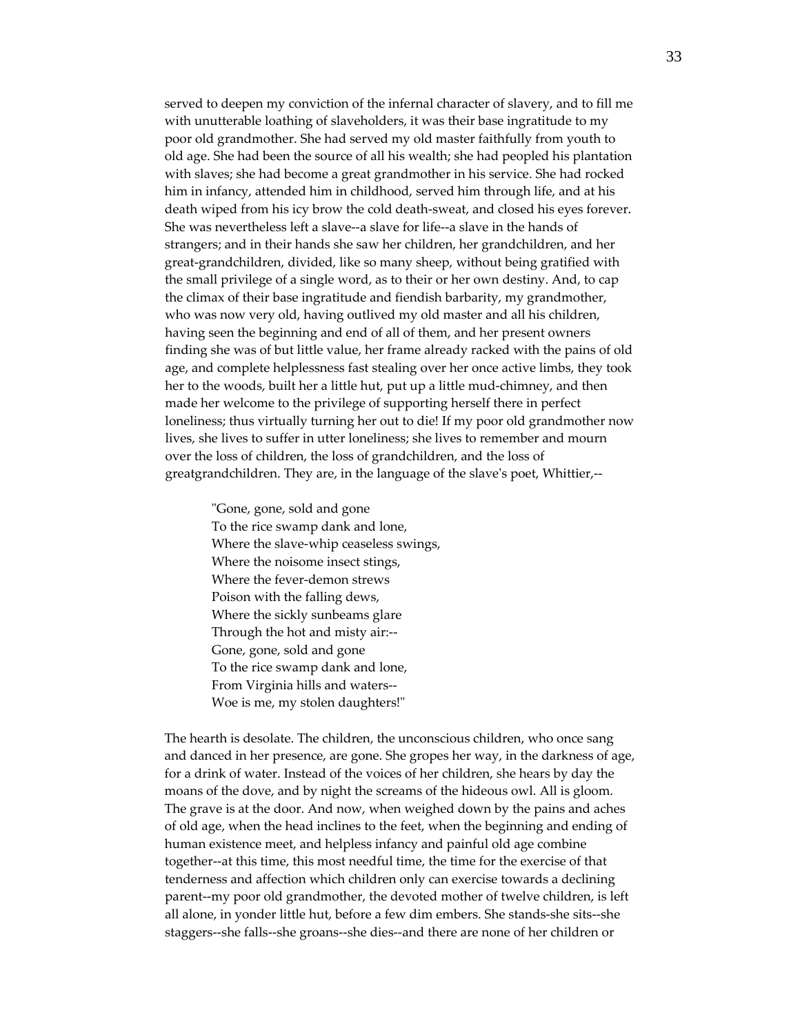served to deepen my conviction of the infernal character of slavery, and to fill me with unutterable loathing of slaveholders, it was their base ingratitude to my poor old grandmother. She had served my old master faithfully from youth to old age. She had been the source of all his wealth; she had peopled his plantation with slaves; she had become a great grandmother in his service. She had rocked him in infancy, attended him in childhood, served him through life, and at his death wiped from his icy brow the cold death-sweat, and closed his eyes forever. She was nevertheless left a slave--a slave for life--a slave in the hands of strangers; and in their hands she saw her children, her grandchildren, and her great-grandchildren, divided, like so many sheep, without being gratified with the small privilege of a single word, as to their or her own destiny. And, to cap the climax of their base ingratitude and fiendish barbarity, my grandmother, who was now very old, having outlived my old master and all his children, having seen the beginning and end of all of them, and her present owners finding she was of but little value, her frame already racked with the pains of old age, and complete helplessness fast stealing over her once active limbs, they took her to the woods, built her a little hut, put up a little mud-chimney, and then made her welcome to the privilege of supporting herself there in perfect loneliness; thus virtually turning her out to die! If my poor old grandmother now lives, she lives to suffer in utter loneliness; she lives to remember and mourn over the loss of children, the loss of grandchildren, and the loss of greatgrandchildren. They are, in the language of the slave's poet, Whittier,--

> "Gone, gone, sold and gone
> To the rice swamp dank and lone,
> Where the slave-whip ceaseless swings,
> Where the noisome insect stings,
> Where the fever-demon strews
> Poison with the falling dews,
> Where the sickly sunbeams glare
> Through the hot and misty air:--
> Gone, gone, sold and gone
> To the rice swamp dank and lone,
> From Virginia hills and waters--
> Woe is me, my stolen daughters!"

The hearth is desolate. The children, the unconscious children, who once sang and danced in her presence, are gone. She gropes her way, in the darkness of age, for a drink of water. Instead of the voices of her children, she hears by day the moans of the dove, and by night the screams of the hideous owl. All is gloom. The grave is at the door. And now, when weighed down by the pains and aches of old age, when the head inclines to the feet, when the beginning and ending of human existence meet, and helpless infancy and painful old age combine together--at this time, this most needful time, the time for the exercise of that tenderness and affection which children only can exercise towards a declining parent--my poor old grandmother, the devoted mother of twelve children, is left all alone, in yonder little hut, before a few dim embers. She stands-she sits--she staggers--she falls--she groans--she dies--and there are none of her children or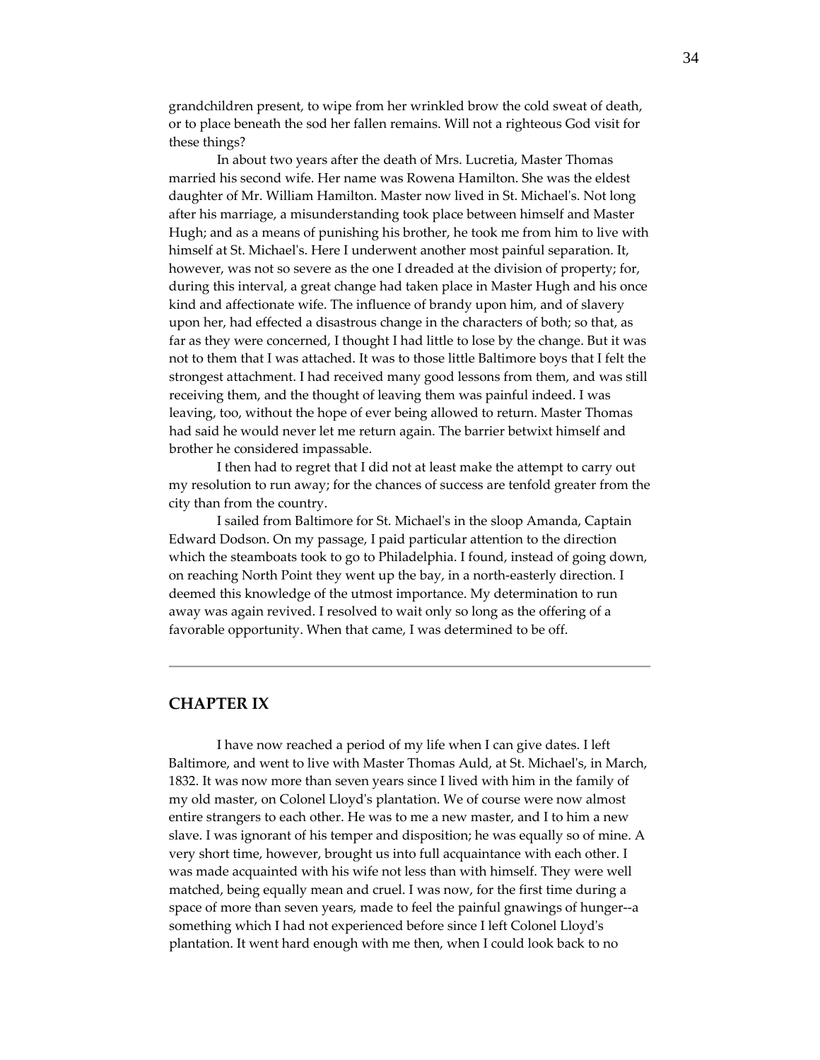grandchildren present, to wipe from her wrinkled brow the cold sweat of death, or to place beneath the sod her fallen remains. Will not a righteous God visit for these things?

In about two years after the death of Mrs. Lucretia, Master Thomas married his second wife. Her name was Rowena Hamilton. She was the eldest daughter of Mr. William Hamilton. Master now lived in St. Michael's. Not long after his marriage, a misunderstanding took place between himself and Master Hugh; and as a means of punishing his brother, he took me from him to live with himself at St. Michael's. Here I underwent another most painful separation. It, however, was not so severe as the one I dreaded at the division of property; for, during this interval, a great change had taken place in Master Hugh and his once kind and affectionate wife. The influence of brandy upon him, and of slavery upon her, had effected a disastrous change in the characters of both; so that, as far as they were concerned, I thought I had little to lose by the change. But it was not to them that I was attached. It was to those little Baltimore boys that I felt the strongest attachment. I had received many good lessons from them, and was still receiving them, and the thought of leaving them was painful indeed. I was leaving, too, without the hope of ever being allowed to return. Master Thomas had said he would never let me return again. The barrier betwixt himself and brother he considered impassable.

I then had to regret that I did not at least make the attempt to carry out my resolution to run away; for the chances of success are tenfold greater from the city than from the country.

I sailed from Baltimore for St. Michael's in the sloop Amanda, Captain Edward Dodson. On my passage, I paid particular attention to the direction which the steamboats took to go to Philadelphia. I found, instead of going down, on reaching North Point they went up the bay, in a north-easterly direction. I deemed this knowledge of the utmost importance. My determination to run away was again revived. I resolved to wait only so long as the offering of a favorable opportunity. When that came, I was determined to be off.

---

## CHAPTER IX

I have now reached a period of my life when I can give dates. I left Baltimore, and went to live with Master Thomas Auld, at St. Michael's, in March, 1832. It was now more than seven years since I lived with him in the family of my old master, on Colonel Lloyd's plantation. We of course were now almost entire strangers to each other. He was to me a new master, and I to him a new slave. I was ignorant of his temper and disposition; he was equally so of mine. A very short time, however, brought us into full acquaintance with each other. I was made acquainted with his wife not less than with himself. They were well matched, being equally mean and cruel. I was now, for the first time during a space of more than seven years, made to feel the painful gnawings of hunger--a something which I had not experienced before since I left Colonel Lloyd's plantation. It went hard enough with me then, when I could look back to no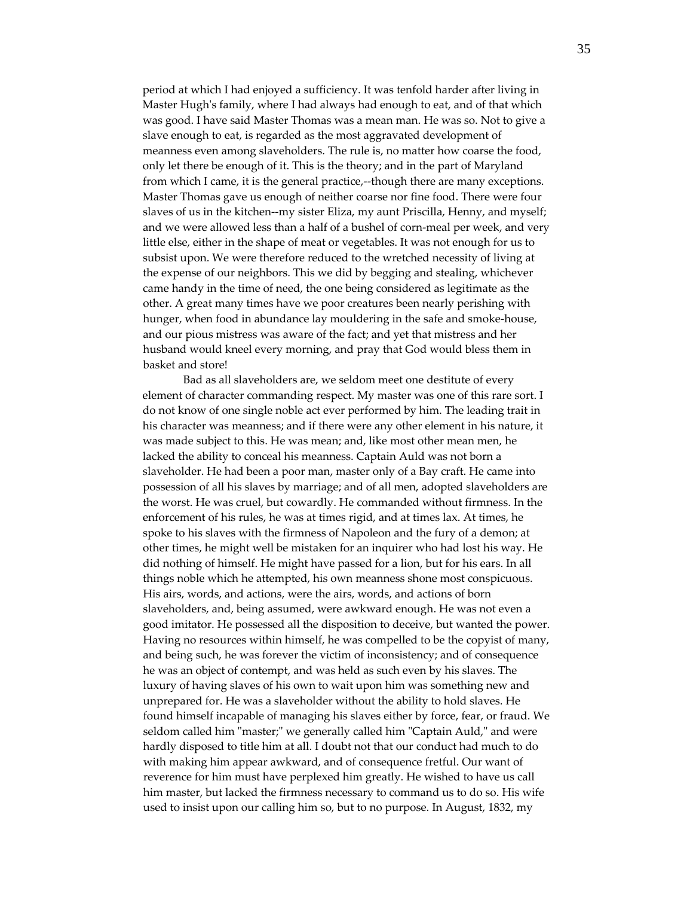period at which I had enjoyed a sufficiency. It was tenfold harder after living in Master Hugh's family, where I had always had enough to eat, and of that which was good. I have said Master Thomas was a mean man. He was so. Not to give a slave enough to eat, is regarded as the most aggravated development of meanness even among slaveholders. The rule is, no matter how coarse the food, only let there be enough of it. This is the theory; and in the part of Maryland from which I came, it is the general practice,--though there are many exceptions. Master Thomas gave us enough of neither coarse nor fine food. There were four slaves of us in the kitchen--my sister Eliza, my aunt Priscilla, Henny, and myself; and we were allowed less than a half of a bushel of corn-meal per week, and very little else, either in the shape of meat or vegetables. It was not enough for us to subsist upon. We were therefore reduced to the wretched necessity of living at the expense of our neighbors. This we did by begging and stealing, whichever came handy in the time of need, the one being considered as legitimate as the other. A great many times have we poor creatures been nearly perishing with hunger, when food in abundance lay mouldering in the safe and smoke-house, and our pious mistress was aware of the fact; and yet that mistress and her husband would kneel every morning, and pray that God would bless them in basket and store!

Bad as all slaveholders are, we seldom meet one destitute of every element of character commanding respect. My master was one of this rare sort. I do not know of one single noble act ever performed by him. The leading trait in his character was meanness; and if there were any other element in his nature, it was made subject to this. He was mean; and, like most other mean men, he lacked the ability to conceal his meanness. Captain Auld was not born a slaveholder. He had been a poor man, master only of a Bay craft. He came into possession of all his slaves by marriage; and of all men, adopted slaveholders are the worst. He was cruel, but cowardly. He commanded without firmness. In the enforcement of his rules, he was at times rigid, and at times lax. At times, he spoke to his slaves with the firmness of Napoleon and the fury of a demon; at other times, he might well be mistaken for an inquirer who had lost his way. He did nothing of himself. He might have passed for a lion, but for his ears. In all things noble which he attempted, his own meanness shone most conspicuous. His airs, words, and actions, were the airs, words, and actions of born slaveholders, and, being assumed, were awkward enough. He was not even a good imitator. He possessed all the disposition to deceive, but wanted the power. Having no resources within himself, he was compelled to be the copyist of many, and being such, he was forever the victim of inconsistency; and of consequence he was an object of contempt, and was held as such even by his slaves. The luxury of having slaves of his own to wait upon him was something new and unprepared for. He was a slaveholder without the ability to hold slaves. He found himself incapable of managing his slaves either by force, fear, or fraud. We seldom called him "master;" we generally called him "Captain Auld," and were hardly disposed to title him at all. I doubt not that our conduct had much to do with making him appear awkward, and of consequence fretful. Our want of reverence for him must have perplexed him greatly. He wished to have us call him master, but lacked the firmness necessary to command us to do so. His wife used to insist upon our calling him so, but to no purpose. In August, 1832, my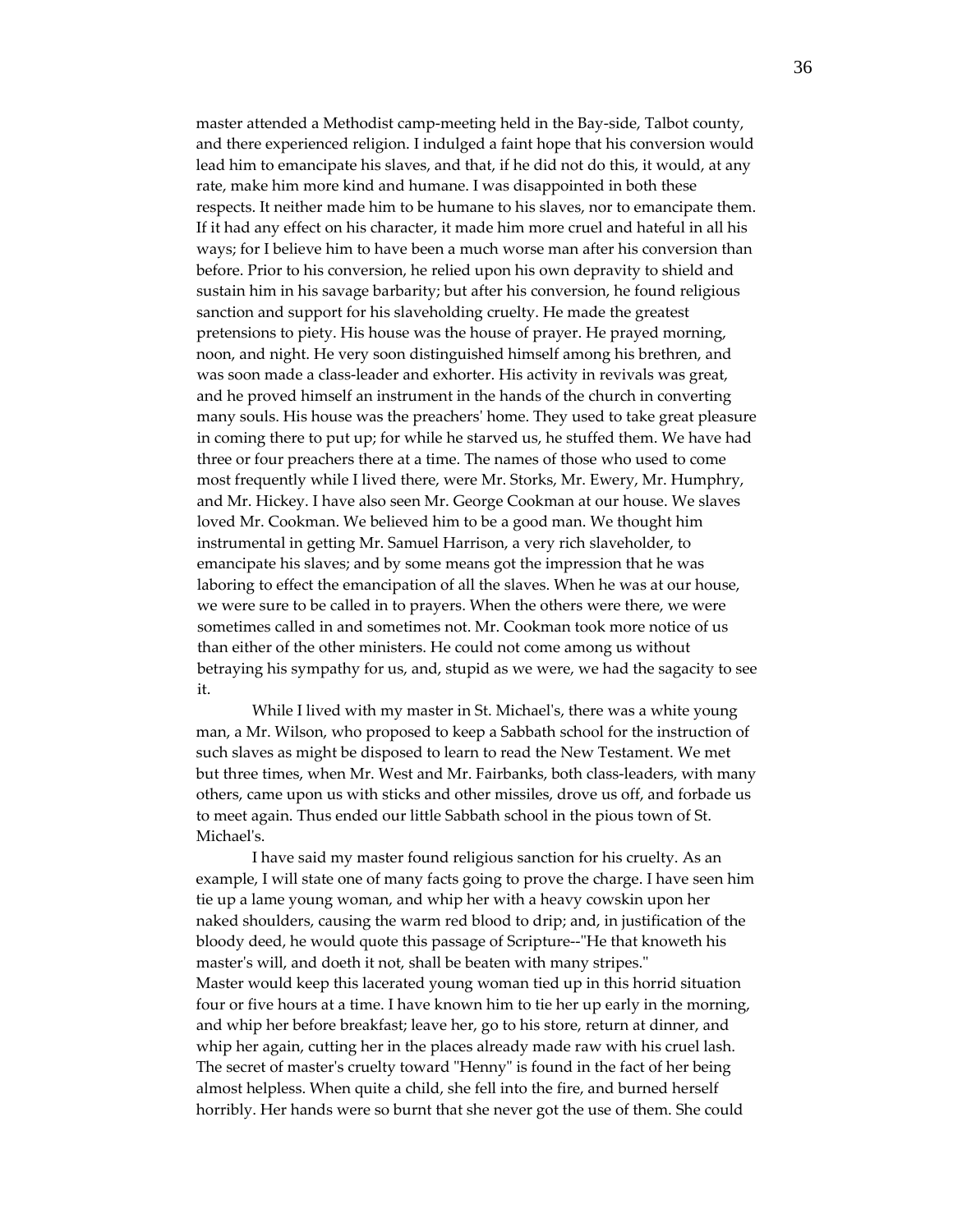master attended a Methodist camp-meeting held in the Bay-side, Talbot county, and there experienced religion. I indulged a faint hope that his conversion would lead him to emancipate his slaves, and that, if he did not do this, it would, at any rate, make him more kind and humane. I was disappointed in both these respects. It neither made him to be humane to his slaves, nor to emancipate them. If it had any effect on his character, it made him more cruel and hateful in all his ways; for I believe him to have been a much worse man after his conversion than before. Prior to his conversion, he relied upon his own depravity to shield and sustain him in his savage barbarity; but after his conversion, he found religious sanction and support for his slaveholding cruelty. He made the greatest pretensions to piety. His house was the house of prayer. He prayed morning, noon, and night. He very soon distinguished himself among his brethren, and was soon made a class-leader and exhorter. His activity in revivals was great, and he proved himself an instrument in the hands of the church in converting many souls. His house was the preachers' home. They used to take great pleasure in coming there to put up; for while he starved us, he stuffed them. We have had three or four preachers there at a time. The names of those who used to come most frequently while I lived there, were Mr. Storks, Mr. Ewery, Mr. Humphry, and Mr. Hickey. I have also seen Mr. George Cookman at our house. We slaves loved Mr. Cookman. We believed him to be a good man. We thought him instrumental in getting Mr. Samuel Harrison, a very rich slaveholder, to emancipate his slaves; and by some means got the impression that he was laboring to effect the emancipation of all the slaves. When he was at our house, we were sure to be called in to prayers. When the others were there, we were sometimes called in and sometimes not. Mr. Cookman took more notice of us than either of the other ministers. He could not come among us without betraying his sympathy for us, and, stupid as we were, we had the sagacity to see it.

While I lived with my master in St. Michael's, there was a white young man, a Mr. Wilson, who proposed to keep a Sabbath school for the instruction of such slaves as might be disposed to learn to read the New Testament. We met but three times, when Mr. West and Mr. Fairbanks, both class-leaders, with many others, came upon us with sticks and other missiles, drove us off, and forbade us to meet again. Thus ended our little Sabbath school in the pious town of St. Michael's.

I have said my master found religious sanction for his cruelty. As an example, I will state one of many facts going to prove the charge. I have seen him tie up a lame young woman, and whip her with a heavy cowskin upon her naked shoulders, causing the warm red blood to drip; and, in justification of the bloody deed, he would quote this passage of Scripture--"He that knoweth his master's will, and doeth it not, shall be beaten with many stripes."
Master would keep this lacerated young woman tied up in this horrid situation four or five hours at a time. I have known him to tie her up early in the morning, and whip her before breakfast; leave her, go to his store, return at dinner, and whip her again, cutting her in the places already made raw with his cruel lash. The secret of master's cruelty toward "Henny" is found in the fact of her being almost helpless. When quite a child, she fell into the fire, and burned herself horribly. Her hands were so burnt that she never got the use of them. She could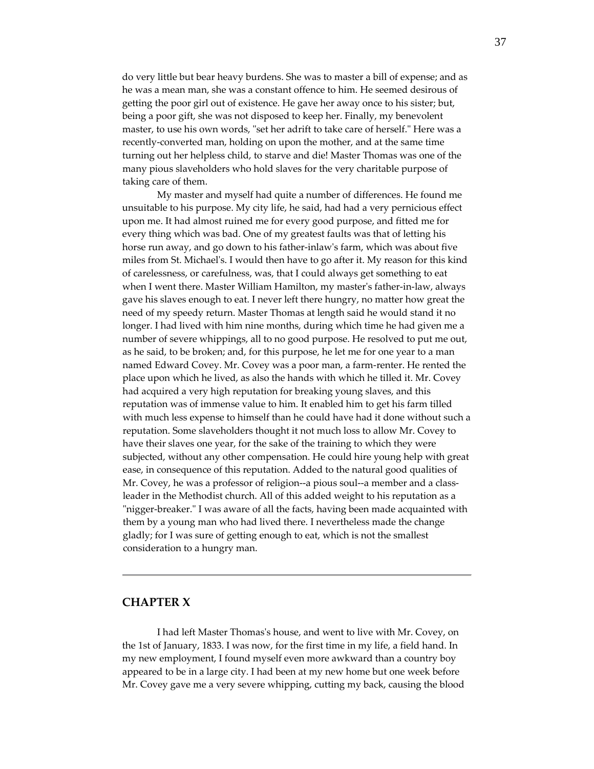do very little but bear heavy burdens. She was to master a bill of expense; and as he was a mean man, she was a constant offence to him. He seemed desirous of getting the poor girl out of existence. He gave her away once to his sister; but, being a poor gift, she was not disposed to keep her. Finally, my benevolent master, to use his own words, "set her adrift to take care of herself." Here was a recently-converted man, holding on upon the mother, and at the same time turning out her helpless child, to starve and die! Master Thomas was one of the many pious slaveholders who hold slaves for the very charitable purpose of taking care of them.

My master and myself had quite a number of differences. He found me unsuitable to his purpose. My city life, he said, had had a very pernicious effect upon me. It had almost ruined me for every good purpose, and fitted me for every thing which was bad. One of my greatest faults was that of letting his horse run away, and go down to his father-inlaw's farm, which was about five miles from St. Michael's. I would then have to go after it. My reason for this kind of carelessness, or carefulness, was, that I could always get something to eat when I went there. Master William Hamilton, my master's father-in-law, always gave his slaves enough to eat. I never left there hungry, no matter how great the need of my speedy return. Master Thomas at length said he would stand it no longer. I had lived with him nine months, during which time he had given me a number of severe whippings, all to no good purpose. He resolved to put me out, as he said, to be broken; and, for this purpose, he let me for one year to a man named Edward Covey. Mr. Covey was a poor man, a farm-renter. He rented the place upon which he lived, as also the hands with which he tilled it. Mr. Covey had acquired a very high reputation for breaking young slaves, and this reputation was of immense value to him. It enabled him to get his farm tilled with much less expense to himself than he could have had it done without such a reputation. Some slaveholders thought it not much loss to allow Mr. Covey to have their slaves one year, for the sake of the training to which they were subjected, without any other compensation. He could hire young help with great ease, in consequence of this reputation. Added to the natural good qualities of Mr. Covey, he was a professor of religion--a pious soul--a member and a class-leader in the Methodist church. All of this added weight to his reputation as a "nigger-breaker." I was aware of all the facts, having been made acquainted with them by a young man who had lived there. I nevertheless made the change gladly; for I was sure of getting enough to eat, which is not the smallest consideration to a hungry man.

---

## CHAPTER X

I had left Master Thomas's house, and went to live with Mr. Covey, on the 1st of January, 1833. I was now, for the first time in my life, a field hand. In my new employment, I found myself even more awkward than a country boy appeared to be in a large city. I had been at my new home but one week before Mr. Covey gave me a very severe whipping, cutting my back, causing the blood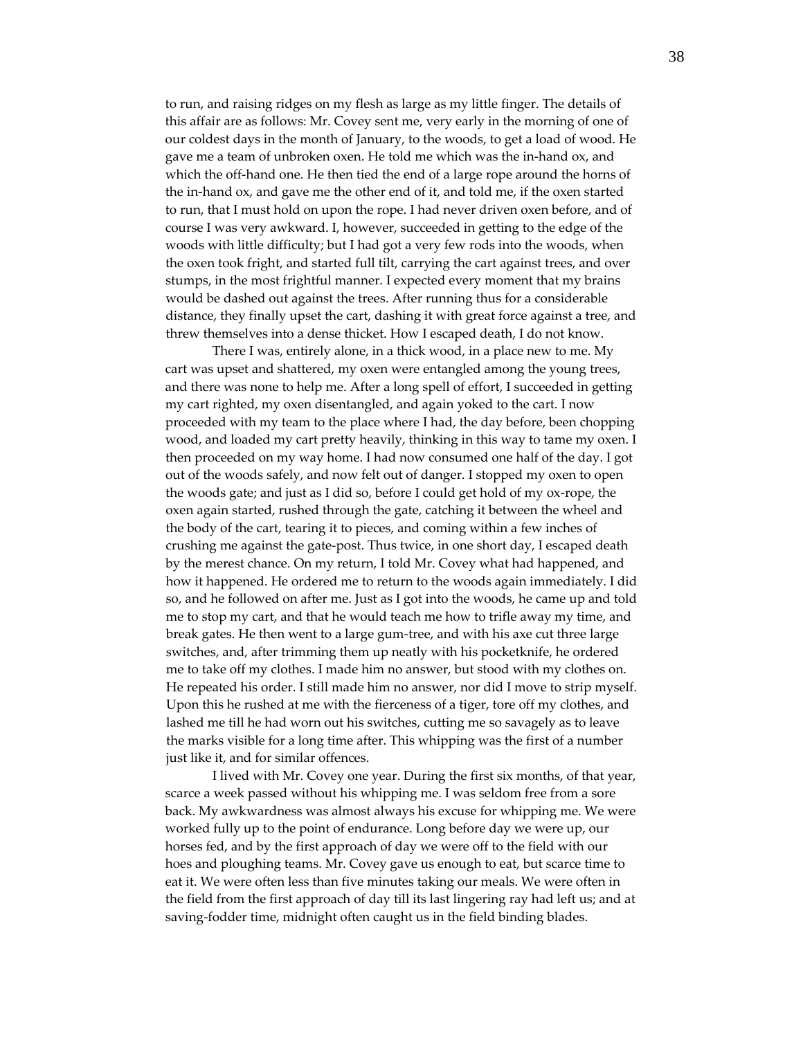to run, and raising ridges on my flesh as large as my little finger. The details of this affair are as follows: Mr. Covey sent me, very early in the morning of one of our coldest days in the month of January, to the woods, to get a load of wood. He gave me a team of unbroken oxen. He told me which was the in-hand ox, and which the off-hand one. He then tied the end of a large rope around the horns of the in-hand ox, and gave me the other end of it, and told me, if the oxen started to run, that I must hold on upon the rope. I had never driven oxen before, and of course I was very awkward. I, however, succeeded in getting to the edge of the woods with little difficulty; but I had got a very few rods into the woods, when the oxen took fright, and started full tilt, carrying the cart against trees, and over stumps, in the most frightful manner. I expected every moment that my brains would be dashed out against the trees. After running thus for a considerable distance, they finally upset the cart, dashing it with great force against a tree, and threw themselves into a dense thicket. How I escaped death, I do not know.

There I was, entirely alone, in a thick wood, in a place new to me. My cart was upset and shattered, my oxen were entangled among the young trees, and there was none to help me. After a long spell of effort, I succeeded in getting my cart righted, my oxen disentangled, and again yoked to the cart. I now proceeded with my team to the place where I had, the day before, been chopping wood, and loaded my cart pretty heavily, thinking in this way to tame my oxen. I then proceeded on my way home. I had now consumed one half of the day. I got out of the woods safely, and now felt out of danger. I stopped my oxen to open the woods gate; and just as I did so, before I could get hold of my ox-rope, the oxen again started, rushed through the gate, catching it between the wheel and the body of the cart, tearing it to pieces, and coming within a few inches of crushing me against the gate-post. Thus twice, in one short day, I escaped death by the merest chance. On my return, I told Mr. Covey what had happened, and how it happened. He ordered me to return to the woods again immediately. I did so, and he followed on after me. Just as I got into the woods, he came up and told me to stop my cart, and that he would teach me how to trifle away my time, and break gates. He then went to a large gum-tree, and with his axe cut three large switches, and, after trimming them up neatly with his pocketknife, he ordered me to take off my clothes. I made him no answer, but stood with my clothes on. He repeated his order. I still made him no answer, nor did I move to strip myself. Upon this he rushed at me with the fierceness of a tiger, tore off my clothes, and lashed me till he had worn out his switches, cutting me so savagely as to leave the marks visible for a long time after. This whipping was the first of a number just like it, and for similar offences.

I lived with Mr. Covey one year. During the first six months, of that year, scarce a week passed without his whipping me. I was seldom free from a sore back. My awkwardness was almost always his excuse for whipping me. We were worked fully up to the point of endurance. Long before day we were up, our horses fed, and by the first approach of day we were off to the field with our hoes and ploughing teams. Mr. Covey gave us enough to eat, but scarce time to eat it. We were often less than five minutes taking our meals. We were often in the field from the first approach of day till its last lingering ray had left us; and at saving-fodder time, midnight often caught us in the field binding blades.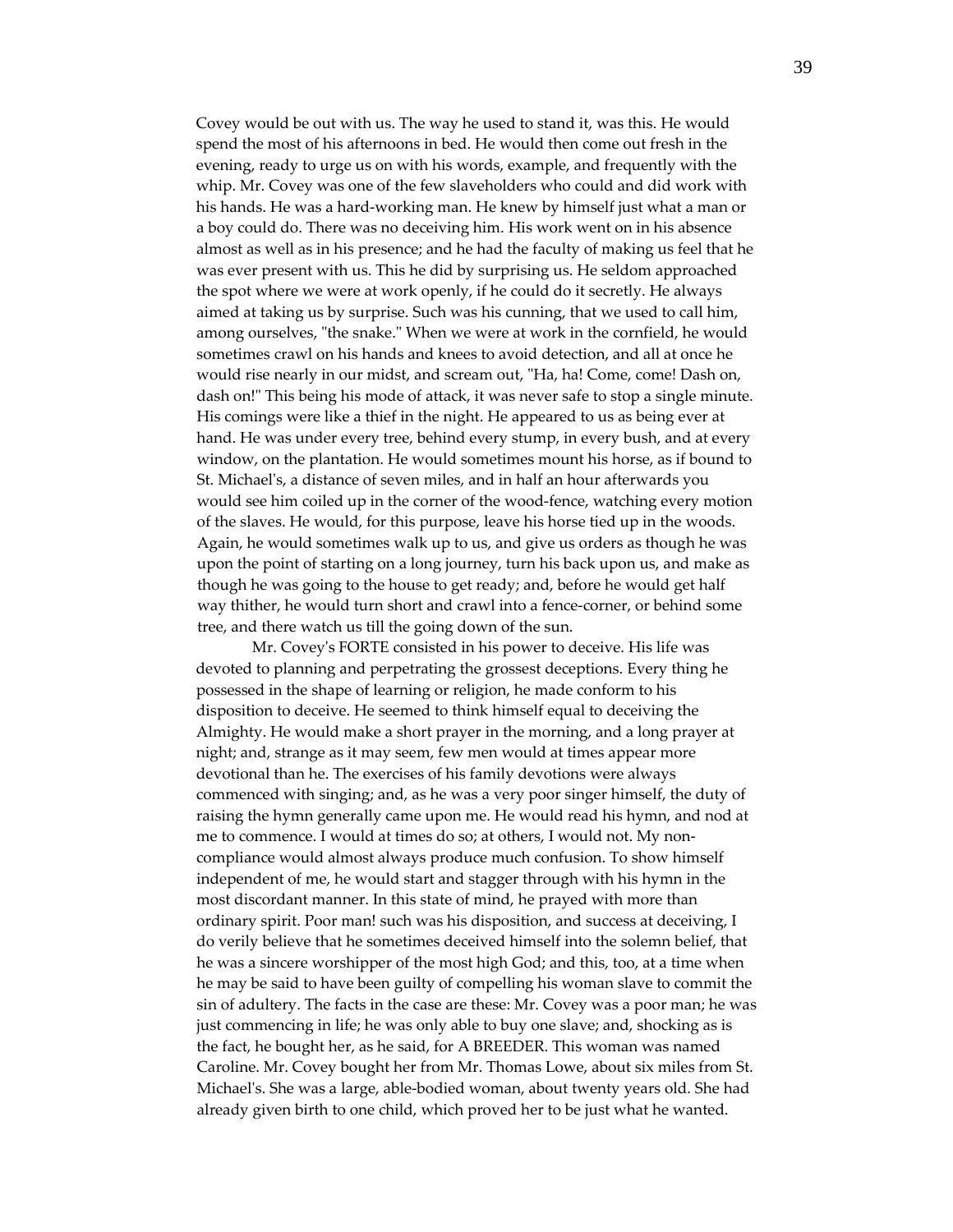Covey would be out with us. The way he used to stand it, was this. He would spend the most of his afternoons in bed. He would then come out fresh in the evening, ready to urge us on with his words, example, and frequently with the whip. Mr. Covey was one of the few slaveholders who could and did work with his hands. He was a hard-working man. He knew by himself just what a man or a boy could do. There was no deceiving him. His work went on in his absence almost as well as in his presence; and he had the faculty of making us feel that he was ever present with us. This he did by surprising us. He seldom approached the spot where we were at work openly, if he could do it secretly. He always aimed at taking us by surprise. Such was his cunning, that we used to call him, among ourselves, "the snake." When we were at work in the cornfield, he would sometimes crawl on his hands and knees to avoid detection, and all at once he would rise nearly in our midst, and scream out, "Ha, ha! Come, come! Dash on, dash on!" This being his mode of attack, it was never safe to stop a single minute. His comings were like a thief in the night. He appeared to us as being ever at hand. He was under every tree, behind every stump, in every bush, and at every window, on the plantation. He would sometimes mount his horse, as if bound to St. Michael's, a distance of seven miles, and in half an hour afterwards you would see him coiled up in the corner of the wood-fence, watching every motion of the slaves. He would, for this purpose, leave his horse tied up in the woods. Again, he would sometimes walk up to us, and give us orders as though he was upon the point of starting on a long journey, turn his back upon us, and make as though he was going to the house to get ready; and, before he would get half way thither, he would turn short and crawl into a fence-corner, or behind some tree, and there watch us till the going down of the sun.

Mr. Covey's FORTE consisted in his power to deceive. His life was devoted to planning and perpetrating the grossest deceptions. Every thing he possessed in the shape of learning or religion, he made conform to his disposition to deceive. He seemed to think himself equal to deceiving the Almighty. He would make a short prayer in the morning, and a long prayer at night; and, strange as it may seem, few men would at times appear more devotional than he. The exercises of his family devotions were always commenced with singing; and, as he was a very poor singer himself, the duty of raising the hymn generally came upon me. He would read his hymn, and nod at me to commence. I would at times do so; at others, I would not. My non-compliance would almost always produce much confusion. To show himself independent of me, he would start and stagger through with his hymn in the most discordant manner. In this state of mind, he prayed with more than ordinary spirit. Poor man! such was his disposition, and success at deceiving, I do verily believe that he sometimes deceived himself into the solemn belief, that he was a sincere worshipper of the most high God; and this, too, at a time when he may be said to have been guilty of compelling his woman slave to commit the sin of adultery. The facts in the case are these: Mr. Covey was a poor man; he was just commencing in life; he was only able to buy one slave; and, shocking as is the fact, he bought her, as he said, for A BREEDER. This woman was named Caroline. Mr. Covey bought her from Mr. Thomas Lowe, about six miles from St. Michael's. She was a large, able-bodied woman, about twenty years old. She had already given birth to one child, which proved her to be just what he wanted.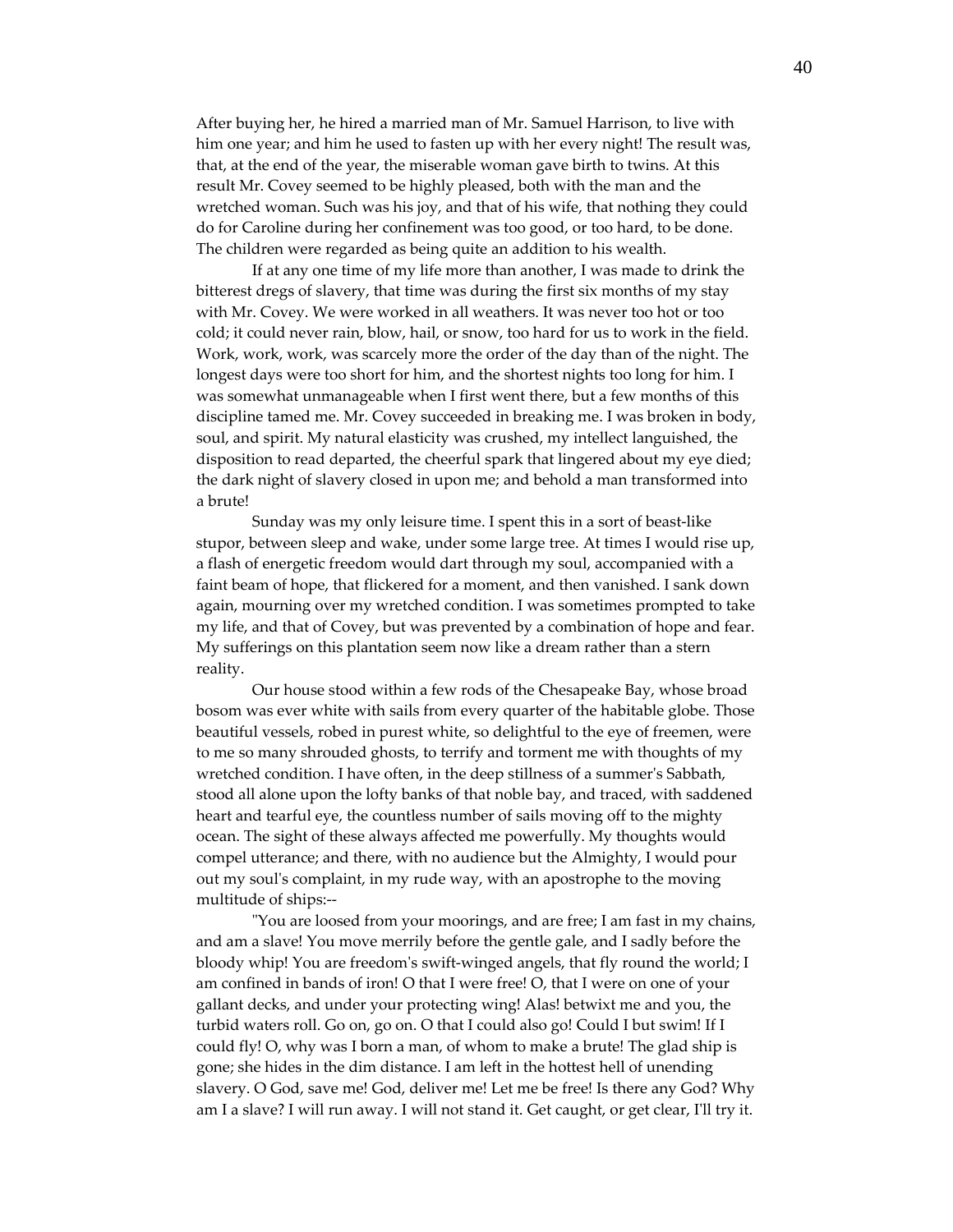After buying her, he hired a married man of Mr. Samuel Harrison, to live with him one year; and him he used to fasten up with her every night! The result was, that, at the end of the year, the miserable woman gave birth to twins. At this result Mr. Covey seemed to be highly pleased, both with the man and the wretched woman. Such was his joy, and that of his wife, that nothing they could do for Caroline during her confinement was too good, or too hard, to be done. The children were regarded as being quite an addition to his wealth.

If at any one time of my life more than another, I was made to drink the bitterest dregs of slavery, that time was during the first six months of my stay with Mr. Covey. We were worked in all weathers. It was never too hot or too cold; it could never rain, blow, hail, or snow, too hard for us to work in the field. Work, work, work, was scarcely more the order of the day than of the night. The longest days were too short for him, and the shortest nights too long for him. I was somewhat unmanageable when I first went there, but a few months of this discipline tamed me. Mr. Covey succeeded in breaking me. I was broken in body, soul, and spirit. My natural elasticity was crushed, my intellect languished, the disposition to read departed, the cheerful spark that lingered about my eye died; the dark night of slavery closed in upon me; and behold a man transformed into a brute!

Sunday was my only leisure time. I spent this in a sort of beast-like stupor, between sleep and wake, under some large tree. At times I would rise up, a flash of energetic freedom would dart through my soul, accompanied with a faint beam of hope, that flickered for a moment, and then vanished. I sank down again, mourning over my wretched condition. I was sometimes prompted to take my life, and that of Covey, but was prevented by a combination of hope and fear. My sufferings on this plantation seem now like a dream rather than a stern reality.

Our house stood within a few rods of the Chesapeake Bay, whose broad bosom was ever white with sails from every quarter of the habitable globe. Those beautiful vessels, robed in purest white, so delightful to the eye of freemen, were to me so many shrouded ghosts, to terrify and torment me with thoughts of my wretched condition. I have often, in the deep stillness of a summer's Sabbath, stood all alone upon the lofty banks of that noble bay, and traced, with saddened heart and tearful eye, the countless number of sails moving off to the mighty ocean. The sight of these always affected me powerfully. My thoughts would compel utterance; and there, with no audience but the Almighty, I would pour out my soul's complaint, in my rude way, with an apostrophe to the moving multitude of ships:--

"You are loosed from your moorings, and are free; I am fast in my chains, and am a slave! You move merrily before the gentle gale, and I sadly before the bloody whip! You are freedom's swift-winged angels, that fly round the world; I am confined in bands of iron! O that I were free! O, that I were on one of your gallant decks, and under your protecting wing! Alas! betwixt me and you, the turbid waters roll. Go on, go on. O that I could also go! Could I but swim! If I could fly! O, why was I born a man, of whom to make a brute! The glad ship is gone; she hides in the dim distance. I am left in the hottest hell of unending slavery. O God, save me! God, deliver me! Let me be free! Is there any God? Why am I a slave? I will run away. I will not stand it. Get caught, or get clear, I'll try it.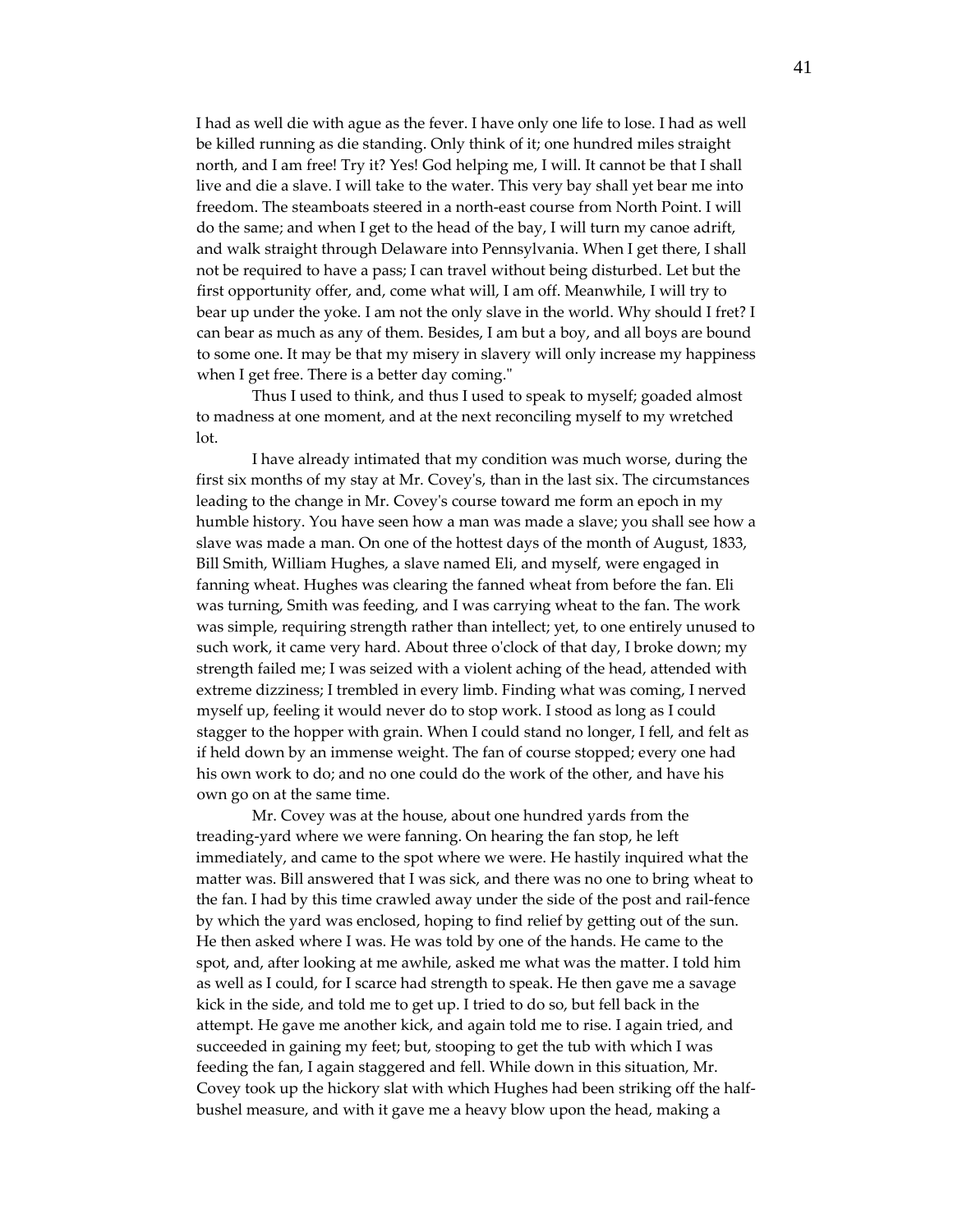I had as well die with ague as the fever. I have only one life to lose. I had as well be killed running as die standing. Only think of it; one hundred miles straight north, and I am free! Try it? Yes! God helping me, I will. It cannot be that I shall live and die a slave. I will take to the water. This very bay shall yet bear me into freedom. The steamboats steered in a north-east course from North Point. I will do the same; and when I get to the head of the bay, I will turn my canoe adrift, and walk straight through Delaware into Pennsylvania. When I get there, I shall not be required to have a pass; I can travel without being disturbed. Let but the first opportunity offer, and, come what will, I am off. Meanwhile, I will try to bear up under the yoke. I am not the only slave in the world. Why should I fret? I can bear as much as any of them. Besides, I am but a boy, and all boys are bound to some one. It may be that my misery in slavery will only increase my happiness when I get free. There is a better day coming."

Thus I used to think, and thus I used to speak to myself; goaded almost to madness at one moment, and at the next reconciling myself to my wretched lot.

I have already intimated that my condition was much worse, during the first six months of my stay at Mr. Covey's, than in the last six. The circumstances leading to the change in Mr. Covey's course toward me form an epoch in my humble history. You have seen how a man was made a slave; you shall see how a slave was made a man. On one of the hottest days of the month of August, 1833, Bill Smith, William Hughes, a slave named Eli, and myself, were engaged in fanning wheat. Hughes was clearing the fanned wheat from before the fan. Eli was turning, Smith was feeding, and I was carrying wheat to the fan. The work was simple, requiring strength rather than intellect; yet, to one entirely unused to such work, it came very hard. About three o'clock of that day, I broke down; my strength failed me; I was seized with a violent aching of the head, attended with extreme dizziness; I trembled in every limb. Finding what was coming, I nerved myself up, feeling it would never do to stop work. I stood as long as I could stagger to the hopper with grain. When I could stand no longer, I fell, and felt as if held down by an immense weight. The fan of course stopped; every one had his own work to do; and no one could do the work of the other, and have his own go on at the same time.

Mr. Covey was at the house, about one hundred yards from the treading-yard where we were fanning. On hearing the fan stop, he left immediately, and came to the spot where we were. He hastily inquired what the matter was. Bill answered that I was sick, and there was no one to bring wheat to the fan. I had by this time crawled away under the side of the post and rail-fence by which the yard was enclosed, hoping to find relief by getting out of the sun. He then asked where I was. He was told by one of the hands. He came to the spot, and, after looking at me awhile, asked me what was the matter. I told him as well as I could, for I scarce had strength to speak. He then gave me a savage kick in the side, and told me to get up. I tried to do so, but fell back in the attempt. He gave me another kick, and again told me to rise. I again tried, and succeeded in gaining my feet; but, stooping to get the tub with which I was feeding the fan, I again staggered and fell. While down in this situation, Mr. Covey took up the hickory slat with which Hughes had been striking off the half-bushel measure, and with it gave me a heavy blow upon the head, making a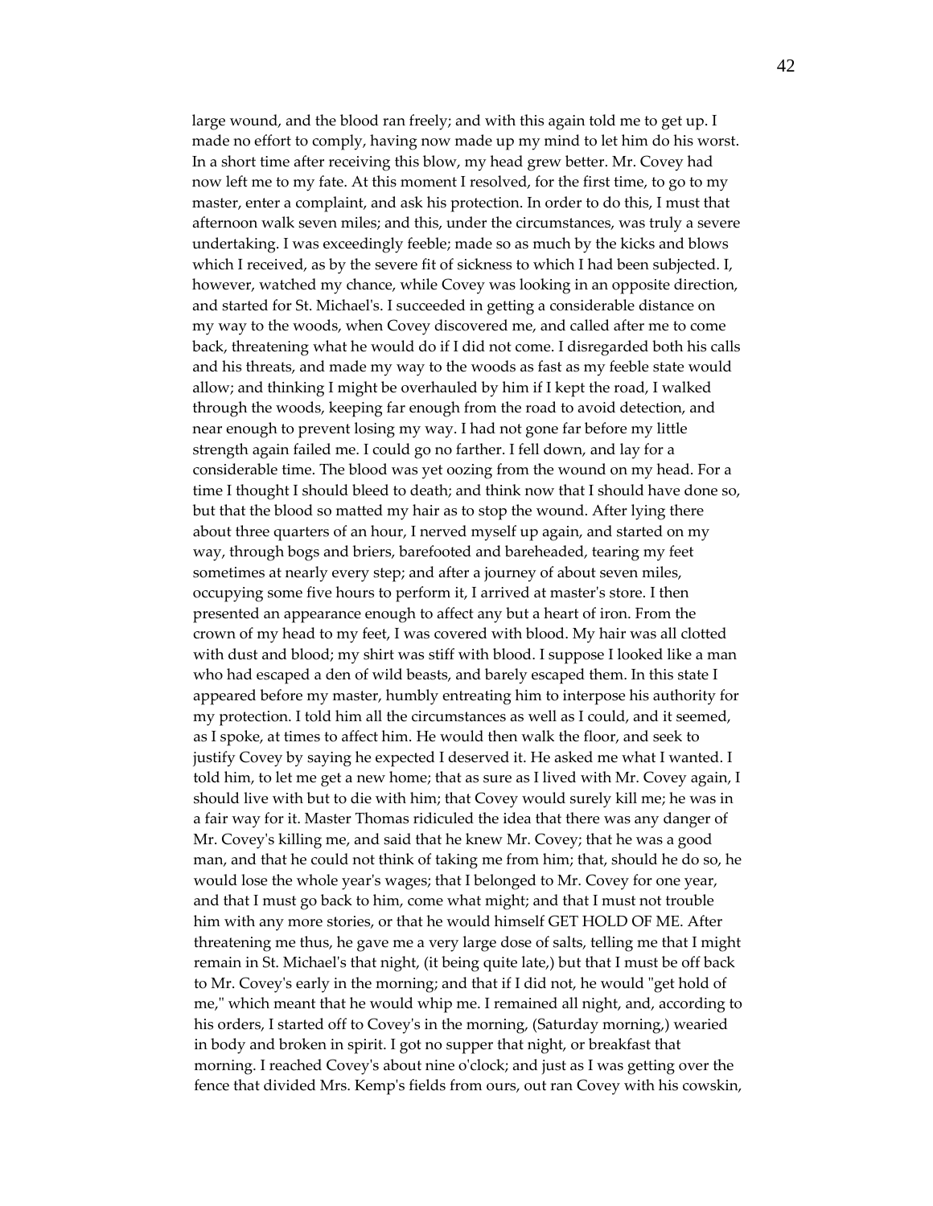large wound, and the blood ran freely; and with this again told me to get up. I made no effort to comply, having now made up my mind to let him do his worst. In a short time after receiving this blow, my head grew better. Mr. Covey had now left me to my fate. At this moment I resolved, for the first time, to go to my master, enter a complaint, and ask his protection. In order to do this, I must that afternoon walk seven miles; and this, under the circumstances, was truly a severe undertaking. I was exceedingly feeble; made so as much by the kicks and blows which I received, as by the severe fit of sickness to which I had been subjected. I, however, watched my chance, while Covey was looking in an opposite direction, and started for St. Michael's. I succeeded in getting a considerable distance on my way to the woods, when Covey discovered me, and called after me to come back, threatening what he would do if I did not come. I disregarded both his calls and his threats, and made my way to the woods as fast as my feeble state would allow; and thinking I might be overhauled by him if I kept the road, I walked through the woods, keeping far enough from the road to avoid detection, and near enough to prevent losing my way. I had not gone far before my little strength again failed me. I could go no farther. I fell down, and lay for a considerable time. The blood was yet oozing from the wound on my head. For a time I thought I should bleed to death; and think now that I should have done so, but that the blood so matted my hair as to stop the wound. After lying there about three quarters of an hour, I nerved myself up again, and started on my way, through bogs and briers, barefooted and bareheaded, tearing my feet sometimes at nearly every step; and after a journey of about seven miles, occupying some five hours to perform it, I arrived at master's store. I then presented an appearance enough to affect any but a heart of iron. From the crown of my head to my feet, I was covered with blood. My hair was all clotted with dust and blood; my shirt was stiff with blood. I suppose I looked like a man who had escaped a den of wild beasts, and barely escaped them. In this state I appeared before my master, humbly entreating him to interpose his authority for my protection. I told him all the circumstances as well as I could, and it seemed, as I spoke, at times to affect him. He would then walk the floor, and seek to justify Covey by saying he expected I deserved it. He asked me what I wanted. I told him, to let me get a new home; that as sure as I lived with Mr. Covey again, I should live with but to die with him; that Covey would surely kill me; he was in a fair way for it. Master Thomas ridiculed the idea that there was any danger of Mr. Covey's killing me, and said that he knew Mr. Covey; that he was a good man, and that he could not think of taking me from him; that, should he do so, he would lose the whole year's wages; that I belonged to Mr. Covey for one year, and that I must go back to him, come what might; and that I must not trouble him with any more stories, or that he would himself GET HOLD OF ME. After threatening me thus, he gave me a very large dose of salts, telling me that I might remain in St. Michael's that night, (it being quite late,) but that I must be off back to Mr. Covey's early in the morning; and that if I did not, he would "get hold of me," which meant that he would whip me. I remained all night, and, according to his orders, I started off to Covey's in the morning, (Saturday morning,) wearied in body and broken in spirit. I got no supper that night, or breakfast that morning. I reached Covey's about nine o'clock; and just as I was getting over the fence that divided Mrs. Kemp's fields from ours, out ran Covey with his cowskin,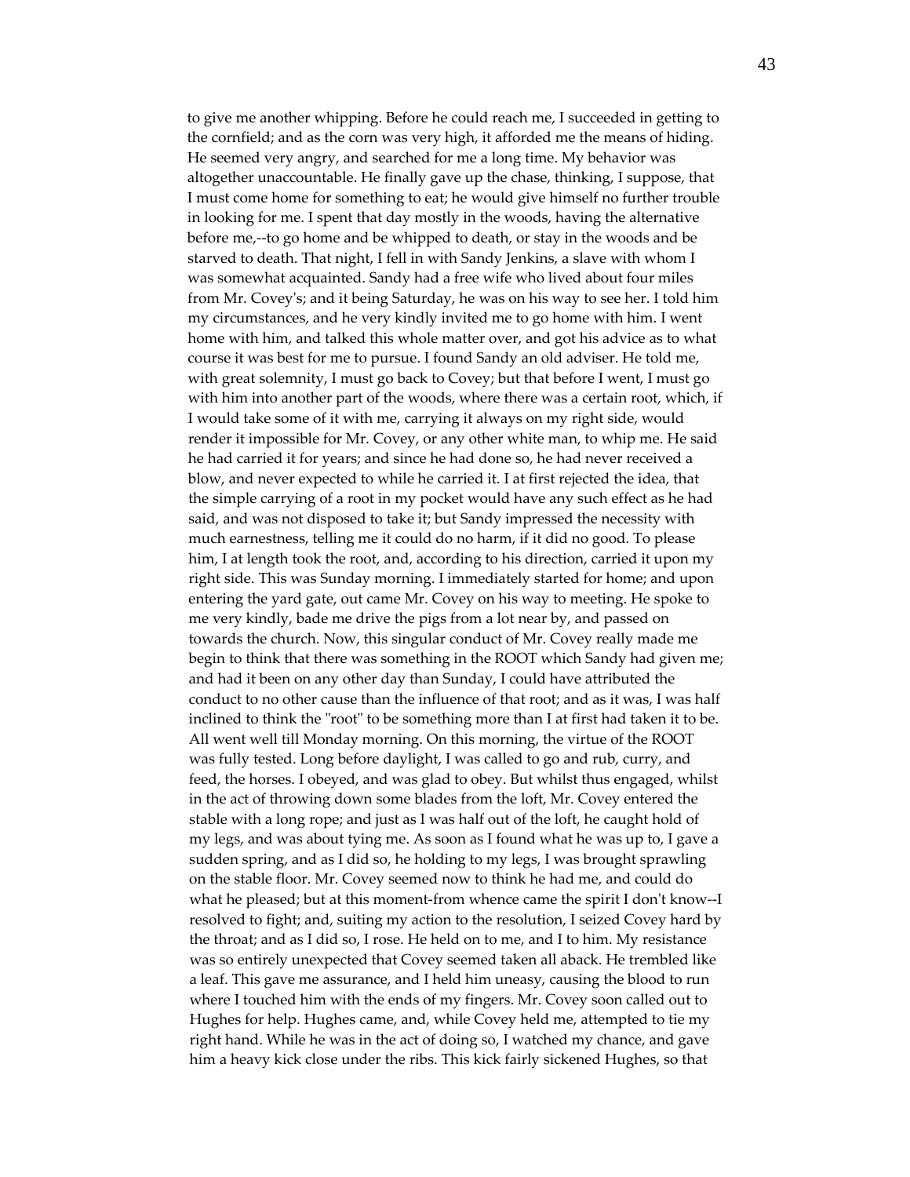to give me another whipping. Before he could reach me, I succeeded in getting to the cornfield; and as the corn was very high, it afforded me the means of hiding. He seemed very angry, and searched for me a long time. My behavior was altogether unaccountable. He finally gave up the chase, thinking, I suppose, that I must come home for something to eat; he would give himself no further trouble in looking for me. I spent that day mostly in the woods, having the alternative before me,--to go home and be whipped to death, or stay in the woods and be starved to death. That night, I fell in with Sandy Jenkins, a slave with whom I was somewhat acquainted. Sandy had a free wife who lived about four miles from Mr. Covey's; and it being Saturday, he was on his way to see her. I told him my circumstances, and he very kindly invited me to go home with him. I went home with him, and talked this whole matter over, and got his advice as to what course it was best for me to pursue. I found Sandy an old adviser. He told me, with great solemnity, I must go back to Covey; but that before I went, I must go with him into another part of the woods, where there was a certain root, which, if I would take some of it with me, carrying it always on my right side, would render it impossible for Mr. Covey, or any other white man, to whip me. He said he had carried it for years; and since he had done so, he had never received a blow, and never expected to while he carried it. I at first rejected the idea, that the simple carrying of a root in my pocket would have any such effect as he had said, and was not disposed to take it; but Sandy impressed the necessity with much earnestness, telling me it could do no harm, if it did no good. To please him, I at length took the root, and, according to his direction, carried it upon my right side. This was Sunday morning. I immediately started for home; and upon entering the yard gate, out came Mr. Covey on his way to meeting. He spoke to me very kindly, bade me drive the pigs from a lot near by, and passed on towards the church. Now, this singular conduct of Mr. Covey really made me begin to think that there was something in the ROOT which Sandy had given me; and had it been on any other day than Sunday, I could have attributed the conduct to no other cause than the influence of that root; and as it was, I was half inclined to think the "root" to be something more than I at first had taken it to be. All went well till Monday morning. On this morning, the virtue of the ROOT was fully tested. Long before daylight, I was called to go and rub, curry, and feed, the horses. I obeyed, and was glad to obey. But whilst thus engaged, whilst in the act of throwing down some blades from the loft, Mr. Covey entered the stable with a long rope; and just as I was half out of the loft, he caught hold of my legs, and was about tying me. As soon as I found what he was up to, I gave a sudden spring, and as I did so, he holding to my legs, I was brought sprawling on the stable floor. Mr. Covey seemed now to think he had me, and could do what he pleased; but at this moment-from whence came the spirit I don't know--I resolved to fight; and, suiting my action to the resolution, I seized Covey hard by the throat; and as I did so, I rose. He held on to me, and I to him. My resistance was so entirely unexpected that Covey seemed taken all aback. He trembled like a leaf. This gave me assurance, and I held him uneasy, causing the blood to run where I touched him with the ends of my fingers. Mr. Covey soon called out to Hughes for help. Hughes came, and, while Covey held me, attempted to tie my right hand. While he was in the act of doing so, I watched my chance, and gave him a heavy kick close under the ribs. This kick fairly sickened Hughes, so that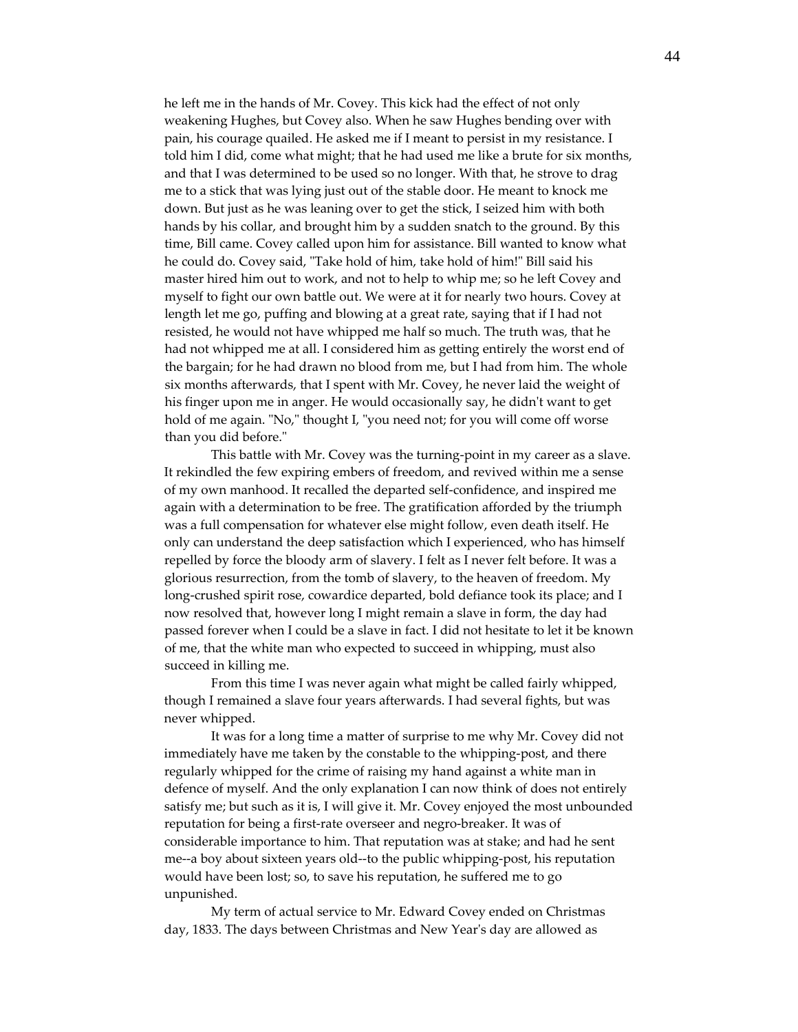he left me in the hands of Mr. Covey. This kick had the effect of not only weakening Hughes, but Covey also. When he saw Hughes bending over with pain, his courage quailed. He asked me if I meant to persist in my resistance. I told him I did, come what might; that he had used me like a brute for six months, and that I was determined to be used so no longer. With that, he strove to drag me to a stick that was lying just out of the stable door. He meant to knock me down. But just as he was leaning over to get the stick, I seized him with both hands by his collar, and brought him by a sudden snatch to the ground. By this time, Bill came. Covey called upon him for assistance. Bill wanted to know what he could do. Covey said, "Take hold of him, take hold of him!" Bill said his master hired him out to work, and not to help to whip me; so he left Covey and myself to fight our own battle out. We were at it for nearly two hours. Covey at length let me go, puffing and blowing at a great rate, saying that if I had not resisted, he would not have whipped me half so much. The truth was, that he had not whipped me at all. I considered him as getting entirely the worst end of the bargain; for he had drawn no blood from me, but I had from him. The whole six months afterwards, that I spent with Mr. Covey, he never laid the weight of his finger upon me in anger. He would occasionally say, he didn't want to get hold of me again. "No," thought I, "you need not; for you will come off worse than you did before."

This battle with Mr. Covey was the turning-point in my career as a slave. It rekindled the few expiring embers of freedom, and revived within me a sense of my own manhood. It recalled the departed self-confidence, and inspired me again with a determination to be free. The gratification afforded by the triumph was a full compensation for whatever else might follow, even death itself. He only can understand the deep satisfaction which I experienced, who has himself repelled by force the bloody arm of slavery. I felt as I never felt before. It was a glorious resurrection, from the tomb of slavery, to the heaven of freedom. My long-crushed spirit rose, cowardice departed, bold defiance took its place; and I now resolved that, however long I might remain a slave in form, the day had passed forever when I could be a slave in fact. I did not hesitate to let it be known of me, that the white man who expected to succeed in whipping, must also succeed in killing me.

From this time I was never again what might be called fairly whipped, though I remained a slave four years afterwards. I had several fights, but was never whipped.

It was for a long time a matter of surprise to me why Mr. Covey did not immediately have me taken by the constable to the whipping-post, and there regularly whipped for the crime of raising my hand against a white man in defence of myself. And the only explanation I can now think of does not entirely satisfy me; but such as it is, I will give it. Mr. Covey enjoyed the most unbounded reputation for being a first-rate overseer and negro-breaker. It was of considerable importance to him. That reputation was at stake; and had he sent me--a boy about sixteen years old--to the public whipping-post, his reputation would have been lost; so, to save his reputation, he suffered me to go unpunished.

My term of actual service to Mr. Edward Covey ended on Christmas day, 1833. The days between Christmas and New Year's day are allowed as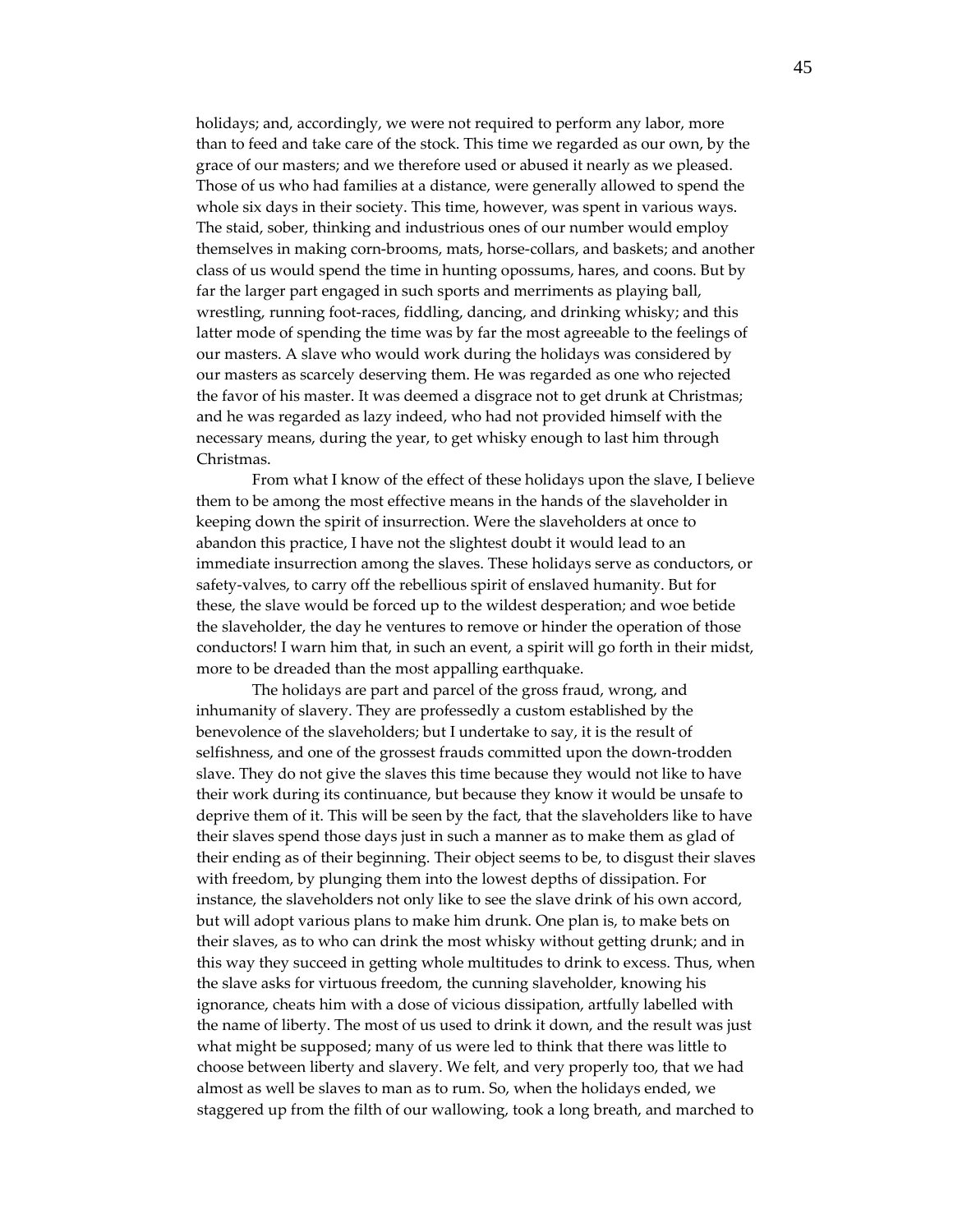holidays; and, accordingly, we were not required to perform any labor, more than to feed and take care of the stock. This time we regarded as our own, by the grace of our masters; and we therefore used or abused it nearly as we pleased. Those of us who had families at a distance, were generally allowed to spend the whole six days in their society. This time, however, was spent in various ways. The staid, sober, thinking and industrious ones of our number would employ themselves in making corn-brooms, mats, horse-collars, and baskets; and another class of us would spend the time in hunting opossums, hares, and coons. But by far the larger part engaged in such sports and merriments as playing ball, wrestling, running foot-races, fiddling, dancing, and drinking whisky; and this latter mode of spending the time was by far the most agreeable to the feelings of our masters. A slave who would work during the holidays was considered by our masters as scarcely deserving them. He was regarded as one who rejected the favor of his master. It was deemed a disgrace not to get drunk at Christmas; and he was regarded as lazy indeed, who had not provided himself with the necessary means, during the year, to get whisky enough to last him through Christmas.

From what I know of the effect of these holidays upon the slave, I believe them to be among the most effective means in the hands of the slaveholder in keeping down the spirit of insurrection. Were the slaveholders at once to abandon this practice, I have not the slightest doubt it would lead to an immediate insurrection among the slaves. These holidays serve as conductors, or safety-valves, to carry off the rebellious spirit of enslaved humanity. But for these, the slave would be forced up to the wildest desperation; and woe betide the slaveholder, the day he ventures to remove or hinder the operation of those conductors! I warn him that, in such an event, a spirit will go forth in their midst, more to be dreaded than the most appalling earthquake.

The holidays are part and parcel of the gross fraud, wrong, and inhumanity of slavery. They are professedly a custom established by the benevolence of the slaveholders; but I undertake to say, it is the result of selfishness, and one of the grossest frauds committed upon the down-trodden slave. They do not give the slaves this time because they would not like to have their work during its continuance, but because they know it would be unsafe to deprive them of it. This will be seen by the fact, that the slaveholders like to have their slaves spend those days just in such a manner as to make them as glad of their ending as of their beginning. Their object seems to be, to disgust their slaves with freedom, by plunging them into the lowest depths of dissipation. For instance, the slaveholders not only like to see the slave drink of his own accord, but will adopt various plans to make him drunk. One plan is, to make bets on their slaves, as to who can drink the most whisky without getting drunk; and in this way they succeed in getting whole multitudes to drink to excess. Thus, when the slave asks for virtuous freedom, the cunning slaveholder, knowing his ignorance, cheats him with a dose of vicious dissipation, artfully labelled with the name of liberty. The most of us used to drink it down, and the result was just what might be supposed; many of us were led to think that there was little to choose between liberty and slavery. We felt, and very properly too, that we had almost as well be slaves to man as to rum. So, when the holidays ended, we staggered up from the filth of our wallowing, took a long breath, and marched to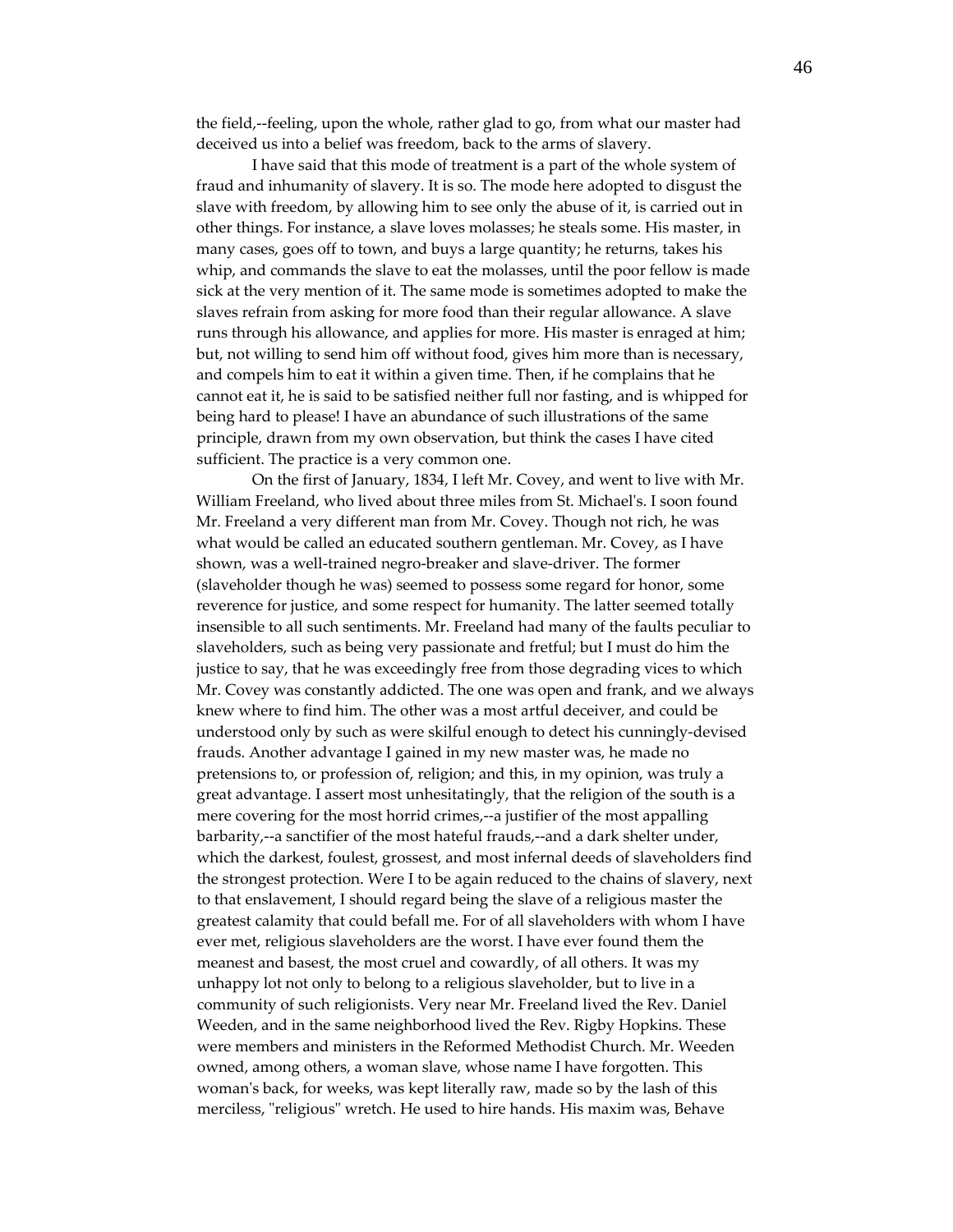the field,--feeling, upon the whole, rather glad to go, from what our master had deceived us into a belief was freedom, back to the arms of slavery.

I have said that this mode of treatment is a part of the whole system of fraud and inhumanity of slavery. It is so. The mode here adopted to disgust the slave with freedom, by allowing him to see only the abuse of it, is carried out in other things. For instance, a slave loves molasses; he steals some. His master, in many cases, goes off to town, and buys a large quantity; he returns, takes his whip, and commands the slave to eat the molasses, until the poor fellow is made sick at the very mention of it. The same mode is sometimes adopted to make the slaves refrain from asking for more food than their regular allowance. A slave runs through his allowance, and applies for more. His master is enraged at him; but, not willing to send him off without food, gives him more than is necessary, and compels him to eat it within a given time. Then, if he complains that he cannot eat it, he is said to be satisfied neither full nor fasting, and is whipped for being hard to please! I have an abundance of such illustrations of the same principle, drawn from my own observation, but think the cases I have cited sufficient. The practice is a very common one.

On the first of January, 1834, I left Mr. Covey, and went to live with Mr. William Freeland, who lived about three miles from St. Michael's. I soon found Mr. Freeland a very different man from Mr. Covey. Though not rich, he was what would be called an educated southern gentleman. Mr. Covey, as I have shown, was a well-trained negro-breaker and slave-driver. The former (slaveholder though he was) seemed to possess some regard for honor, some reverence for justice, and some respect for humanity. The latter seemed totally insensible to all such sentiments. Mr. Freeland had many of the faults peculiar to slaveholders, such as being very passionate and fretful; but I must do him the justice to say, that he was exceedingly free from those degrading vices to which Mr. Covey was constantly addicted. The one was open and frank, and we always knew where to find him. The other was a most artful deceiver, and could be understood only by such as were skilful enough to detect his cunningly-devised frauds. Another advantage I gained in my new master was, he made no pretensions to, or profession of, religion; and this, in my opinion, was truly a great advantage. I assert most unhesitatingly, that the religion of the south is a mere covering for the most horrid crimes,--a justifier of the most appalling barbarity,--a sanctifier of the most hateful frauds,--and a dark shelter under, which the darkest, foulest, grossest, and most infernal deeds of slaveholders find the strongest protection. Were I to be again reduced to the chains of slavery, next to that enslavement, I should regard being the slave of a religious master the greatest calamity that could befall me. For of all slaveholders with whom I have ever met, religious slaveholders are the worst. I have ever found them the meanest and basest, the most cruel and cowardly, of all others. It was my unhappy lot not only to belong to a religious slaveholder, but to live in a community of such religionists. Very near Mr. Freeland lived the Rev. Daniel Weeden, and in the same neighborhood lived the Rev. Rigby Hopkins. These were members and ministers in the Reformed Methodist Church. Mr. Weeden owned, among others, a woman slave, whose name I have forgotten. This woman's back, for weeks, was kept literally raw, made so by the lash of this merciless, "religious" wretch. He used to hire hands. His maxim was, Behave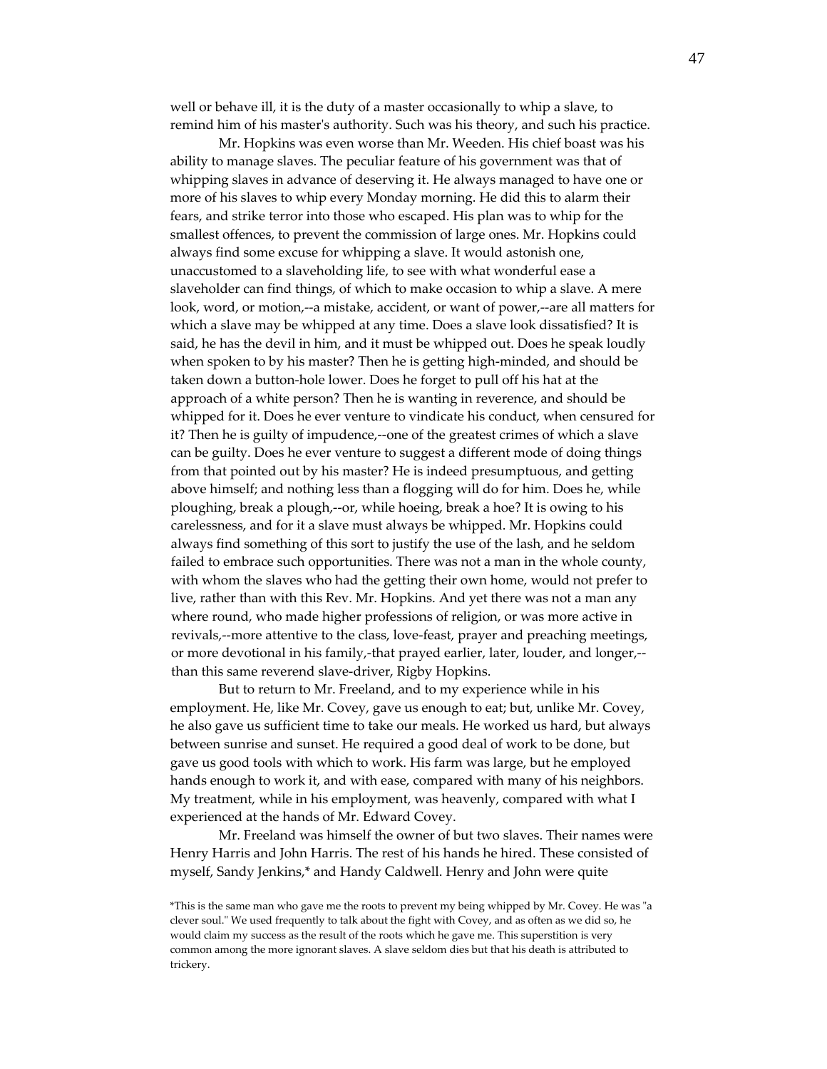well or behave ill, it is the duty of a master occasionally to whip a slave, to remind him of his master's authority. Such was his theory, and such his practice.

Mr. Hopkins was even worse than Mr. Weeden. His chief boast was his ability to manage slaves. The peculiar feature of his government was that of whipping slaves in advance of deserving it. He always managed to have one or more of his slaves to whip every Monday morning. He did this to alarm their fears, and strike terror into those who escaped. His plan was to whip for the smallest offences, to prevent the commission of large ones. Mr. Hopkins could always find some excuse for whipping a slave. It would astonish one, unaccustomed to a slaveholding life, to see with what wonderful ease a slaveholder can find things, of which to make occasion to whip a slave. A mere look, word, or motion,--a mistake, accident, or want of power,--are all matters for which a slave may be whipped at any time. Does a slave look dissatisfied? It is said, he has the devil in him, and it must be whipped out. Does he speak loudly when spoken to by his master? Then he is getting high-minded, and should be taken down a button-hole lower. Does he forget to pull off his hat at the approach of a white person? Then he is wanting in reverence, and should be whipped for it. Does he ever venture to vindicate his conduct, when censured for it? Then he is guilty of impudence,--one of the greatest crimes of which a slave can be guilty. Does he ever venture to suggest a different mode of doing things from that pointed out by his master? He is indeed presumptuous, and getting above himself; and nothing less than a flogging will do for him. Does he, while ploughing, break a plough,--or, while hoeing, break a hoe? It is owing to his carelessness, and for it a slave must always be whipped. Mr. Hopkins could always find something of this sort to justify the use of the lash, and he seldom failed to embrace such opportunities. There was not a man in the whole county, with whom the slaves who had the getting their own home, would not prefer to live, rather than with this Rev. Mr. Hopkins. And yet there was not a man any where round, who made higher professions of religion, or was more active in revivals,--more attentive to the class, love-feast, prayer and preaching meetings, or more devotional in his family,-that prayed earlier, later, louder, and longer,--than this same reverend slave-driver, Rigby Hopkins.

But to return to Mr. Freeland, and to my experience while in his employment. He, like Mr. Covey, gave us enough to eat; but, unlike Mr. Covey, he also gave us sufficient time to take our meals. He worked us hard, but always between sunrise and sunset. He required a good deal of work to be done, but gave us good tools with which to work. His farm was large, but he employed hands enough to work it, and with ease, compared with many of his neighbors. My treatment, while in his employment, was heavenly, compared with what I experienced at the hands of Mr. Edward Covey.

Mr. Freeland was himself the owner of but two slaves. Their names were Henry Harris and John Harris. The rest of his hands he hired. These consisted of myself, Sandy Jenkins,* and Handy Caldwell. Henry and John were quite

*This is the same man who gave me the roots to prevent my being whipped by Mr. Covey. He was "a clever soul." We used frequently to talk about the fight with Covey, and as often as we did so, he would claim my success as the result of the roots which he gave me. This superstition is very common among the more ignorant slaves. A slave seldom dies but that his death is attributed to trickery.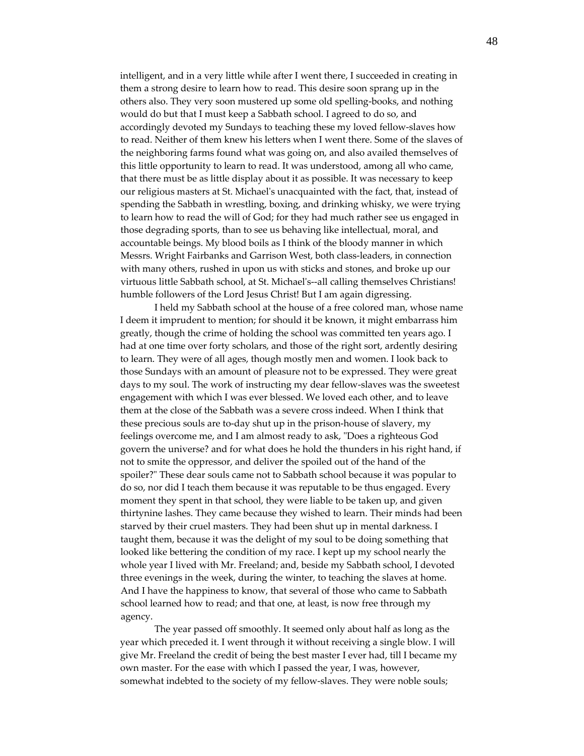intelligent, and in a very little while after I went there, I succeeded in creating in them a strong desire to learn how to read. This desire soon sprang up in the others also. They very soon mustered up some old spelling-books, and nothing would do but that I must keep a Sabbath school. I agreed to do so, and accordingly devoted my Sundays to teaching these my loved fellow-slaves how to read. Neither of them knew his letters when I went there. Some of the slaves of the neighboring farms found what was going on, and also availed themselves of this little opportunity to learn to read. It was understood, among all who came, that there must be as little display about it as possible. It was necessary to keep our religious masters at St. Michael's unacquainted with the fact, that, instead of spending the Sabbath in wrestling, boxing, and drinking whisky, we were trying to learn how to read the will of God; for they had much rather see us engaged in those degrading sports, than to see us behaving like intellectual, moral, and accountable beings. My blood boils as I think of the bloody manner in which Messrs. Wright Fairbanks and Garrison West, both class-leaders, in connection with many others, rushed in upon us with sticks and stones, and broke up our virtuous little Sabbath school, at St. Michael's--all calling themselves Christians! humble followers of the Lord Jesus Christ! But I am again digressing.

I held my Sabbath school at the house of a free colored man, whose name I deem it imprudent to mention; for should it be known, it might embarrass him greatly, though the crime of holding the school was committed ten years ago. I had at one time over forty scholars, and those of the right sort, ardently desiring to learn. They were of all ages, though mostly men and women. I look back to those Sundays with an amount of pleasure not to be expressed. They were great days to my soul. The work of instructing my dear fellow-slaves was the sweetest engagement with which I was ever blessed. We loved each other, and to leave them at the close of the Sabbath was a severe cross indeed. When I think that these precious souls are to-day shut up in the prison-house of slavery, my feelings overcome me, and I am almost ready to ask, "Does a righteous God govern the universe? and for what does he hold the thunders in his right hand, if not to smite the oppressor, and deliver the spoiled out of the hand of the spoiler?" These dear souls came not to Sabbath school because it was popular to do so, nor did I teach them because it was reputable to be thus engaged. Every moment they spent in that school, they were liable to be taken up, and given thirtynine lashes. They came because they wished to learn. Their minds had been starved by their cruel masters. They had been shut up in mental darkness. I taught them, because it was the delight of my soul to be doing something that looked like bettering the condition of my race. I kept up my school nearly the whole year I lived with Mr. Freeland; and, beside my Sabbath school, I devoted three evenings in the week, during the winter, to teaching the slaves at home. And I have the happiness to know, that several of those who came to Sabbath school learned how to read; and that one, at least, is now free through my agency.

The year passed off smoothly. It seemed only about half as long as the year which preceded it. I went through it without receiving a single blow. I will give Mr. Freeland the credit of being the best master I ever had, till I became my own master. For the ease with which I passed the year, I was, however, somewhat indebted to the society of my fellow-slaves. They were noble souls;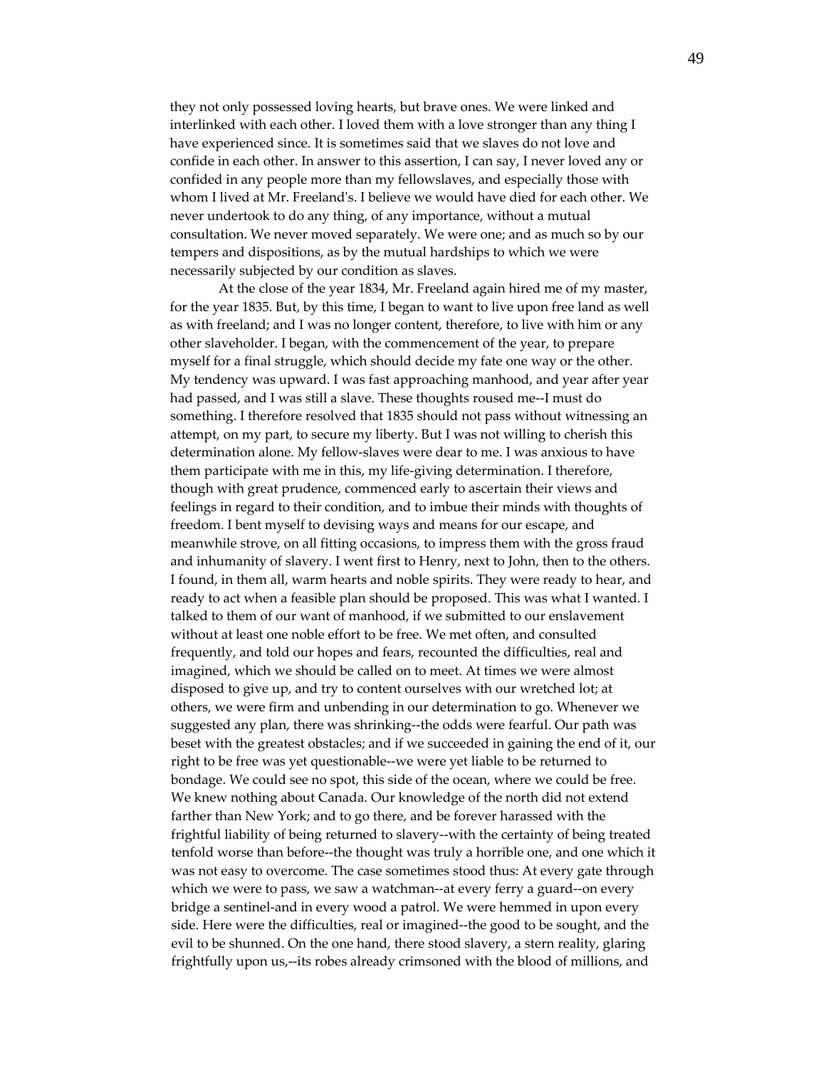they not only possessed loving hearts, but brave ones. We were linked and interlinked with each other. I loved them with a love stronger than any thing I have experienced since. It is sometimes said that we slaves do not love and confide in each other. In answer to this assertion, I can say, I never loved any or confided in any people more than my fellowslaves, and especially those with whom I lived at Mr. Freeland's. I believe we would have died for each other. We never undertook to do any thing, of any importance, without a mutual consultation. We never moved separately. We were one; and as much so by our tempers and dispositions, as by the mutual hardships to which we were necessarily subjected by our condition as slaves.

At the close of the year 1834, Mr. Freeland again hired me of my master, for the year 1835. But, by this time, I began to want to live upon free land as well as with freeland; and I was no longer content, therefore, to live with him or any other slaveholder. I began, with the commencement of the year, to prepare myself for a final struggle, which should decide my fate one way or the other. My tendency was upward. I was fast approaching manhood, and year after year had passed, and I was still a slave. These thoughts roused me--I must do something. I therefore resolved that 1835 should not pass without witnessing an attempt, on my part, to secure my liberty. But I was not willing to cherish this determination alone. My fellow-slaves were dear to me. I was anxious to have them participate with me in this, my life-giving determination. I therefore, though with great prudence, commenced early to ascertain their views and feelings in regard to their condition, and to imbue their minds with thoughts of freedom. I bent myself to devising ways and means for our escape, and meanwhile strove, on all fitting occasions, to impress them with the gross fraud and inhumanity of slavery. I went first to Henry, next to John, then to the others. I found, in them all, warm hearts and noble spirits. They were ready to hear, and ready to act when a feasible plan should be proposed. This was what I wanted. I talked to them of our want of manhood, if we submitted to our enslavement without at least one noble effort to be free. We met often, and consulted frequently, and told our hopes and fears, recounted the difficulties, real and imagined, which we should be called on to meet. At times we were almost disposed to give up, and try to content ourselves with our wretched lot; at others, we were firm and unbending in our determination to go. Whenever we suggested any plan, there was shrinking--the odds were fearful. Our path was beset with the greatest obstacles; and if we succeeded in gaining the end of it, our right to be free was yet questionable--we were yet liable to be returned to bondage. We could see no spot, this side of the ocean, where we could be free. We knew nothing about Canada. Our knowledge of the north did not extend farther than New York; and to go there, and be forever harassed with the frightful liability of being returned to slavery--with the certainty of being treated tenfold worse than before--the thought was truly a horrible one, and one which it was not easy to overcome. The case sometimes stood thus: At every gate through which we were to pass, we saw a watchman--at every ferry a guard--on every bridge a sentinel-and in every wood a patrol. We were hemmed in upon every side. Here were the difficulties, real or imagined--the good to be sought, and the evil to be shunned. On the one hand, there stood slavery, a stern reality, glaring frightfully upon us,--its robes already crimsoned with the blood of millions, and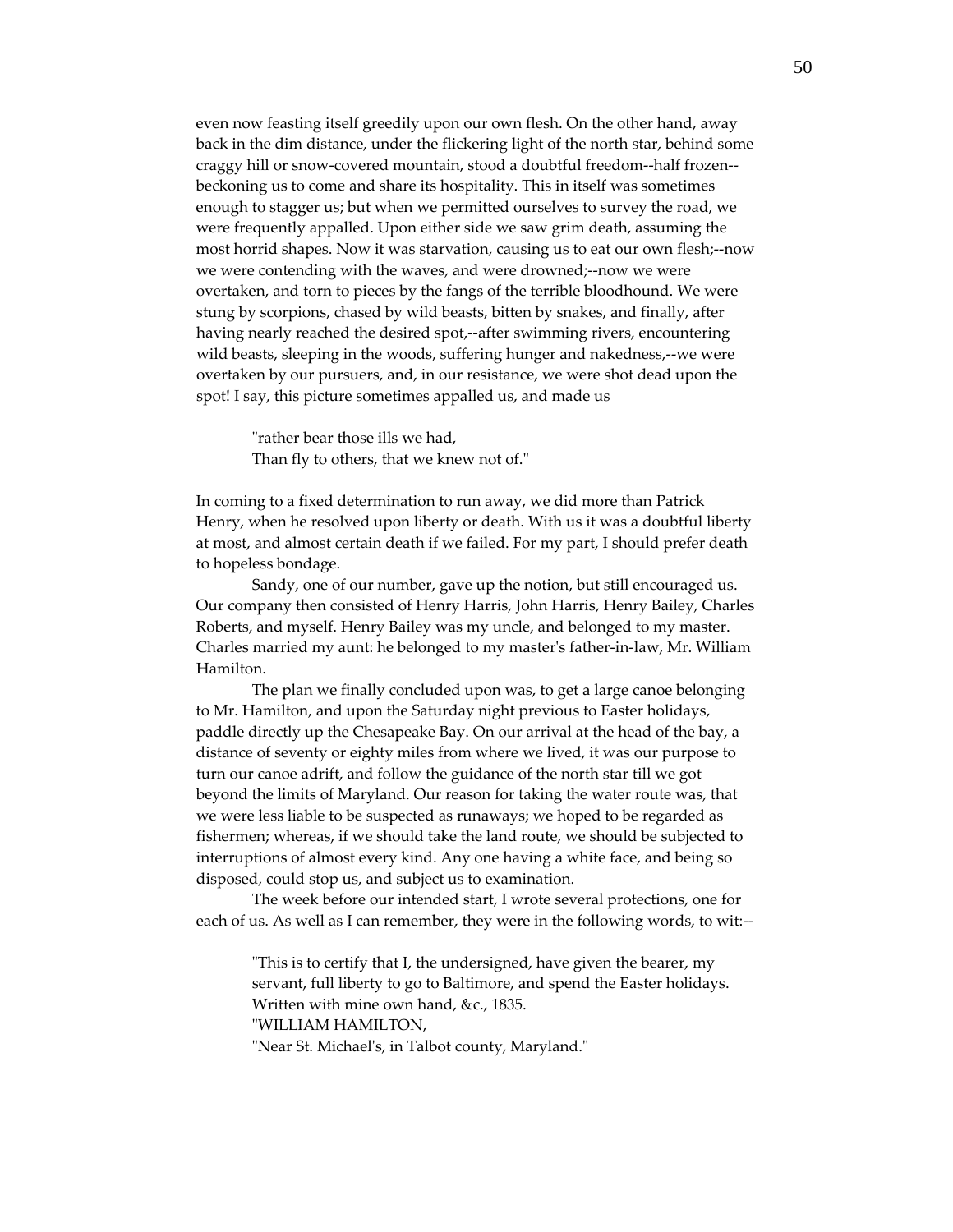even now feasting itself greedily upon our own flesh. On the other hand, away back in the dim distance, under the flickering light of the north star, behind some craggy hill or snow-covered mountain, stood a doubtful freedom--half frozen--beckoning us to come and share its hospitality. This in itself was sometimes enough to stagger us; but when we permitted ourselves to survey the road, we were frequently appalled. Upon either side we saw grim death, assuming the most horrid shapes. Now it was starvation, causing us to eat our own flesh;--now we were contending with the waves, and were drowned;--now we were overtaken, and torn to pieces by the fangs of the terrible bloodhound. We were stung by scorpions, chased by wild beasts, bitten by snakes, and finally, after having nearly reached the desired spot,--after swimming rivers, encountering wild beasts, sleeping in the woods, suffering hunger and nakedness,--we were overtaken by our pursuers, and, in our resistance, we were shot dead upon the spot! I say, this picture sometimes appalled us, and made us

> "rather bear those ills we had,
> Than fly to others, that we knew not of."

In coming to a fixed determination to run away, we did more than Patrick Henry, when he resolved upon liberty or death. With us it was a doubtful liberty at most, and almost certain death if we failed. For my part, I should prefer death to hopeless bondage.

Sandy, one of our number, gave up the notion, but still encouraged us. Our company then consisted of Henry Harris, John Harris, Henry Bailey, Charles Roberts, and myself. Henry Bailey was my uncle, and belonged to my master. Charles married my aunt: he belonged to my master's father-in-law, Mr. William Hamilton.

The plan we finally concluded upon was, to get a large canoe belonging to Mr. Hamilton, and upon the Saturday night previous to Easter holidays, paddle directly up the Chesapeake Bay. On our arrival at the head of the bay, a distance of seventy or eighty miles from where we lived, it was our purpose to turn our canoe adrift, and follow the guidance of the north star till we got beyond the limits of Maryland. Our reason for taking the water route was, that we were less liable to be suspected as runaways; we hoped to be regarded as fishermen; whereas, if we should take the land route, we should be subjected to interruptions of almost every kind. Any one having a white face, and being so disposed, could stop us, and subject us to examination.

The week before our intended start, I wrote several protections, one for each of us. As well as I can remember, they were in the following words, to wit:--

> "This is to certify that I, the undersigned, have given the bearer, my servant, full liberty to go to Baltimore, and spend the Easter holidays. Written with mine own hand, &c., 1835.
> "WILLIAM HAMILTON,
> "Near St. Michael's, in Talbot county, Maryland."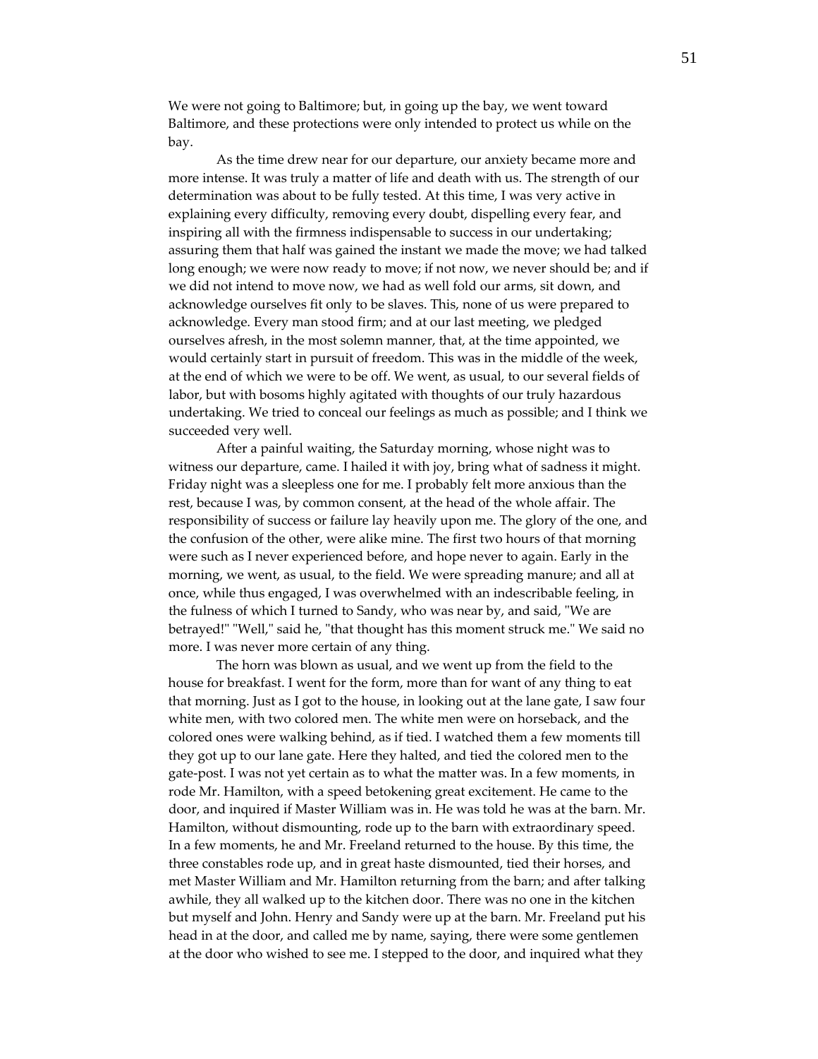We were not going to Baltimore; but, in going up the bay, we went toward Baltimore, and these protections were only intended to protect us while on the bay.

As the time drew near for our departure, our anxiety became more and more intense. It was truly a matter of life and death with us. The strength of our determination was about to be fully tested. At this time, I was very active in explaining every difficulty, removing every doubt, dispelling every fear, and inspiring all with the firmness indispensable to success in our undertaking; assuring them that half was gained the instant we made the move; we had talked long enough; we were now ready to move; if not now, we never should be; and if we did not intend to move now, we had as well fold our arms, sit down, and acknowledge ourselves fit only to be slaves. This, none of us were prepared to acknowledge. Every man stood firm; and at our last meeting, we pledged ourselves afresh, in the most solemn manner, that, at the time appointed, we would certainly start in pursuit of freedom. This was in the middle of the week, at the end of which we were to be off. We went, as usual, to our several fields of labor, but with bosoms highly agitated with thoughts of our truly hazardous undertaking. We tried to conceal our feelings as much as possible; and I think we succeeded very well.

After a painful waiting, the Saturday morning, whose night was to witness our departure, came. I hailed it with joy, bring what of sadness it might. Friday night was a sleepless one for me. I probably felt more anxious than the rest, because I was, by common consent, at the head of the whole affair. The responsibility of success or failure lay heavily upon me. The glory of the one, and the confusion of the other, were alike mine. The first two hours of that morning were such as I never experienced before, and hope never to again. Early in the morning, we went, as usual, to the field. We were spreading manure; and all at once, while thus engaged, I was overwhelmed with an indescribable feeling, in the fulness of which I turned to Sandy, who was near by, and said, "We are betrayed!" "Well," said he, "that thought has this moment struck me." We said no more. I was never more certain of any thing.

The horn was blown as usual, and we went up from the field to the house for breakfast. I went for the form, more than for want of any thing to eat that morning. Just as I got to the house, in looking out at the lane gate, I saw four white men, with two colored men. The white men were on horseback, and the colored ones were walking behind, as if tied. I watched them a few moments till they got up to our lane gate. Here they halted, and tied the colored men to the gate-post. I was not yet certain as to what the matter was. In a few moments, in rode Mr. Hamilton, with a speed betokening great excitement. He came to the door, and inquired if Master William was in. He was told he was at the barn. Mr. Hamilton, without dismounting, rode up to the barn with extraordinary speed. In a few moments, he and Mr. Freeland returned to the house. By this time, the three constables rode up, and in great haste dismounted, tied their horses, and met Master William and Mr. Hamilton returning from the barn; and after talking awhile, they all walked up to the kitchen door. There was no one in the kitchen but myself and John. Henry and Sandy were up at the barn. Mr. Freeland put his head in at the door, and called me by name, saying, there were some gentlemen at the door who wished to see me. I stepped to the door, and inquired what they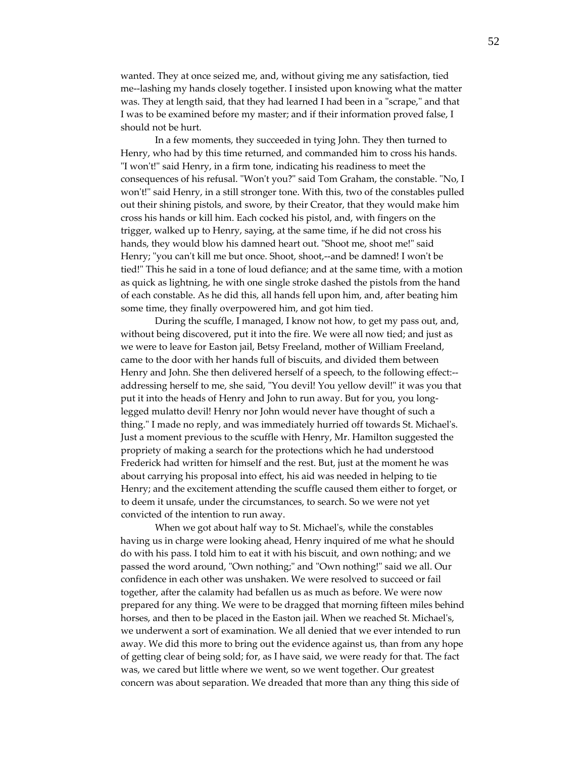wanted. They at once seized me, and, without giving me any satisfaction, tied me--lashing my hands closely together. I insisted upon knowing what the matter was. They at length said, that they had learned I had been in a "scrape," and that I was to be examined before my master; and if their information proved false, I should not be hurt.

In a few moments, they succeeded in tying John. They then turned to Henry, who had by this time returned, and commanded him to cross his hands. "I won't!" said Henry, in a firm tone, indicating his readiness to meet the consequences of his refusal. "Won't you?" said Tom Graham, the constable. "No, I won't!" said Henry, in a still stronger tone. With this, two of the constables pulled out their shining pistols, and swore, by their Creator, that they would make him cross his hands or kill him. Each cocked his pistol, and, with fingers on the trigger, walked up to Henry, saying, at the same time, if he did not cross his hands, they would blow his damned heart out. "Shoot me, shoot me!" said Henry; "you can't kill me but once. Shoot, shoot,--and be damned! I won't be tied!" This he said in a tone of loud defiance; and at the same time, with a motion as quick as lightning, he with one single stroke dashed the pistols from the hand of each constable. As he did this, all hands fell upon him, and, after beating him some time, they finally overpowered him, and got him tied.

During the scuffle, I managed, I know not how, to get my pass out, and, without being discovered, put it into the fire. We were all now tied; and just as we were to leave for Easton jail, Betsy Freeland, mother of William Freeland, came to the door with her hands full of biscuits, and divided them between Henry and John. She then delivered herself of a speech, to the following effect:--addressing herself to me, she said, "You devil! You yellow devil!" it was you that put it into the heads of Henry and John to run away. But for you, you long-legged mulatto devil! Henry nor John would never have thought of such a thing." I made no reply, and was immediately hurried off towards St. Michael's. Just a moment previous to the scuffle with Henry, Mr. Hamilton suggested the propriety of making a search for the protections which he had understood Frederick had written for himself and the rest. But, just at the moment he was about carrying his proposal into effect, his aid was needed in helping to tie Henry; and the excitement attending the scuffle caused them either to forget, or to deem it unsafe, under the circumstances, to search. So we were not yet convicted of the intention to run away.

When we got about half way to St. Michael's, while the constables having us in charge were looking ahead, Henry inquired of me what he should do with his pass. I told him to eat it with his biscuit, and own nothing; and we passed the word around, "Own nothing;" and "Own nothing!" said we all. Our confidence in each other was unshaken. We were resolved to succeed or fail together, after the calamity had befallen us as much as before. We were now prepared for any thing. We were to be dragged that morning fifteen miles behind horses, and then to be placed in the Easton jail. When we reached St. Michael's, we underwent a sort of examination. We all denied that we ever intended to run away. We did this more to bring out the evidence against us, than from any hope of getting clear of being sold; for, as I have said, we were ready for that. The fact was, we cared but little where we went, so we went together. Our greatest concern was about separation. We dreaded that more than any thing this side of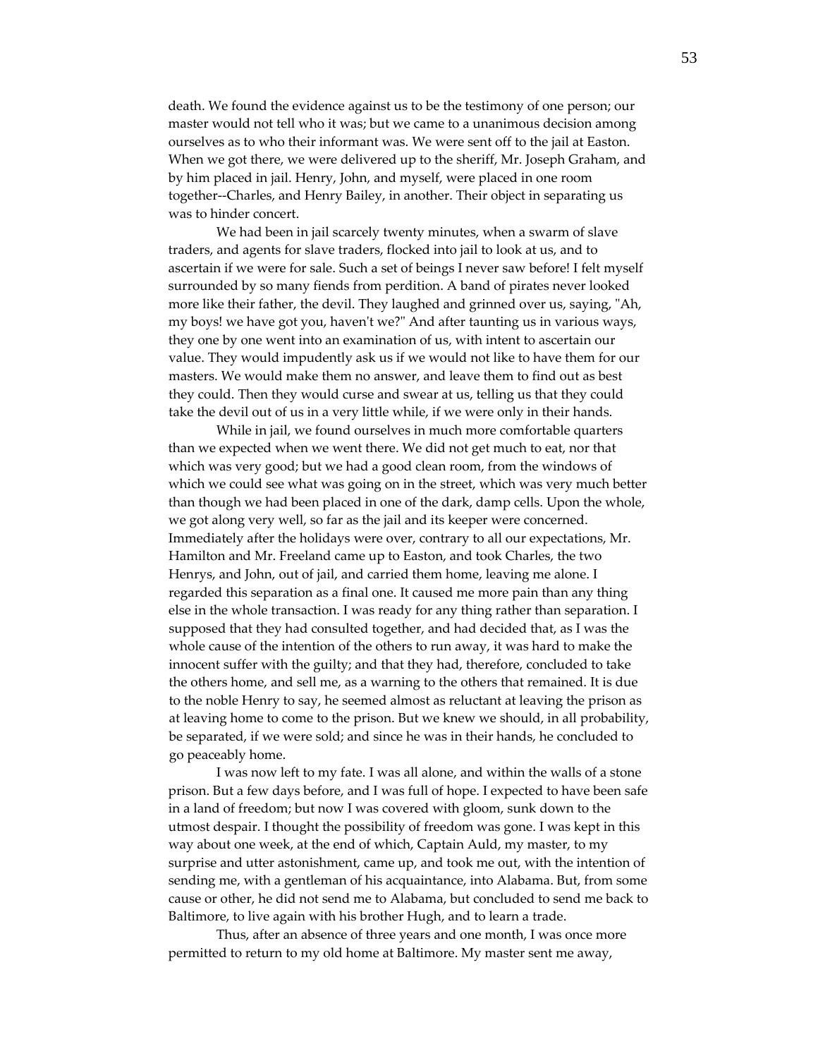death. We found the evidence against us to be the testimony of one person; our master would not tell who it was; but we came to a unanimous decision among ourselves as to who their informant was. We were sent off to the jail at Easton. When we got there, we were delivered up to the sheriff, Mr. Joseph Graham, and by him placed in jail. Henry, John, and myself, were placed in one room together--Charles, and Henry Bailey, in another. Their object in separating us was to hinder concert.

We had been in jail scarcely twenty minutes, when a swarm of slave traders, and agents for slave traders, flocked into jail to look at us, and to ascertain if we were for sale. Such a set of beings I never saw before! I felt myself surrounded by so many fiends from perdition. A band of pirates never looked more like their father, the devil. They laughed and grinned over us, saying, "Ah, my boys! we have got you, haven't we?" And after taunting us in various ways, they one by one went into an examination of us, with intent to ascertain our value. They would impudently ask us if we would not like to have them for our masters. We would make them no answer, and leave them to find out as best they could. Then they would curse and swear at us, telling us that they could take the devil out of us in a very little while, if we were only in their hands.

While in jail, we found ourselves in much more comfortable quarters than we expected when we went there. We did not get much to eat, nor that which was very good; but we had a good clean room, from the windows of which we could see what was going on in the street, which was very much better than though we had been placed in one of the dark, damp cells. Upon the whole, we got along very well, so far as the jail and its keeper were concerned. Immediately after the holidays were over, contrary to all our expectations, Mr. Hamilton and Mr. Freeland came up to Easton, and took Charles, the two Henrys, and John, out of jail, and carried them home, leaving me alone. I regarded this separation as a final one. It caused me more pain than any thing else in the whole transaction. I was ready for any thing rather than separation. I supposed that they had consulted together, and had decided that, as I was the whole cause of the intention of the others to run away, it was hard to make the innocent suffer with the guilty; and that they had, therefore, concluded to take the others home, and sell me, as a warning to the others that remained. It is due to the noble Henry to say, he seemed almost as reluctant at leaving the prison as at leaving home to come to the prison. But we knew we should, in all probability, be separated, if we were sold; and since he was in their hands, he concluded to go peaceably home.

I was now left to my fate. I was all alone, and within the walls of a stone prison. But a few days before, and I was full of hope. I expected to have been safe in a land of freedom; but now I was covered with gloom, sunk down to the utmost despair. I thought the possibility of freedom was gone. I was kept in this way about one week, at the end of which, Captain Auld, my master, to my surprise and utter astonishment, came up, and took me out, with the intention of sending me, with a gentleman of his acquaintance, into Alabama. But, from some cause or other, he did not send me to Alabama, but concluded to send me back to Baltimore, to live again with his brother Hugh, and to learn a trade.

Thus, after an absence of three years and one month, I was once more permitted to return to my old home at Baltimore. My master sent me away,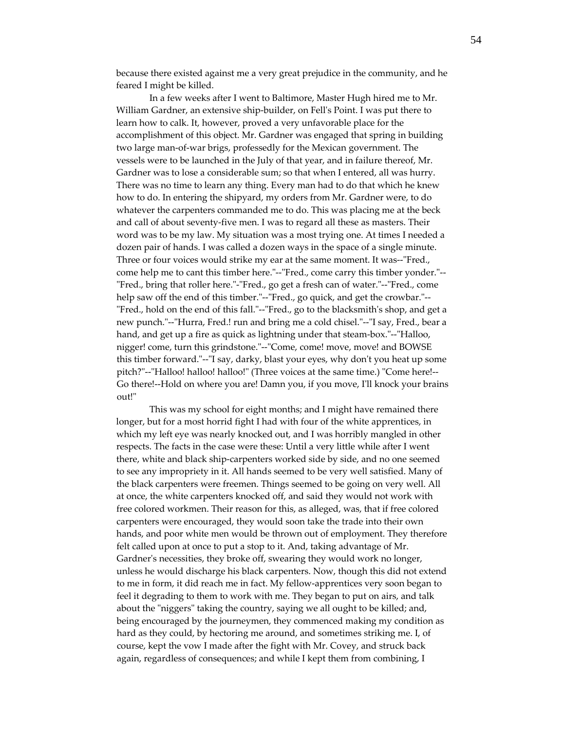because there existed against me a very great prejudice in the community, and he feared I might be killed.

In a few weeks after I went to Baltimore, Master Hugh hired me to Mr. William Gardner, an extensive ship-builder, on Fell's Point. I was put there to learn how to calk. It, however, proved a very unfavorable place for the accomplishment of this object. Mr. Gardner was engaged that spring in building two large man-of-war brigs, professedly for the Mexican government. The vessels were to be launched in the July of that year, and in failure thereof, Mr. Gardner was to lose a considerable sum; so that when I entered, all was hurry. There was no time to learn any thing. Every man had to do that which he knew how to do. In entering the shipyard, my orders from Mr. Gardner were, to do whatever the carpenters commanded me to do. This was placing me at the beck and call of about seventy-five men. I was to regard all these as masters. Their word was to be my law. My situation was a most trying one. At times I needed a dozen pair of hands. I was called a dozen ways in the space of a single minute. Three or four voices would strike my ear at the same moment. It was--"Fred., come help me to cant this timber here."--"Fred., come carry this timber yonder."--"Fred., bring that roller here."-"Fred., go get a fresh can of water."--"Fred., come help saw off the end of this timber."--"Fred., go quick, and get the crowbar."--"Fred., hold on the end of this fall."--"Fred., go to the blacksmith's shop, and get a new punch."--"Hurra, Fred.! run and bring me a cold chisel."--"I say, Fred., bear a hand, and get up a fire as quick as lightning under that steam-box."--"Halloo, nigger! come, turn this grindstone."--"Come, come! move, move! and BOWSE this timber forward."--"I say, darky, blast your eyes, why don't you heat up some pitch?"--"Halloo! halloo! halloo!" (Three voices at the same time.) "Come here!--Go there!--Hold on where you are! Damn you, if you move, I'll knock your brains out!"

This was my school for eight months; and I might have remained there longer, but for a most horrid fight I had with four of the white apprentices, in which my left eye was nearly knocked out, and I was horribly mangled in other respects. The facts in the case were these: Until a very little while after I went there, white and black ship-carpenters worked side by side, and no one seemed to see any impropriety in it. All hands seemed to be very well satisfied. Many of the black carpenters were freemen. Things seemed to be going on very well. All at once, the white carpenters knocked off, and said they would not work with free colored workmen. Their reason for this, as alleged, was, that if free colored carpenters were encouraged, they would soon take the trade into their own hands, and poor white men would be thrown out of employment. They therefore felt called upon at once to put a stop to it. And, taking advantage of Mr. Gardner's necessities, they broke off, swearing they would work no longer, unless he would discharge his black carpenters. Now, though this did not extend to me in form, it did reach me in fact. My fellow-apprentices very soon began to feel it degrading to them to work with me. They began to put on airs, and talk about the "niggers" taking the country, saying we all ought to be killed; and, being encouraged by the journeymen, they commenced making my condition as hard as they could, by hectoring me around, and sometimes striking me. I, of course, kept the vow I made after the fight with Mr. Covey, and struck back again, regardless of consequences; and while I kept them from combining, I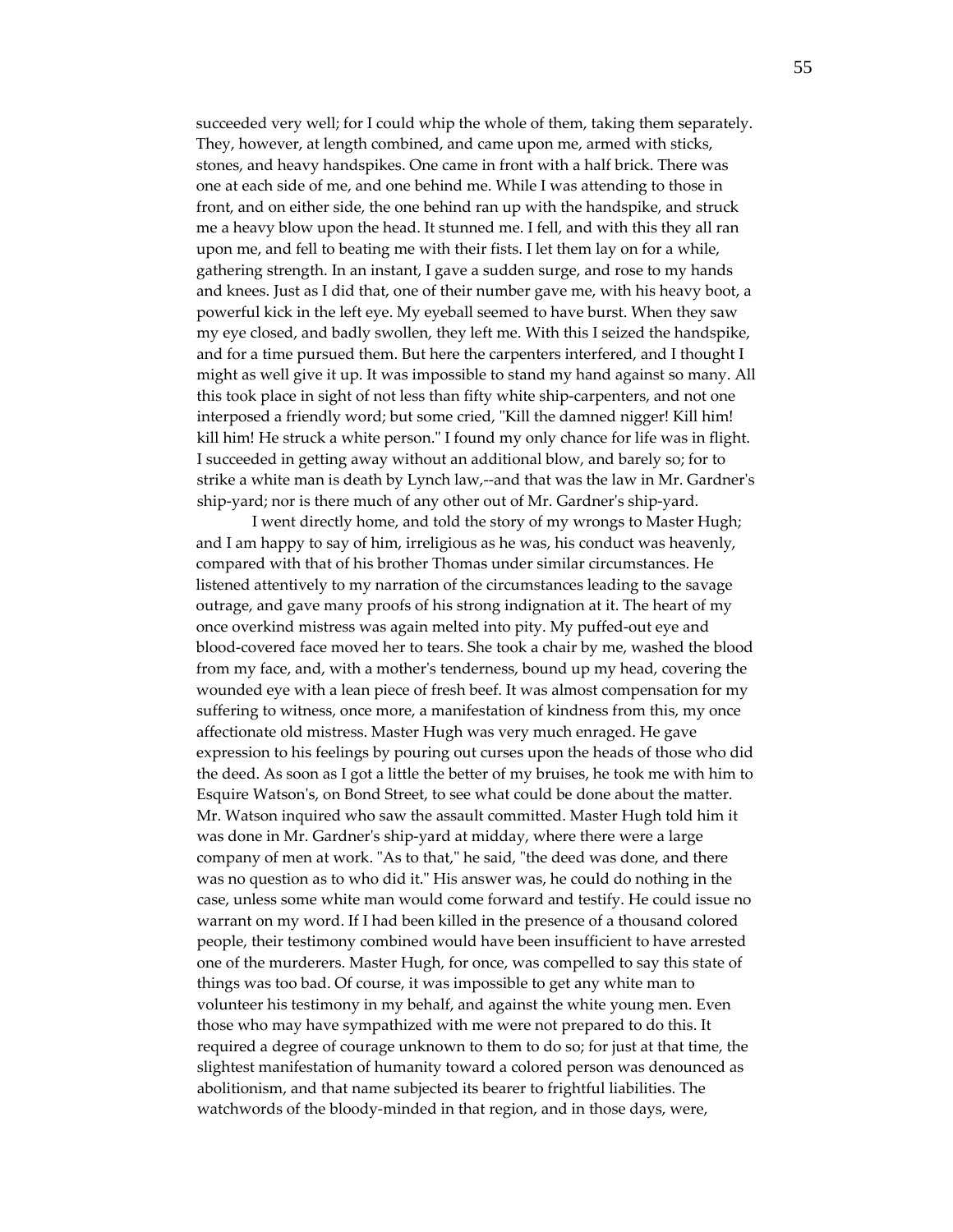succeeded very well; for I could whip the whole of them, taking them separately. They, however, at length combined, and came upon me, armed with sticks, stones, and heavy handspikes. One came in front with a half brick. There was one at each side of me, and one behind me. While I was attending to those in front, and on either side, the one behind ran up with the handspike, and struck me a heavy blow upon the head. It stunned me. I fell, and with this they all ran upon me, and fell to beating me with their fists. I let them lay on for a while, gathering strength. In an instant, I gave a sudden surge, and rose to my hands and knees. Just as I did that, one of their number gave me, with his heavy boot, a powerful kick in the left eye. My eyeball seemed to have burst. When they saw my eye closed, and badly swollen, they left me. With this I seized the handspike, and for a time pursued them. But here the carpenters interfered, and I thought I might as well give it up. It was impossible to stand my hand against so many. All this took place in sight of not less than fifty white ship-carpenters, and not one interposed a friendly word; but some cried, "Kill the damned nigger! Kill him! kill him! He struck a white person." I found my only chance for life was in flight. I succeeded in getting away without an additional blow, and barely so; for to strike a white man is death by Lynch law,--and that was the law in Mr. Gardner's ship-yard; nor is there much of any other out of Mr. Gardner's ship-yard.

I went directly home, and told the story of my wrongs to Master Hugh; and I am happy to say of him, irreligious as he was, his conduct was heavenly, compared with that of his brother Thomas under similar circumstances. He listened attentively to my narration of the circumstances leading to the savage outrage, and gave many proofs of his strong indignation at it. The heart of my once overkind mistress was again melted into pity. My puffed-out eye and blood-covered face moved her to tears. She took a chair by me, washed the blood from my face, and, with a mother's tenderness, bound up my head, covering the wounded eye with a lean piece of fresh beef. It was almost compensation for my suffering to witness, once more, a manifestation of kindness from this, my once affectionate old mistress. Master Hugh was very much enraged. He gave expression to his feelings by pouring out curses upon the heads of those who did the deed. As soon as I got a little the better of my bruises, he took me with him to Esquire Watson's, on Bond Street, to see what could be done about the matter. Mr. Watson inquired who saw the assault committed. Master Hugh told him it was done in Mr. Gardner's ship-yard at midday, where there were a large company of men at work. "As to that," he said, "the deed was done, and there was no question as to who did it." His answer was, he could do nothing in the case, unless some white man would come forward and testify. He could issue no warrant on my word. If I had been killed in the presence of a thousand colored people, their testimony combined would have been insufficient to have arrested one of the murderers. Master Hugh, for once, was compelled to say this state of things was too bad. Of course, it was impossible to get any white man to volunteer his testimony in my behalf, and against the white young men. Even those who may have sympathized with me were not prepared to do this. It required a degree of courage unknown to them to do so; for just at that time, the slightest manifestation of humanity toward a colored person was denounced as abolitionism, and that name subjected its bearer to frightful liabilities. The watchwords of the bloody-minded in that region, and in those days, were,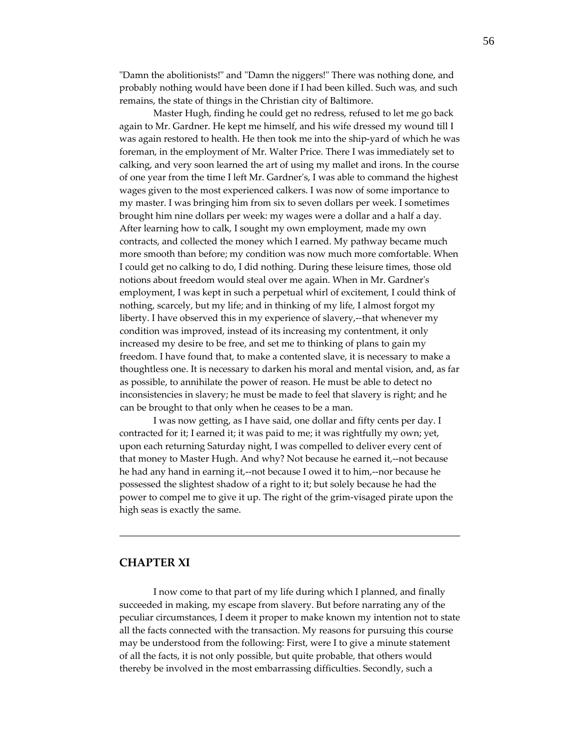"Damn the abolitionists!" and "Damn the niggers!" There was nothing done, and probably nothing would have been done if I had been killed. Such was, and such remains, the state of things in the Christian city of Baltimore.

Master Hugh, finding he could get no redress, refused to let me go back again to Mr. Gardner. He kept me himself, and his wife dressed my wound till I was again restored to health. He then took me into the ship-yard of which he was foreman, in the employment of Mr. Walter Price. There I was immediately set to calking, and very soon learned the art of using my mallet and irons. In the course of one year from the time I left Mr. Gardner's, I was able to command the highest wages given to the most experienced calkers. I was now of some importance to my master. I was bringing him from six to seven dollars per week. I sometimes brought him nine dollars per week: my wages were a dollar and a half a day. After learning how to calk, I sought my own employment, made my own contracts, and collected the money which I earned. My pathway became much more smooth than before; my condition was now much more comfortable. When I could get no calking to do, I did nothing. During these leisure times, those old notions about freedom would steal over me again. When in Mr. Gardner's employment, I was kept in such a perpetual whirl of excitement, I could think of nothing, scarcely, but my life; and in thinking of my life, I almost forgot my liberty. I have observed this in my experience of slavery,--that whenever my condition was improved, instead of its increasing my contentment, it only increased my desire to be free, and set me to thinking of plans to gain my freedom. I have found that, to make a contented slave, it is necessary to make a thoughtless one. It is necessary to darken his moral and mental vision, and, as far as possible, to annihilate the power of reason. He must be able to detect no inconsistencies in slavery; he must be made to feel that slavery is right; and he can be brought to that only when he ceases to be a man.

I was now getting, as I have said, one dollar and fifty cents per day. I contracted for it; I earned it; it was paid to me; it was rightfully my own; yet, upon each returning Saturday night, I was compelled to deliver every cent of that money to Master Hugh. And why? Not because he earned it,--not because he had any hand in earning it,--not because I owed it to him,--nor because he possessed the slightest shadow of a right to it; but solely because he had the power to compel me to give it up. The right of the grim-visaged pirate upon the high seas is exactly the same.

---

## CHAPTER XI

I now come to that part of my life during which I planned, and finally succeeded in making, my escape from slavery. But before narrating any of the peculiar circumstances, I deem it proper to make known my intention not to state all the facts connected with the transaction. My reasons for pursuing this course may be understood from the following: First, were I to give a minute statement of all the facts, it is not only possible, but quite probable, that others would thereby be involved in the most embarrassing difficulties. Secondly, such a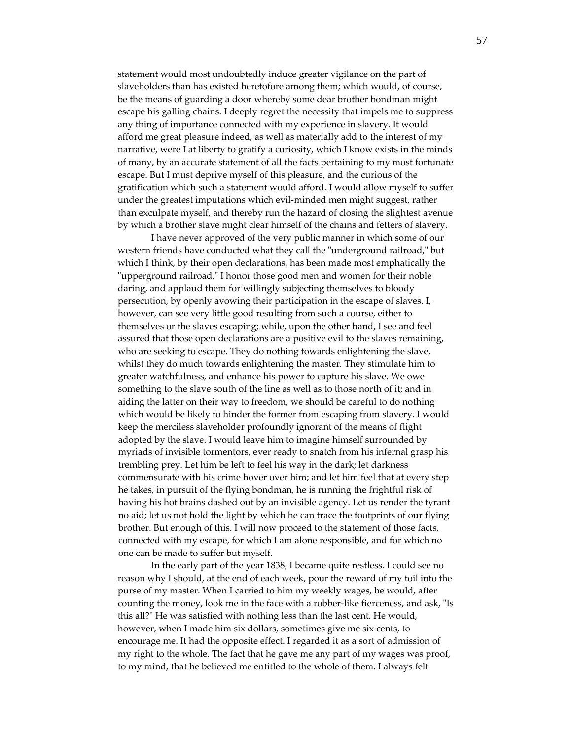statement would most undoubtedly induce greater vigilance on the part of slaveholders than has existed heretofore among them; which would, of course, be the means of guarding a door whereby some dear brother bondman might escape his galling chains. I deeply regret the necessity that impels me to suppress any thing of importance connected with my experience in slavery. It would afford me great pleasure indeed, as well as materially add to the interest of my narrative, were I at liberty to gratify a curiosity, which I know exists in the minds of many, by an accurate statement of all the facts pertaining to my most fortunate escape. But I must deprive myself of this pleasure, and the curious of the gratification which such a statement would afford. I would allow myself to suffer under the greatest imputations which evil-minded men might suggest, rather than exculpate myself, and thereby run the hazard of closing the slightest avenue by which a brother slave might clear himself of the chains and fetters of slavery.

I have never approved of the very public manner in which some of our western friends have conducted what they call the "underground railroad," but which I think, by their open declarations, has been made most emphatically the "upperground railroad." I honor those good men and women for their noble daring, and applaud them for willingly subjecting themselves to bloody persecution, by openly avowing their participation in the escape of slaves. I, however, can see very little good resulting from such a course, either to themselves or the slaves escaping; while, upon the other hand, I see and feel assured that those open declarations are a positive evil to the slaves remaining, who are seeking to escape. They do nothing towards enlightening the slave, whilst they do much towards enlightening the master. They stimulate him to greater watchfulness, and enhance his power to capture his slave. We owe something to the slave south of the line as well as to those north of it; and in aiding the latter on their way to freedom, we should be careful to do nothing which would be likely to hinder the former from escaping from slavery. I would keep the merciless slaveholder profoundly ignorant of the means of flight adopted by the slave. I would leave him to imagine himself surrounded by myriads of invisible tormentors, ever ready to snatch from his infernal grasp his trembling prey. Let him be left to feel his way in the dark; let darkness commensurate with his crime hover over him; and let him feel that at every step he takes, in pursuit of the flying bondman, he is running the frightful risk of having his hot brains dashed out by an invisible agency. Let us render the tyrant no aid; let us not hold the light by which he can trace the footprints of our flying brother. But enough of this. I will now proceed to the statement of those facts, connected with my escape, for which I am alone responsible, and for which no one can be made to suffer but myself.

In the early part of the year 1838, I became quite restless. I could see no reason why I should, at the end of each week, pour the reward of my toil into the purse of my master. When I carried to him my weekly wages, he would, after counting the money, look me in the face with a robber-like fierceness, and ask, "Is this all?" He was satisfied with nothing less than the last cent. He would, however, when I made him six dollars, sometimes give me six cents, to encourage me. It had the opposite effect. I regarded it as a sort of admission of my right to the whole. The fact that he gave me any part of my wages was proof, to my mind, that he believed me entitled to the whole of them. I always felt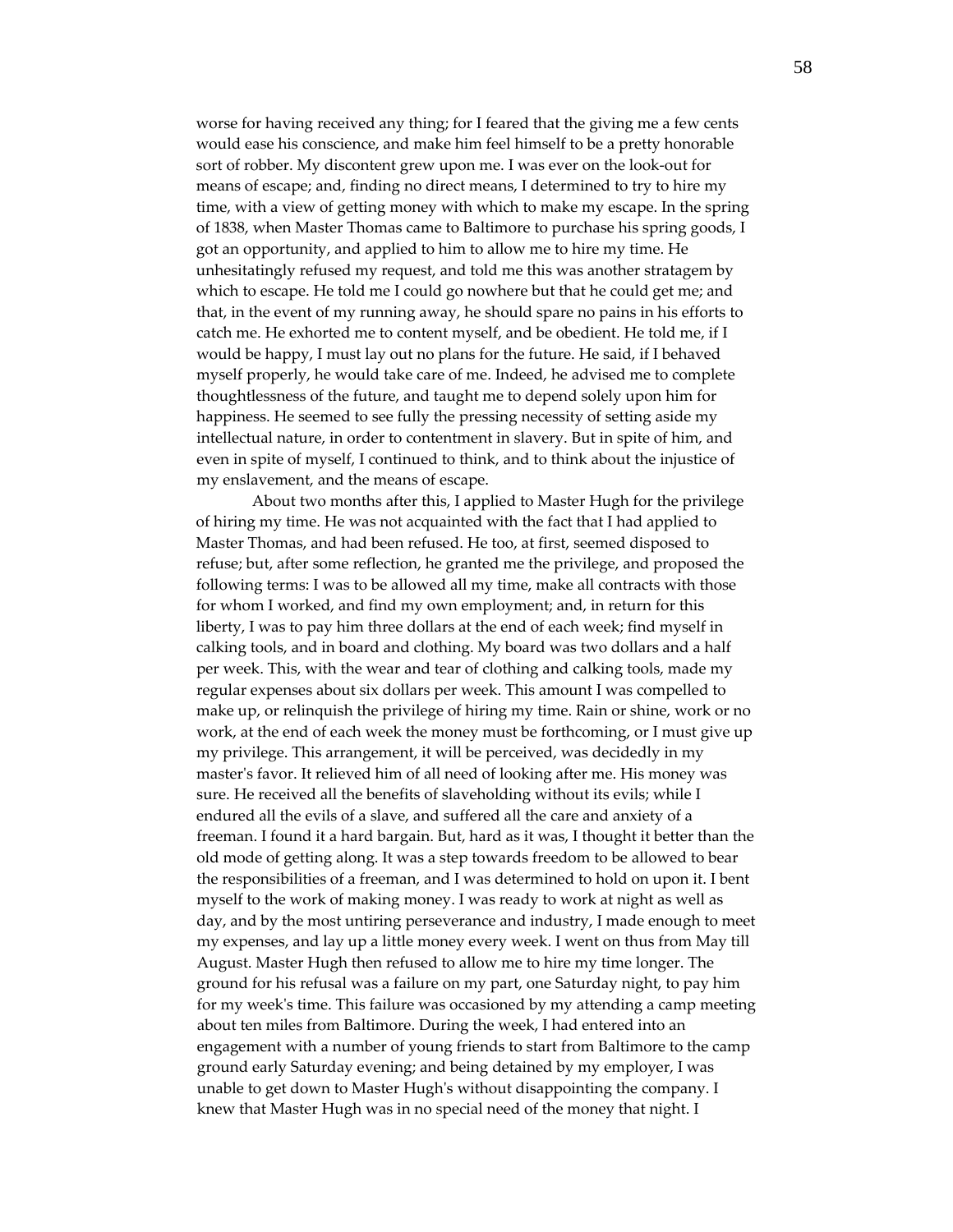worse for having received any thing; for I feared that the giving me a few cents would ease his conscience, and make him feel himself to be a pretty honorable sort of robber. My discontent grew upon me. I was ever on the look-out for means of escape; and, finding no direct means, I determined to try to hire my time, with a view of getting money with which to make my escape. In the spring of 1838, when Master Thomas came to Baltimore to purchase his spring goods, I got an opportunity, and applied to him to allow me to hire my time. He unhesitatingly refused my request, and told me this was another stratagem by which to escape. He told me I could go nowhere but that he could get me; and that, in the event of my running away, he should spare no pains in his efforts to catch me. He exhorted me to content myself, and be obedient. He told me, if I would be happy, I must lay out no plans for the future. He said, if I behaved myself properly, he would take care of me. Indeed, he advised me to complete thoughtlessness of the future, and taught me to depend solely upon him for happiness. He seemed to see fully the pressing necessity of setting aside my intellectual nature, in order to contentment in slavery. But in spite of him, and even in spite of myself, I continued to think, and to think about the injustice of my enslavement, and the means of escape.

About two months after this, I applied to Master Hugh for the privilege of hiring my time. He was not acquainted with the fact that I had applied to Master Thomas, and had been refused. He too, at first, seemed disposed to refuse; but, after some reflection, he granted me the privilege, and proposed the following terms: I was to be allowed all my time, make all contracts with those for whom I worked, and find my own employment; and, in return for this liberty, I was to pay him three dollars at the end of each week; find myself in calking tools, and in board and clothing. My board was two dollars and a half per week. This, with the wear and tear of clothing and calking tools, made my regular expenses about six dollars per week. This amount I was compelled to make up, or relinquish the privilege of hiring my time. Rain or shine, work or no work, at the end of each week the money must be forthcoming, or I must give up my privilege. This arrangement, it will be perceived, was decidedly in my master's favor. It relieved him of all need of looking after me. His money was sure. He received all the benefits of slaveholding without its evils; while I endured all the evils of a slave, and suffered all the care and anxiety of a freeman. I found it a hard bargain. But, hard as it was, I thought it better than the old mode of getting along. It was a step towards freedom to be allowed to bear the responsibilities of a freeman, and I was determined to hold on upon it. I bent myself to the work of making money. I was ready to work at night as well as day, and by the most untiring perseverance and industry, I made enough to meet my expenses, and lay up a little money every week. I went on thus from May till August. Master Hugh then refused to allow me to hire my time longer. The ground for his refusal was a failure on my part, one Saturday night, to pay him for my week's time. This failure was occasioned by my attending a camp meeting about ten miles from Baltimore. During the week, I had entered into an engagement with a number of young friends to start from Baltimore to the camp ground early Saturday evening; and being detained by my employer, I was unable to get down to Master Hugh's without disappointing the company. I knew that Master Hugh was in no special need of the money that night. I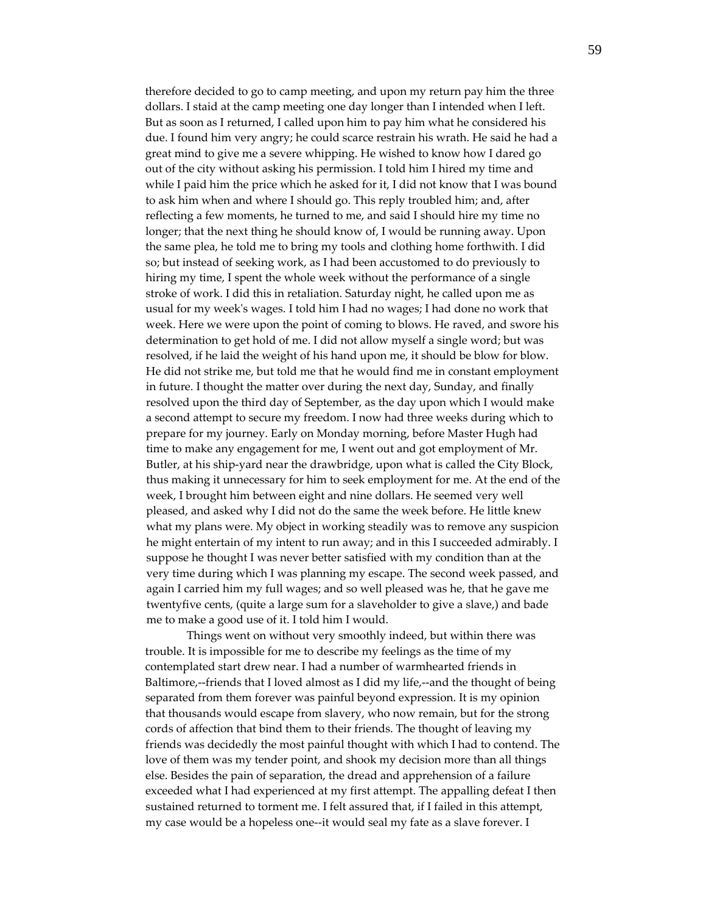therefore decided to go to camp meeting, and upon my return pay him the three dollars. I staid at the camp meeting one day longer than I intended when I left. But as soon as I returned, I called upon him to pay him what he considered his due. I found him very angry; he could scarce restrain his wrath. He said he had a great mind to give me a severe whipping. He wished to know how I dared go out of the city without asking his permission. I told him I hired my time and while I paid him the price which he asked for it, I did not know that I was bound to ask him when and where I should go. This reply troubled him; and, after reflecting a few moments, he turned to me, and said I should hire my time no longer; that the next thing he should know of, I would be running away. Upon the same plea, he told me to bring my tools and clothing home forthwith. I did so; but instead of seeking work, as I had been accustomed to do previously to hiring my time, I spent the whole week without the performance of a single stroke of work. I did this in retaliation. Saturday night, he called upon me as usual for my week's wages. I told him I had no wages; I had done no work that week. Here we were upon the point of coming to blows. He raved, and swore his determination to get hold of me. I did not allow myself a single word; but was resolved, if he laid the weight of his hand upon me, it should be blow for blow. He did not strike me, but told me that he would find me in constant employment in future. I thought the matter over during the next day, Sunday, and finally resolved upon the third day of September, as the day upon which I would make a second attempt to secure my freedom. I now had three weeks during which to prepare for my journey. Early on Monday morning, before Master Hugh had time to make any engagement for me, I went out and got employment of Mr. Butler, at his ship-yard near the drawbridge, upon what is called the City Block, thus making it unnecessary for him to seek employment for me. At the end of the week, I brought him between eight and nine dollars. He seemed very well pleased, and asked why I did not do the same the week before. He little knew what my plans were. My object in working steadily was to remove any suspicion he might entertain of my intent to run away; and in this I succeeded admirably. I suppose he thought I was never better satisfied with my condition than at the very time during which I was planning my escape. The second week passed, and again I carried him my full wages; and so well pleased was he, that he gave me twentyfive cents, (quite a large sum for a slaveholder to give a slave,) and bade me to make a good use of it. I told him I would.

Things went on without very smoothly indeed, but within there was trouble. It is impossible for me to describe my feelings as the time of my contemplated start drew near. I had a number of warmhearted friends in Baltimore,--friends that I loved almost as I did my life,--and the thought of being separated from them forever was painful beyond expression. It is my opinion that thousands would escape from slavery, who now remain, but for the strong cords of affection that bind them to their friends. The thought of leaving my friends was decidedly the most painful thought with which I had to contend. The love of them was my tender point, and shook my decision more than all things else. Besides the pain of separation, the dread and apprehension of a failure exceeded what I had experienced at my first attempt. The appalling defeat I then sustained returned to torment me. I felt assured that, if I failed in this attempt, my case would be a hopeless one--it would seal my fate as a slave forever. I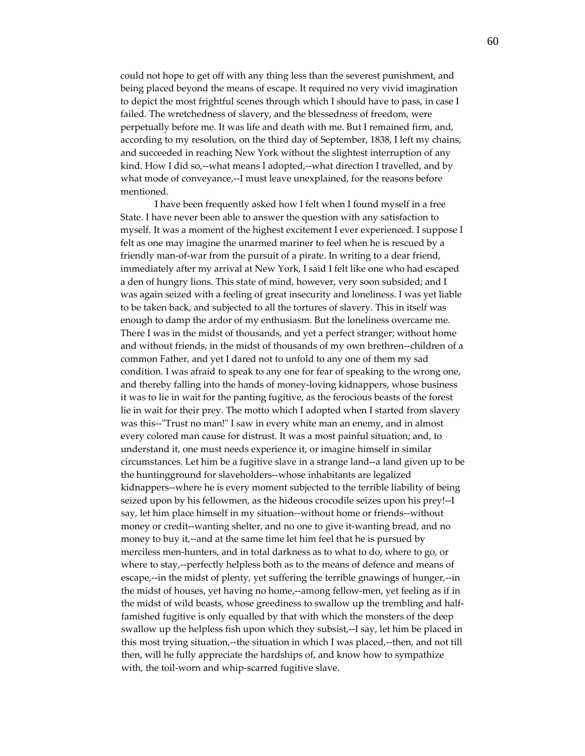could not hope to get off with any thing less than the severest punishment, and being placed beyond the means of escape. It required no very vivid imagination to depict the most frightful scenes through which I should have to pass, in case I failed. The wretchedness of slavery, and the blessedness of freedom, were perpetually before me. It was life and death with me. But I remained firm, and, according to my resolution, on the third day of September, 1838, I left my chains, and succeeded in reaching New York without the slightest interruption of any kind. How I did so,--what means I adopted,--what direction I travelled, and by what mode of conveyance,--I must leave unexplained, for the reasons before mentioned.

I have been frequently asked how I felt when I found myself in a free State. I have never been able to answer the question with any satisfaction to myself. It was a moment of the highest excitement I ever experienced. I suppose I felt as one may imagine the unarmed mariner to feel when he is rescued by a friendly man-of-war from the pursuit of a pirate. In writing to a dear friend, immediately after my arrival at New York, I said I felt like one who had escaped a den of hungry lions. This state of mind, however, very soon subsided; and I was again seized with a feeling of great insecurity and loneliness. I was yet liable to be taken back, and subjected to all the tortures of slavery. This in itself was enough to damp the ardor of my enthusiasm. But the loneliness overcame me. There I was in the midst of thousands, and yet a perfect stranger; without home and without friends, in the midst of thousands of my own brethren--children of a common Father, and yet I dared not to unfold to any one of them my sad condition. I was afraid to speak to any one for fear of speaking to the wrong one, and thereby falling into the hands of money-loving kidnappers, whose business it was to lie in wait for the panting fugitive, as the ferocious beasts of the forest lie in wait for their prey. The motto which I adopted when I started from slavery was this--"Trust no man!" I saw in every white man an enemy, and in almost every colored man cause for distrust. It was a most painful situation; and, to understand it, one must needs experience it, or imagine himself in similar circumstances. Let him be a fugitive slave in a strange land--a land given up to be the huntingground for slaveholders--whose inhabitants are legalized kidnappers--where he is every moment subjected to the terrible liability of being seized upon by his fellowmen, as the hideous crocodile seizes upon his prey!--I say, let him place himself in my situation--without home or friends--without money or credit--wanting shelter, and no one to give it-wanting bread, and no money to buy it,--and at the same time let him feel that he is pursued by merciless men-hunters, and in total darkness as to what to do, where to go, or where to stay,--perfectly helpless both as to the means of defence and means of escape,--in the midst of plenty, yet suffering the terrible gnawings of hunger,--in the midst of houses, yet having no home,--among fellow-men, yet feeling as if in the midst of wild beasts, whose greediness to swallow up the trembling and half-famished fugitive is only equalled by that with which the monsters of the deep swallow up the helpless fish upon which they subsist,--I say, let him be placed in this most trying situation,--the situation in which I was placed,--then, and not till then, will he fully appreciate the hardships of, and know how to sympathize with, the toil-worn and whip-scarred fugitive slave.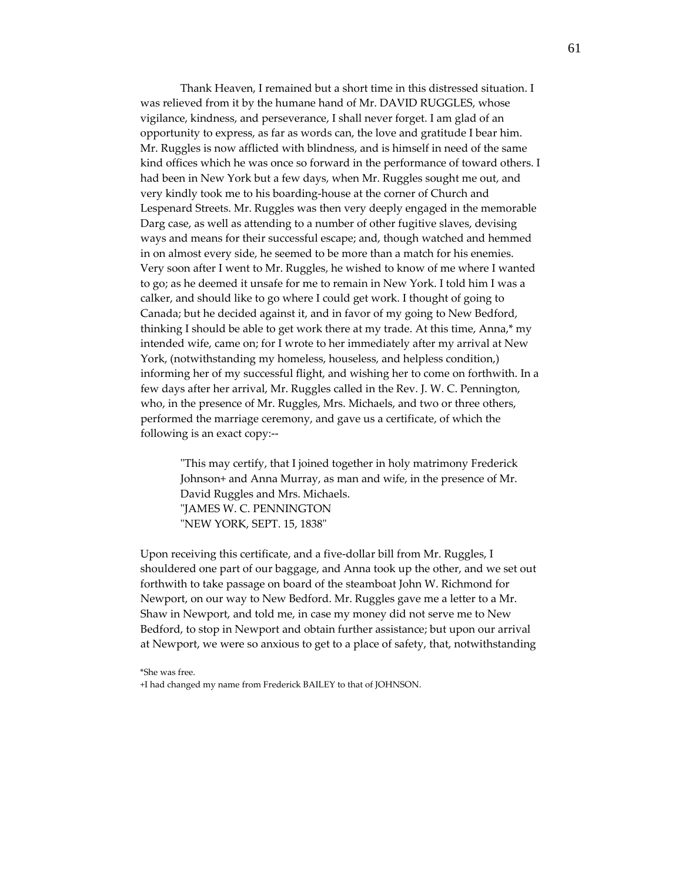Thank Heaven, I remained but a short time in this distressed situation. I was relieved from it by the humane hand of Mr. DAVID RUGGLES, whose vigilance, kindness, and perseverance, I shall never forget. I am glad of an opportunity to express, as far as words can, the love and gratitude I bear him. Mr. Ruggles is now afflicted with blindness, and is himself in need of the same kind offices which he was once so forward in the performance of toward others. I had been in New York but a few days, when Mr. Ruggles sought me out, and very kindly took me to his boarding-house at the corner of Church and Lespenard Streets. Mr. Ruggles was then very deeply engaged in the memorable Darg case, as well as attending to a number of other fugitive slaves, devising ways and means for their successful escape; and, though watched and hemmed in on almost every side, he seemed to be more than a match for his enemies. Very soon after I went to Mr. Ruggles, he wished to know of me where I wanted to go; as he deemed it unsafe for me to remain in New York. I told him I was a calker, and should like to go where I could get work. I thought of going to Canada; but he decided against it, and in favor of my going to New Bedford, thinking I should be able to get work there at my trade. At this time, Anna,* my intended wife, came on; for I wrote to her immediately after my arrival at New York, (notwithstanding my homeless, houseless, and helpless condition,) informing her of my successful flight, and wishing her to come on forthwith. In a few days after her arrival, Mr. Ruggles called in the Rev. J. W. C. Pennington, who, in the presence of Mr. Ruggles, Mrs. Michaels, and two or three others, performed the marriage ceremony, and gave us a certificate, of which the following is an exact copy:--

> "This may certify, that I joined together in holy matrimony Frederick Johnson+ and Anna Murray, as man and wife, in the presence of Mr. David Ruggles and Mrs. Michaels.
> "JAMES W. C. PENNINGTON
> "NEW YORK, SEPT. 15, 1838"

Upon receiving this certificate, and a five-dollar bill from Mr. Ruggles, I shouldered one part of our baggage, and Anna took up the other, and we set out forthwith to take passage on board of the steamboat John W. Richmond for Newport, on our way to New Bedford. Mr. Ruggles gave me a letter to a Mr. Shaw in Newport, and told me, in case my money did not serve me to New Bedford, to stop in Newport and obtain further assistance; but upon our arrival at Newport, we were so anxious to get to a place of safety, that, notwithstanding

*She was free.

+I had changed my name from Frederick BAILEY to that of JOHNSON.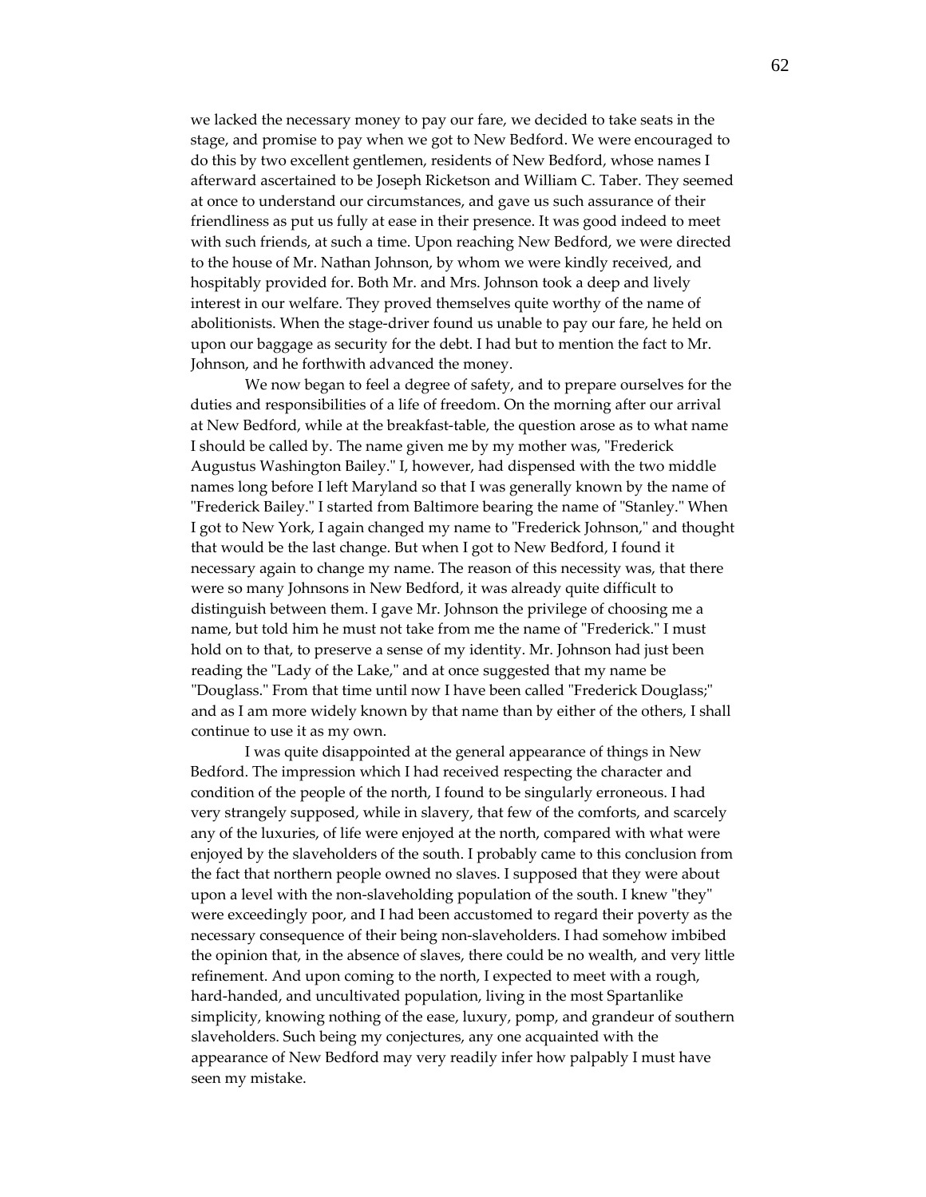we lacked the necessary money to pay our fare, we decided to take seats in the stage, and promise to pay when we got to New Bedford. We were encouraged to do this by two excellent gentlemen, residents of New Bedford, whose names I afterward ascertained to be Joseph Ricketson and William C. Taber. They seemed at once to understand our circumstances, and gave us such assurance of their friendliness as put us fully at ease in their presence. It was good indeed to meet with such friends, at such a time. Upon reaching New Bedford, we were directed to the house of Mr. Nathan Johnson, by whom we were kindly received, and hospitably provided for. Both Mr. and Mrs. Johnson took a deep and lively interest in our welfare. They proved themselves quite worthy of the name of abolitionists. When the stage-driver found us unable to pay our fare, he held on upon our baggage as security for the debt. I had but to mention the fact to Mr. Johnson, and he forthwith advanced the money.

We now began to feel a degree of safety, and to prepare ourselves for the duties and responsibilities of a life of freedom. On the morning after our arrival at New Bedford, while at the breakfast-table, the question arose as to what name I should be called by. The name given me by my mother was, "Frederick Augustus Washington Bailey." I, however, had dispensed with the two middle names long before I left Maryland so that I was generally known by the name of "Frederick Bailey." I started from Baltimore bearing the name of "Stanley." When I got to New York, I again changed my name to "Frederick Johnson," and thought that would be the last change. But when I got to New Bedford, I found it necessary again to change my name. The reason of this necessity was, that there were so many Johnsons in New Bedford, it was already quite difficult to distinguish between them. I gave Mr. Johnson the privilege of choosing me a name, but told him he must not take from me the name of "Frederick." I must hold on to that, to preserve a sense of my identity. Mr. Johnson had just been reading the "Lady of the Lake," and at once suggested that my name be "Douglass." From that time until now I have been called "Frederick Douglass;" and as I am more widely known by that name than by either of the others, I shall continue to use it as my own.

I was quite disappointed at the general appearance of things in New Bedford. The impression which I had received respecting the character and condition of the people of the north, I found to be singularly erroneous. I had very strangely supposed, while in slavery, that few of the comforts, and scarcely any of the luxuries, of life were enjoyed at the north, compared with what were enjoyed by the slaveholders of the south. I probably came to this conclusion from the fact that northern people owned no slaves. I supposed that they were about upon a level with the non-slaveholding population of the south. I knew "they" were exceedingly poor, and I had been accustomed to regard their poverty as the necessary consequence of their being non-slaveholders. I had somehow imbibed the opinion that, in the absence of slaves, there could be no wealth, and very little refinement. And upon coming to the north, I expected to meet with a rough, hard-handed, and uncultivated population, living in the most Spartanlike simplicity, knowing nothing of the ease, luxury, pomp, and grandeur of southern slaveholders. Such being my conjectures, any one acquainted with the appearance of New Bedford may very readily infer how palpably I must have seen my mistake.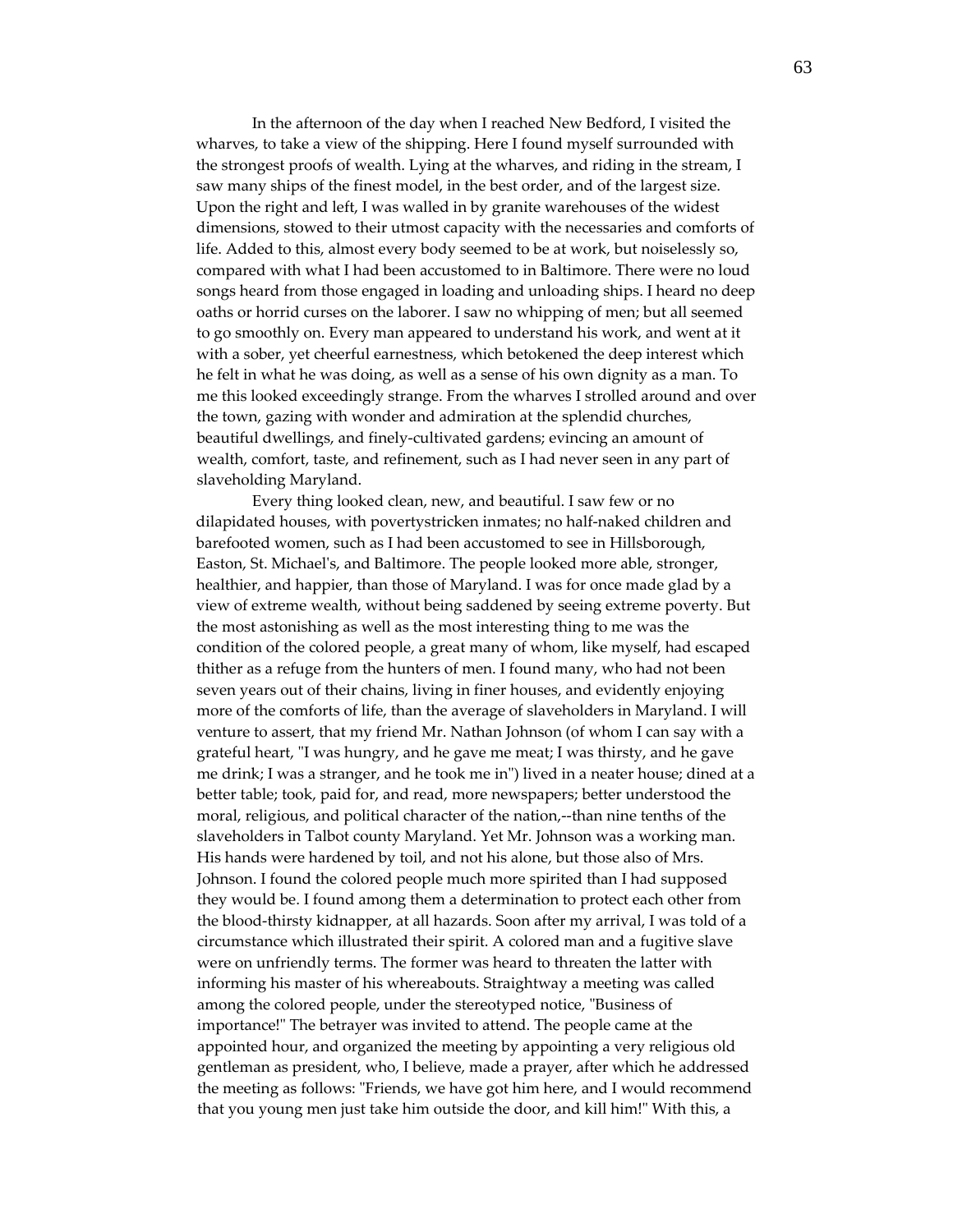In the afternoon of the day when I reached New Bedford, I visited the wharves, to take a view of the shipping. Here I found myself surrounded with the strongest proofs of wealth. Lying at the wharves, and riding in the stream, I saw many ships of the finest model, in the best order, and of the largest size. Upon the right and left, I was walled in by granite warehouses of the widest dimensions, stowed to their utmost capacity with the necessaries and comforts of life. Added to this, almost every body seemed to be at work, but noiselessly so, compared with what I had been accustomed to in Baltimore. There were no loud songs heard from those engaged in loading and unloading ships. I heard no deep oaths or horrid curses on the laborer. I saw no whipping of men; but all seemed to go smoothly on. Every man appeared to understand his work, and went at it with a sober, yet cheerful earnestness, which betokened the deep interest which he felt in what he was doing, as well as a sense of his own dignity as a man. To me this looked exceedingly strange. From the wharves I strolled around and over the town, gazing with wonder and admiration at the splendid churches, beautiful dwellings, and finely-cultivated gardens; evincing an amount of wealth, comfort, taste, and refinement, such as I had never seen in any part of slaveholding Maryland.

Every thing looked clean, new, and beautiful. I saw few or no dilapidated houses, with povertystricken inmates; no half-naked children and barefooted women, such as I had been accustomed to see in Hillsborough, Easton, St. Michael's, and Baltimore. The people looked more able, stronger, healthier, and happier, than those of Maryland. I was for once made glad by a view of extreme wealth, without being saddened by seeing extreme poverty. But the most astonishing as well as the most interesting thing to me was the condition of the colored people, a great many of whom, like myself, had escaped thither as a refuge from the hunters of men. I found many, who had not been seven years out of their chains, living in finer houses, and evidently enjoying more of the comforts of life, than the average of slaveholders in Maryland. I will venture to assert, that my friend Mr. Nathan Johnson (of whom I can say with a grateful heart, "I was hungry, and he gave me meat; I was thirsty, and he gave me drink; I was a stranger, and he took me in") lived in a neater house; dined at a better table; took, paid for, and read, more newspapers; better understood the moral, religious, and political character of the nation,--than nine tenths of the slaveholders in Talbot county Maryland. Yet Mr. Johnson was a working man. His hands were hardened by toil, and not his alone, but those also of Mrs. Johnson. I found the colored people much more spirited than I had supposed they would be. I found among them a determination to protect each other from the blood-thirsty kidnapper, at all hazards. Soon after my arrival, I was told of a circumstance which illustrated their spirit. A colored man and a fugitive slave were on unfriendly terms. The former was heard to threaten the latter with informing his master of his whereabouts. Straightway a meeting was called among the colored people, under the stereotyped notice, "Business of importance!" The betrayer was invited to attend. The people came at the appointed hour, and organized the meeting by appointing a very religious old gentleman as president, who, I believe, made a prayer, after which he addressed the meeting as follows: "Friends, we have got him here, and I would recommend that you young men just take him outside the door, and kill him!" With this, a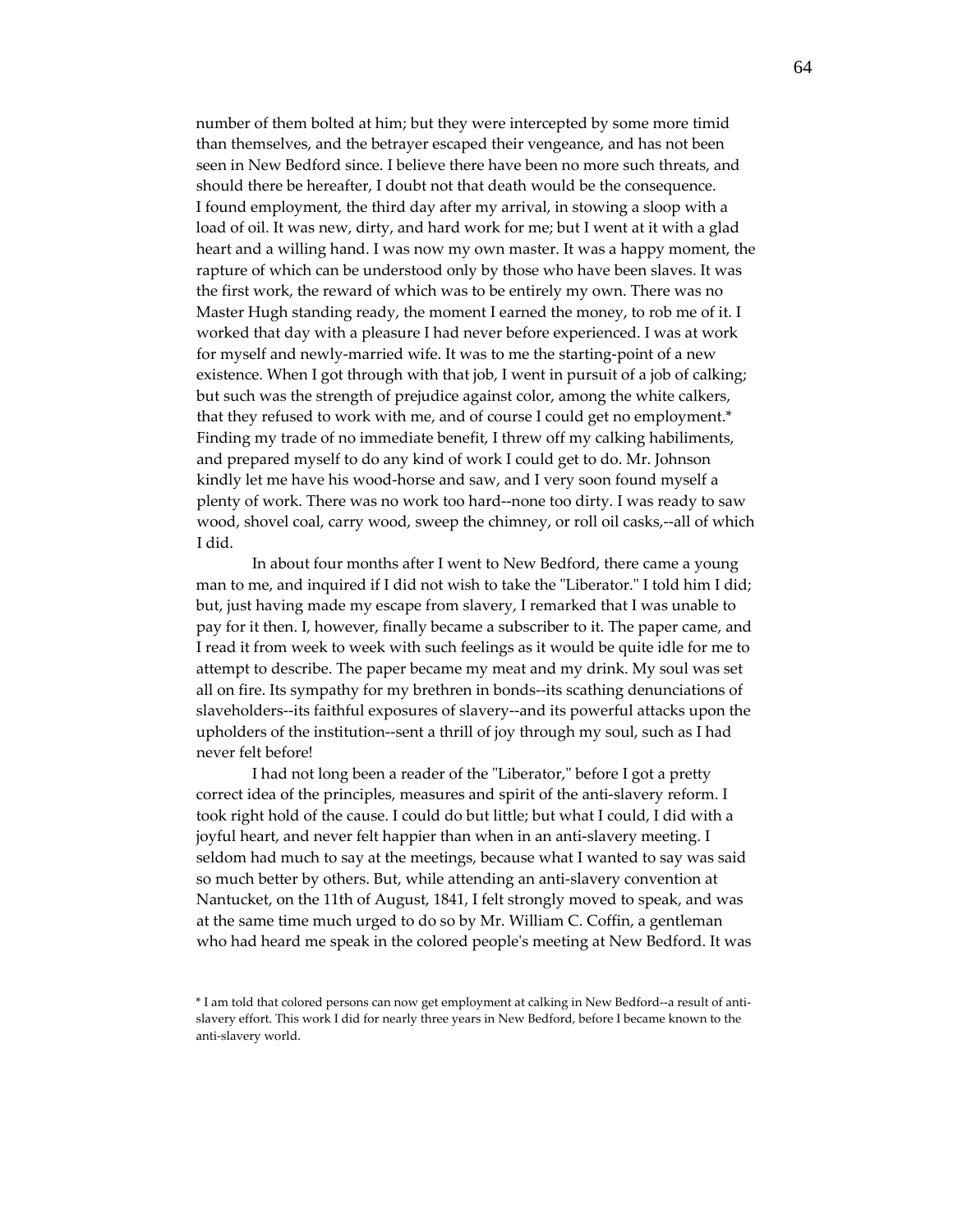number of them bolted at him; but they were intercepted by some more timid than themselves, and the betrayer escaped their vengeance, and has not been seen in New Bedford since. I believe there have been no more such threats, and should there be hereafter, I doubt not that death would be the consequence.
I found employment, the third day after my arrival, in stowing a sloop with a load of oil. It was new, dirty, and hard work for me; but I went at it with a glad heart and a willing hand. I was now my own master. It was a happy moment, the rapture of which can be understood only by those who have been slaves. It was the first work, the reward of which was to be entirely my own. There was no Master Hugh standing ready, the moment I earned the money, to rob me of it. I worked that day with a pleasure I had never before experienced. I was at work for myself and newly-married wife. It was to me the starting-point of a new existence. When I got through with that job, I went in pursuit of a job of calking; but such was the strength of prejudice against color, among the white calkers, that they refused to work with me, and of course I could get no employment.* Finding my trade of no immediate benefit, I threw off my calking habiliments, and prepared myself to do any kind of work I could get to do. Mr. Johnson kindly let me have his wood-horse and saw, and I very soon found myself a plenty of work. There was no work too hard--none too dirty. I was ready to saw wood, shovel coal, carry wood, sweep the chimney, or roll oil casks,--all of which I did.

In about four months after I went to New Bedford, there came a young man to me, and inquired if I did not wish to take the "Liberator." I told him I did; but, just having made my escape from slavery, I remarked that I was unable to pay for it then. I, however, finally became a subscriber to it. The paper came, and I read it from week to week with such feelings as it would be quite idle for me to attempt to describe. The paper became my meat and my drink. My soul was set all on fire. Its sympathy for my brethren in bonds--its scathing denunciations of slaveholders--its faithful exposures of slavery--and its powerful attacks upon the upholders of the institution--sent a thrill of joy through my soul, such as I had never felt before!

I had not long been a reader of the "Liberator," before I got a pretty correct idea of the principles, measures and spirit of the anti-slavery reform. I took right hold of the cause. I could do but little; but what I could, I did with a joyful heart, and never felt happier than when in an anti-slavery meeting. I seldom had much to say at the meetings, because what I wanted to say was said so much better by others. But, while attending an anti-slavery convention at Nantucket, on the 11th of August, 1841, I felt strongly moved to speak, and was at the same time much urged to do so by Mr. William C. Coffin, a gentleman who had heard me speak in the colored people's meeting at New Bedford. It was

* I am told that colored persons can now get employment at calking in New Bedford--a result of anti-slavery effort. This work I did for nearly three years in New Bedford, before I became known to the anti-slavery world.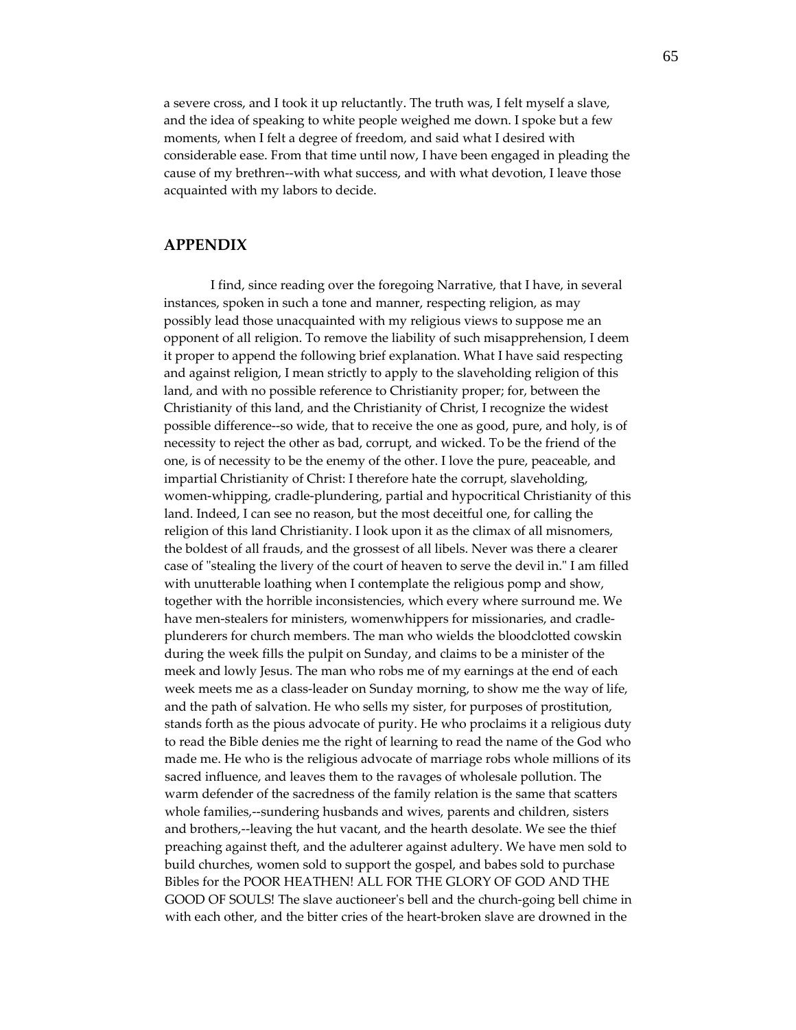a severe cross, and I took it up reluctantly. The truth was, I felt myself a slave, and the idea of speaking to white people weighed me down. I spoke but a few moments, when I felt a degree of freedom, and said what I desired with considerable ease. From that time until now, I have been engaged in pleading the cause of my brethren--with what success, and with what devotion, I leave those acquainted with my labors to decide.

## APPENDIX

I find, since reading over the foregoing Narrative, that I have, in several instances, spoken in such a tone and manner, respecting religion, as may possibly lead those unacquainted with my religious views to suppose me an opponent of all religion. To remove the liability of such misapprehension, I deem it proper to append the following brief explanation. What I have said respecting and against religion, I mean strictly to apply to the slaveholding religion of this land, and with no possible reference to Christianity proper; for, between the Christianity of this land, and the Christianity of Christ, I recognize the widest possible difference--so wide, that to receive the one as good, pure, and holy, is of necessity to reject the other as bad, corrupt, and wicked. To be the friend of the one, is of necessity to be the enemy of the other. I love the pure, peaceable, and impartial Christianity of Christ: I therefore hate the corrupt, slaveholding, women-whipping, cradle-plundering, partial and hypocritical Christianity of this land. Indeed, I can see no reason, but the most deceitful one, for calling the religion of this land Christianity. I look upon it as the climax of all misnomers, the boldest of all frauds, and the grossest of all libels. Never was there a clearer case of "stealing the livery of the court of heaven to serve the devil in." I am filled with unutterable loathing when I contemplate the religious pomp and show, together with the horrible inconsistencies, which every where surround me. We have men-stealers for ministers, womenwhippers for missionaries, and cradle-plunderers for church members. The man who wields the bloodclotted cowskin during the week fills the pulpit on Sunday, and claims to be a minister of the meek and lowly Jesus. The man who robs me of my earnings at the end of each week meets me as a class-leader on Sunday morning, to show me the way of life, and the path of salvation. He who sells my sister, for purposes of prostitution, stands forth as the pious advocate of purity. He who proclaims it a religious duty to read the Bible denies me the right of learning to read the name of the God who made me. He who is the religious advocate of marriage robs whole millions of its sacred influence, and leaves them to the ravages of wholesale pollution. The warm defender of the sacredness of the family relation is the same that scatters whole families,--sundering husbands and wives, parents and children, sisters and brothers,--leaving the hut vacant, and the hearth desolate. We see the thief preaching against theft, and the adulterer against adultery. We have men sold to build churches, women sold to support the gospel, and babes sold to purchase Bibles for the POOR HEATHEN! ALL FOR THE GLORY OF GOD AND THE GOOD OF SOULS! The slave auctioneer's bell and the church-going bell chime in with each other, and the bitter cries of the heart-broken slave are drowned in the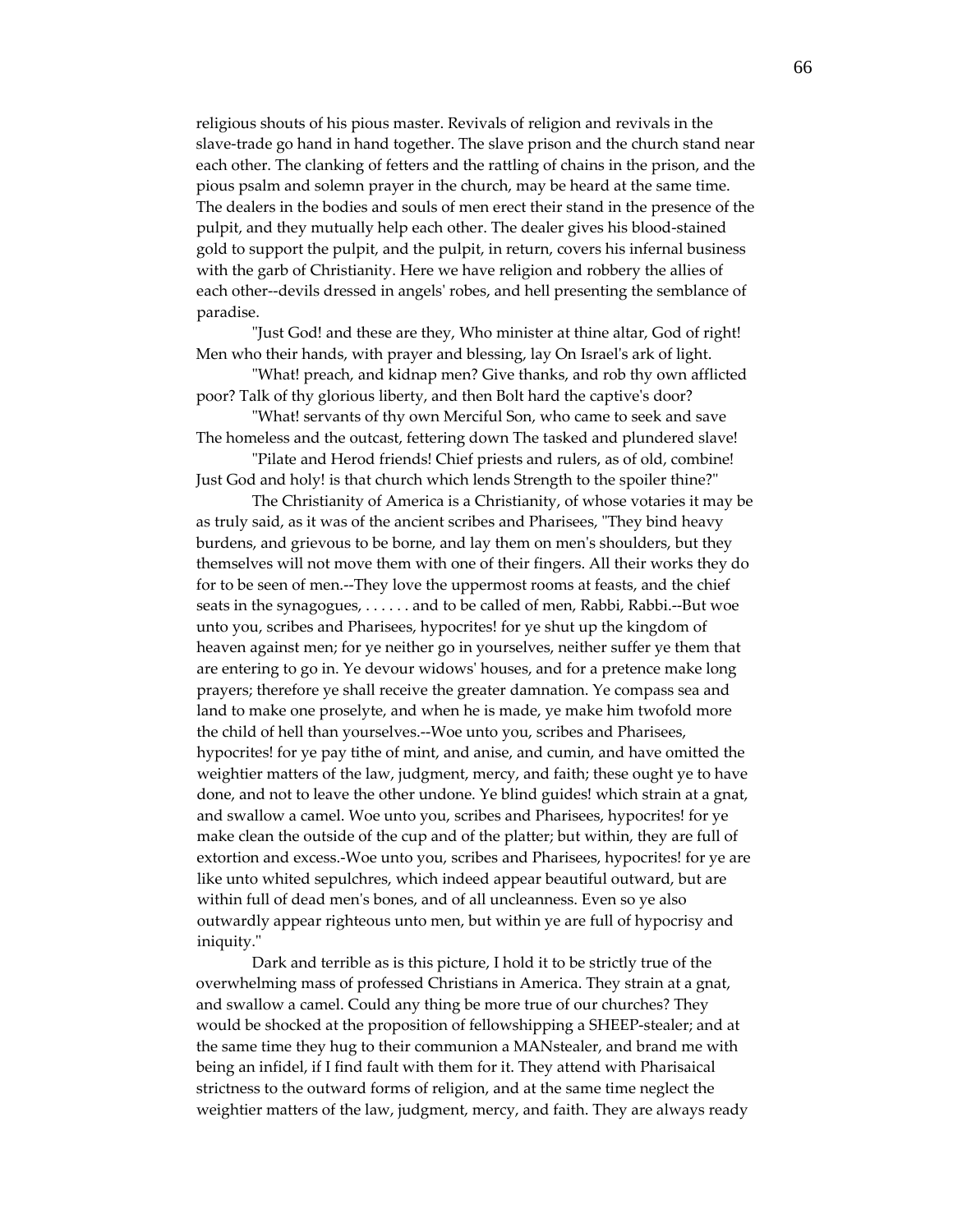religious shouts of his pious master. Revivals of religion and revivals in the slave-trade go hand in hand together. The slave prison and the church stand near each other. The clanking of fetters and the rattling of chains in the prison, and the pious psalm and solemn prayer in the church, may be heard at the same time. The dealers in the bodies and souls of men erect their stand in the presence of the pulpit, and they mutually help each other. The dealer gives his blood-stained gold to support the pulpit, and the pulpit, in return, covers his infernal business with the garb of Christianity. Here we have religion and robbery the allies of each other--devils dressed in angels' robes, and hell presenting the semblance of paradise.

"Just God! and these are they, Who minister at thine altar, God of right! Men who their hands, with prayer and blessing, lay On Israel's ark of light.

"What! preach, and kidnap men? Give thanks, and rob thy own afflicted poor? Talk of thy glorious liberty, and then Bolt hard the captive's door?

"What! servants of thy own Merciful Son, who came to seek and save The homeless and the outcast, fettering down The tasked and plundered slave!

"Pilate and Herod friends! Chief priests and rulers, as of old, combine! Just God and holy! is that church which lends Strength to the spoiler thine?"

The Christianity of America is a Christianity, of whose votaries it may be as truly said, as it was of the ancient scribes and Pharisees, "They bind heavy burdens, and grievous to be borne, and lay them on men's shoulders, but they themselves will not move them with one of their fingers. All their works they do for to be seen of men.--They love the uppermost rooms at feasts, and the chief seats in the synagogues, . . . . . . and to be called of men, Rabbi, Rabbi.--But woe unto you, scribes and Pharisees, hypocrites! for ye shut up the kingdom of heaven against men; for ye neither go in yourselves, neither suffer ye them that are entering to go in. Ye devour widows' houses, and for a pretence make long prayers; therefore ye shall receive the greater damnation. Ye compass sea and land to make one proselyte, and when he is made, ye make him twofold more the child of hell than yourselves.--Woe unto you, scribes and Pharisees, hypocrites! for ye pay tithe of mint, and anise, and cumin, and have omitted the weightier matters of the law, judgment, mercy, and faith; these ought ye to have done, and not to leave the other undone. Ye blind guides! which strain at a gnat, and swallow a camel. Woe unto you, scribes and Pharisees, hypocrites! for ye make clean the outside of the cup and of the platter; but within, they are full of extortion and excess.-Woe unto you, scribes and Pharisees, hypocrites! for ye are like unto whited sepulchres, which indeed appear beautiful outward, but are within full of dead men's bones, and of all uncleanness. Even so ye also outwardly appear righteous unto men, but within ye are full of hypocrisy and iniquity."

Dark and terrible as is this picture, I hold it to be strictly true of the overwhelming mass of professed Christians in America. They strain at a gnat, and swallow a camel. Could any thing be more true of our churches? They would be shocked at the proposition of fellowshipping a SHEEP-stealer; and at the same time they hug to their communion a MANstealer, and brand me with being an infidel, if I find fault with them for it. They attend with Pharisaical strictness to the outward forms of religion, and at the same time neglect the weightier matters of the law, judgment, mercy, and faith. They are always ready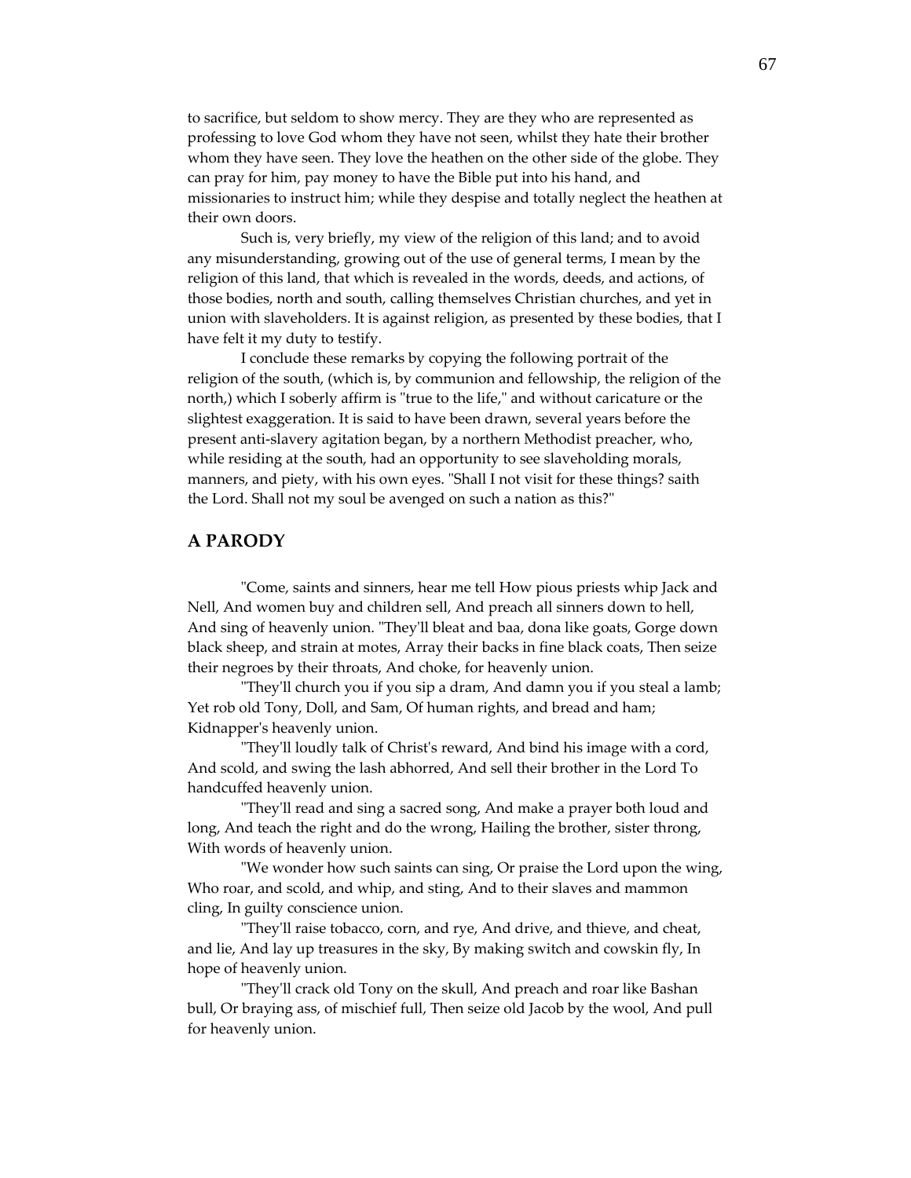to sacrifice, but seldom to show mercy. They are they who are represented as professing to love God whom they have not seen, whilst they hate their brother whom they have seen. They love the heathen on the other side of the globe. They can pray for him, pay money to have the Bible put into his hand, and missionaries to instruct him; while they despise and totally neglect the heathen at their own doors.

Such is, very briefly, my view of the religion of this land; and to avoid any misunderstanding, growing out of the use of general terms, I mean by the religion of this land, that which is revealed in the words, deeds, and actions, of those bodies, north and south, calling themselves Christian churches, and yet in union with slaveholders. It is against religion, as presented by these bodies, that I have felt it my duty to testify.

I conclude these remarks by copying the following portrait of the religion of the south, (which is, by communion and fellowship, the religion of the north,) which I soberly affirm is "true to the life," and without caricature or the slightest exaggeration. It is said to have been drawn, several years before the present anti-slavery agitation began, by a northern Methodist preacher, who, while residing at the south, had an opportunity to see slaveholding morals, manners, and piety, with his own eyes. "Shall I not visit for these things? saith the Lord. Shall not my soul be avenged on such a nation as this?"

## A PARODY

"Come, saints and sinners, hear me tell How pious priests whip Jack and Nell, And women buy and children sell, And preach all sinners down to hell, And sing of heavenly union. "They'll bleat and baa, dona like goats, Gorge down black sheep, and strain at motes, Array their backs in fine black coats, Then seize their negroes by their throats, And choke, for heavenly union.

"They'll church you if you sip a dram, And damn you if you steal a lamb; Yet rob old Tony, Doll, and Sam, Of human rights, and bread and ham; Kidnapper's heavenly union.

"They'll loudly talk of Christ's reward, And bind his image with a cord, And scold, and swing the lash abhorred, And sell their brother in the Lord To handcuffed heavenly union.

"They'll read and sing a sacred song, And make a prayer both loud and long, And teach the right and do the wrong, Hailing the brother, sister throng, With words of heavenly union.

"We wonder how such saints can sing, Or praise the Lord upon the wing, Who roar, and scold, and whip, and sting, And to their slaves and mammon cling, In guilty conscience union.

"They'll raise tobacco, corn, and rye, And drive, and thieve, and cheat, and lie, And lay up treasures in the sky, By making switch and cowskin fly, In hope of heavenly union.

"They'll crack old Tony on the skull, And preach and roar like Bashan bull, Or braying ass, of mischief full, Then seize old Jacob by the wool, And pull for heavenly union.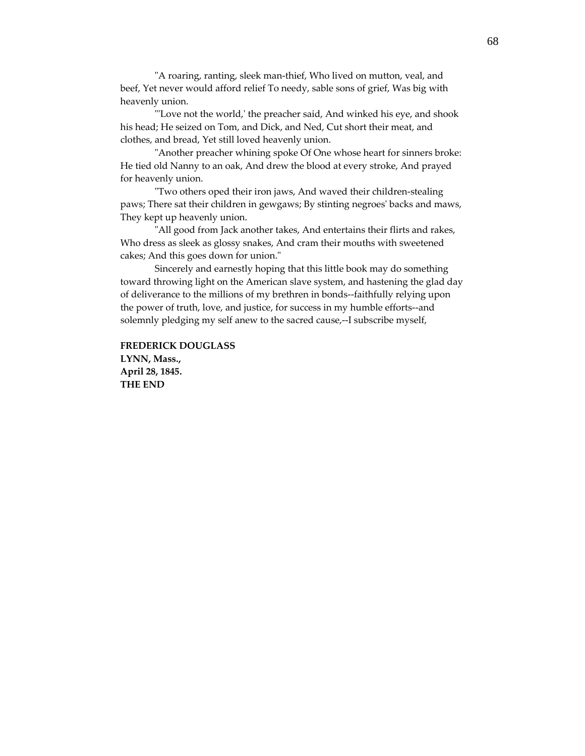"A roaring, ranting, sleek man-thief, Who lived on mutton, veal, and beef, Yet never would afford relief To needy, sable sons of grief, Was big with heavenly union.

"'Love not the world,' the preacher said, And winked his eye, and shook his head; He seized on Tom, and Dick, and Ned, Cut short their meat, and clothes, and bread, Yet still loved heavenly union.

"Another preacher whining spoke Of One whose heart for sinners broke: He tied old Nanny to an oak, And drew the blood at every stroke, And prayed for heavenly union.

"Two others oped their iron jaws, And waved their children-stealing paws; There sat their children in gewgaws; By stinting negroes' backs and maws, They kept up heavenly union.

"All good from Jack another takes, And entertains their flirts and rakes, Who dress as sleek as glossy snakes, And cram their mouths with sweetened cakes; And this goes down for union."

Sincerely and earnestly hoping that this little book may do something toward throwing light on the American slave system, and hastening the glad day of deliverance to the millions of my brethren in bonds--faithfully relying upon the power of truth, love, and justice, for success in my humble efforts--and solemnly pledging my self anew to the sacred cause,--I subscribe myself,

**FREDERICK DOUGLASS**
**LYNN, Mass.,**
**April 28, 1845.**
**THE END**